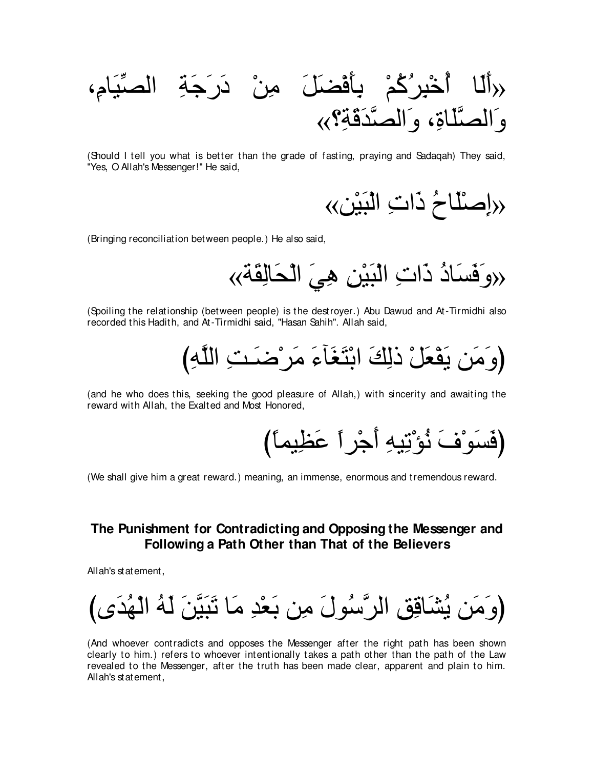«أَلَا أُخْبِرُكُمْ بِأَفْضَلَ مِنْ دَرَجَةِ الصِّيَامِ، وَالصَّلَاةِ، وَالصَّدَقَةِ؟»

(Should I tell you what is better than the grade of fasting, praying and Sadaqah) They said, "Yes, O Allah's Messenger!" He said,

«إِصْلَاحُ ذَاتِ الْبَيْنِ»

(Bringing reconciliation between people.) He also said,

«وَفَسَادُ ذَاتِ الْبَيْنِ هِيَ الْحَالِقَةُ»

(Spoiling the relationship (between people) is the destroyer.) Abu Dawud and At-Tirmidhi also recorded this Hadith, and At-Tirmidhi said, "Hasan Sahih". Allah said,

(وَمَن يَفْعَلْ ذَلِكَ ابْتَغَآءَ مَرْضَـتِ اللَّهِ)

(and he who does this, seeking the good pleasure of Allah,) with sincerity and awaiting the reward with Allah, the Exalted and Most Honored,

(فَسَوْفَ نُؤْتِيهِ أَجْراً عَظِيماً)

(We shall give him a great reward.) meaning, an immense, enormous and tremendous reward.

## The Punishment for Contradicting and Opposing the Messenger and Following a Path Other than That of the Believers

Allah's statement,

(وَمَن يُشَاقِقِ الرَّسُولَ مِن بَعْدِ مَا تَبَيَّنَ لَهُ الْهُدَى)

(And whoever contradicts and opposes the Messenger after the right path has been shown clearly to him.) refers to whoever intentionally takes a path other than the path of the Law revealed to the Messenger, after the truth has been made clear, apparent and plain to him. Allah's statement,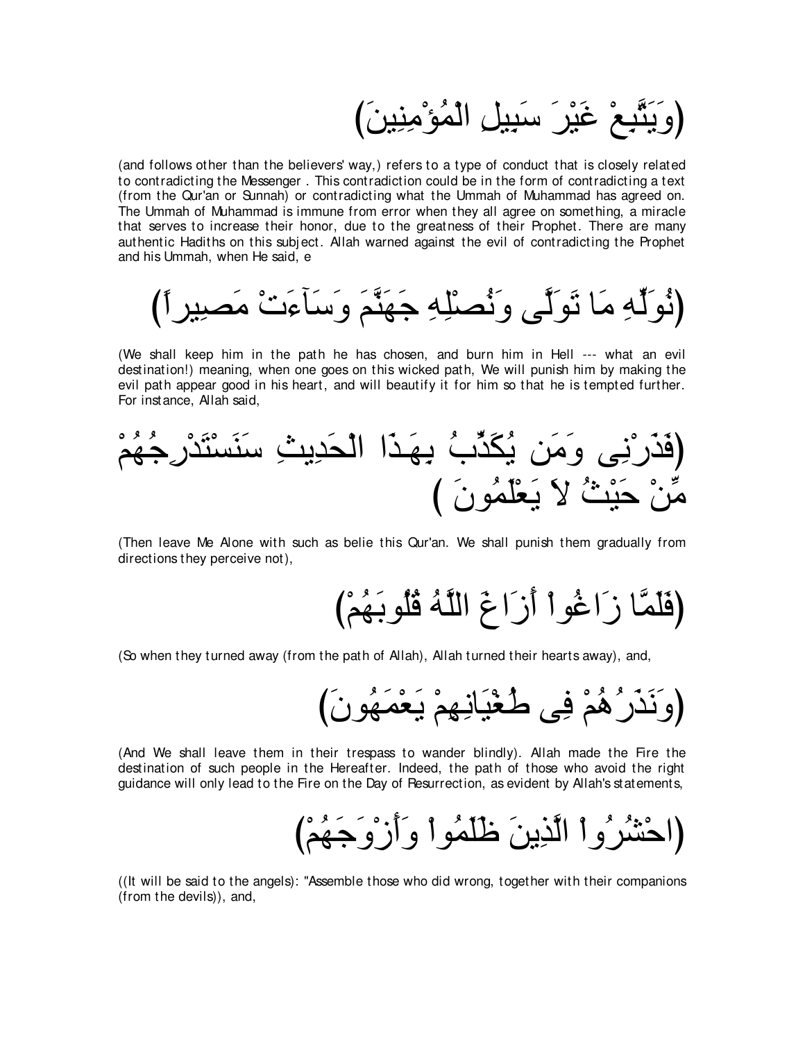(وَيَتَّبِعْ غَيْرَ سَبِيلِ الْمُؤْمِنِينَ)

(and follows other than the believers' way,) refers to a type of conduct that is closely related to contradicting the Messenger . This contradiction could be in the form of contradicting a text (from the Qur'an or Sunnah) or contradicting what the Ummah of Muhammad has agreed on. The Ummah of Muhammad is immune from error when they all agree on something, a miracle that serves to increase their honor, due to the greatness of their Prophet. There are many authentic Hadiths on this subject. Allah warned against the evil of contradicting the Prophet and his Ummah, when He said, e

(نُوَلِّهِ مَا تَوَلَّى وَنُصْلِهِ جَهَنَّمَ وَسَآءَتْ مَصِيراً)

(We shall keep him in the path he has chosen, and burn him in Hell --- what an evil destination!) meaning, when one goes on this wicked path, We will punish him by making the evil path appear good in his heart, and will beautify it for him so that he is tempted further. For instance, Allah said,

(فَذَرْنِى وَمَن يُكَذِّبُ بِهَـذَا الْحَدِيثِ سَنَسْتَدْرِجُهُمْ مِّنْ حَيْثُ لاَ يَعْلَمُونَ )

(Then leave Me Alone with such as belie this Qur'an. We shall punish them gradually from directions they perceive not),

(فَلَمَّا زَاغُواْ أَزَاغَ اللَّهُ قُلُوبَهُمْ)

(So when they turned away (from the path of Allah), Allah turned their hearts away), and,

(وَنَذَرُهُمْ فِى طُغْيَانِهِمْ يَعْمَهُونَ)

(And We shall leave them in their trespass to wander blindly). Allah made the Fire the destination of such people in the Hereafter. Indeed, the path of those who avoid the right guidance will only lead to the Fire on the Day of Resurrection, as evident by Allah's statements,

(احْشُرُواْ الَّذِينَ ظَلَمُواْ وَأَزْوَجَهُمْ)

((It will be said to the angels): "Assemble those who did wrong, together with their companions (from the devils)), and,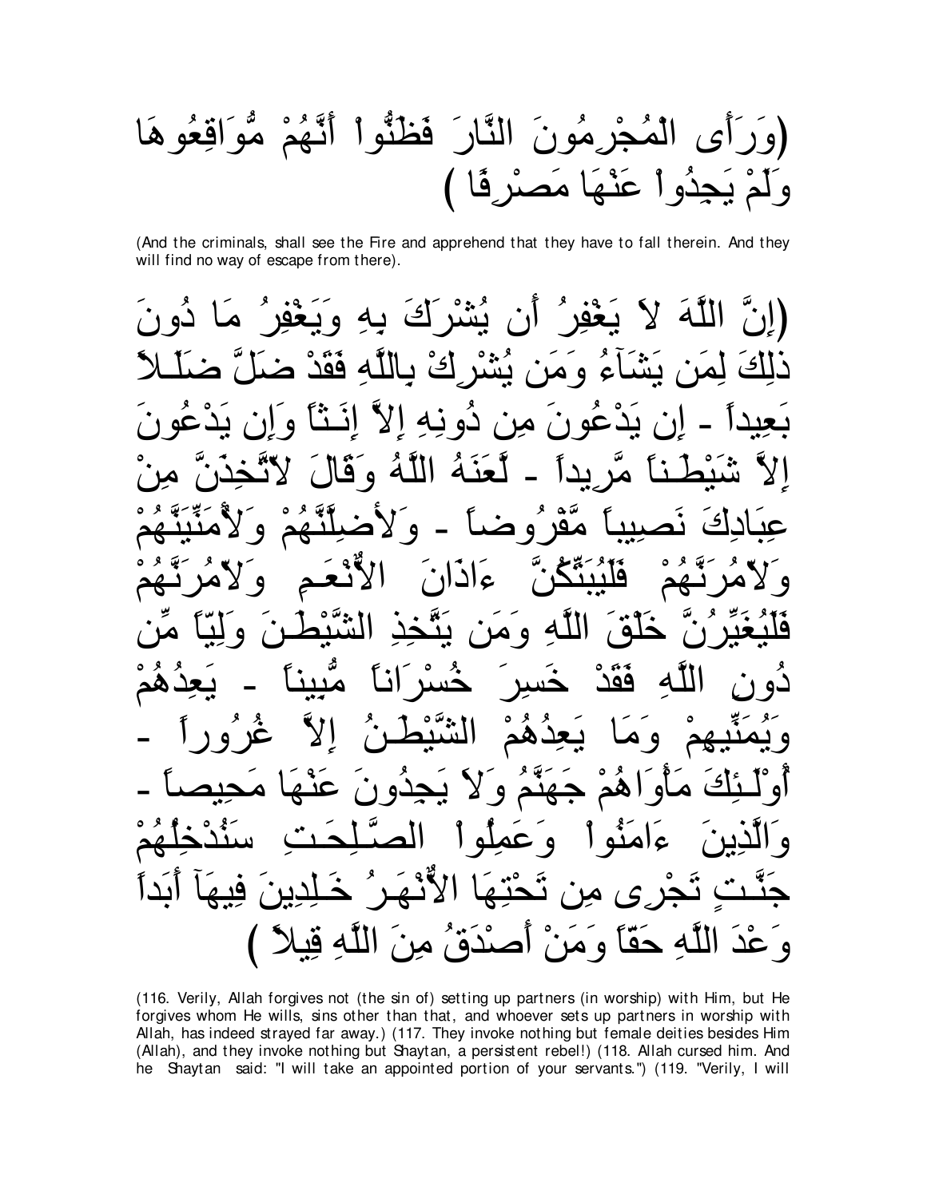(وَرَأَى الْمُجْرِمُونَ النَّارَ فَظَنُّواْ أَنَّهُمْ مُّوَاقِعُوهَا وَلَمْ يَجِدُواْ عَنْهَا مَصْرِفًا )

(And the criminals, shall see the Fire and apprehend that they have to fall therein. And they will find no way of escape from there).

(إِنَّ اللَّهَ لاَ يَغْفِرُ أَن يُشْرَكَ بِهِ وَيَغْفِرُ مَا دُونَ ذَلِكَ لِمَن يَشَآءُ وَمَن يُشْرِكْ بِاللَّهِ فَقَدْ ضَلَّ ضَلَـلاً بَعِيداً - إِن يَدْعُونَ مِن دُونِهِ إِلاَّ إِنَـثاً وَإِن يَدْعُونَ إِلاَّ شَيْطَـناً مَّرِيداً - لَّعَنَهُ اللَّهُ وَقَالَ لاّتَّخِذَنَّ مِنْ عِبَادِكَ نَصِيباً مَّفْرُوضاً - وَلأُضِلَّنَّهُمْ وَلأُمَنِّيَنَّهُمْ وَلاّمُرَنَّهُمْ فَلَيُبَتِّكُنَّ ءاذَانَ الأَنْعَـمِ وَلاّمُرَنَّهُمْ فَلَيُغَيِّرُنَّ خَلْقَ اللَّهِ وَمَن يَتَّخِذِ الشَّيْطَـنَ وَلِيّاً مِّن دُونِ اللَّهِ فَقَدْ خَسِرَ خُسْرَاناً مُّبِيناً - يَعِدُهُمْ وَيُمَنِّيهِمْ وَمَا يَعِدُهُمْ الشَّيْطَـنُ إِلاَّ غُرُوراً - أُوْلَـئِكَ مَأْوَاهُمْ جَهَنَّمُ وَلاَ يَجِدُونَ عَنْهَا مَحِيصاً - وَالَّذِينَ ءَامَنُواْ وَعَمِلُواْ الصَّـلِحَـتِ سَنُدْخِلُهُمْ جَنَّـتٍ تَجْرِى مِن تَحْتِهَا الأَنْهَـرُ خَـلِدِينَ فِيهَآ أَبَداً وَعْدَ اللَّهِ حَقّاً وَمَنْ أَصْدَقُ مِنَ اللَّهِ قِيلاً )

(116. Verily, Allah forgives not (the sin of) setting up partners (in worship) with Him, but He forgives whom He wills, sins other than that, and whoever sets up partners in worship with Allah, has indeed strayed far away.) (117. They invoke nothing but female deities besides Him (Allah), and they invoke nothing but Shaytan, a persistent rebel!) (118. Allah cursed him. And he Shaytan said: "I will take an appointed portion of your servants.") (119. "Verily, I will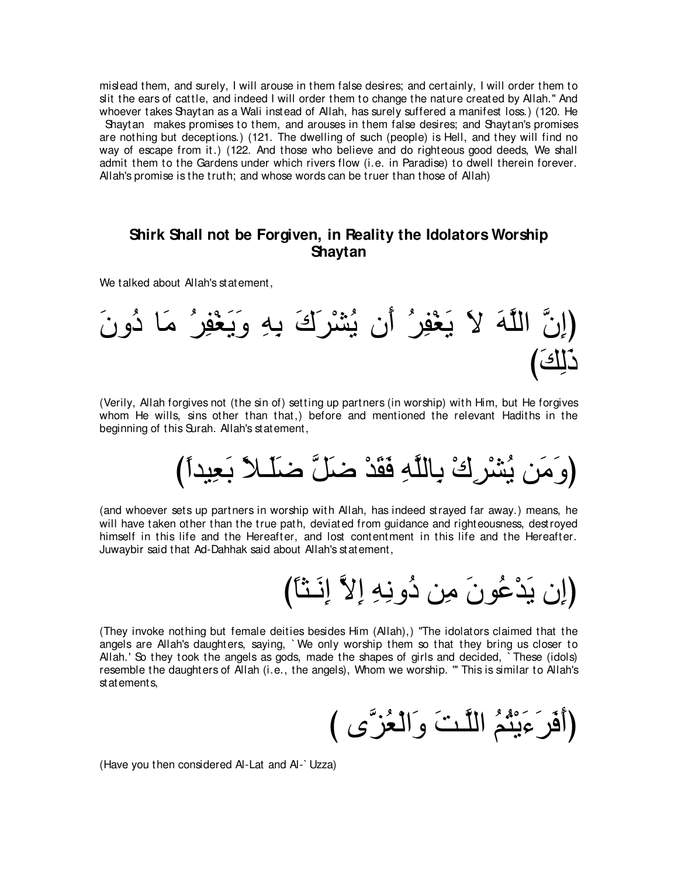mislead them, and surely, I will arouse in them false desires; and certainly, I will order them to slit the ears of cattle, and indeed I will order them to change the nature created by Allah." And whoever takes Shaytan as a Wali instead of Allah, has surely suffered a manifest loss.) (120. He Shaytan makes promises to them, and arouses in them false desires; and Shaytan's promises are nothing but deceptions.) (121. The dwelling of such (people) is Hell, and they will find no way of escape from it.) (122. And those who believe and do righteous good deeds, We shall admit them to the Gardens under which rivers flow (i.e. in Paradise) to dwell therein forever. Allah's promise is the truth; and whose words can be truer than those of Allah)

## Shirk Shall not be Forgiven, in Reality the Idolators Worship Shaytan

We talked about Allah's statement,

(إِنَّ اللَّهَ لاَ يَغْفِرُ أَن يُشْرَكَ بِهِ وَيَغْفِرُ مَا دُونَ ذَلِكَ)

(Verily, Allah forgives not (the sin of) setting up partners (in worship) with Him, but He forgives whom He wills, sins other than that,) before and mentioned the relevant Hadiths in the beginning of this Surah. Allah's statement,

(وَمَن يُشْرِكْ بِاللَّهِ فَقَدْ ضَلَّ ضَلَـلاً بَعِيداً)

(and whoever sets up partners in worship with Allah, has indeed strayed far away.) means, he will have taken other than the true path, deviated from guidance and righteousness, destroyed himself in this life and the Hereafter, and lost contentment in this life and the Hereafter. Juwaybir said that Ad-Dahhak said about Allah's statement,

(إِن يَدْعُونَ مِن دُونِهِ إِلاَّ إِنَـثاً)

(They invoke nothing but female deities besides Him (Allah),) "The idolators claimed that the angels are Allah's daughters, saying, `We only worship them so that they bring us closer to Allah.' So they took the angels as gods, made the shapes of girls and decided, `These (idols) resemble the daughters of Allah (i.e., the angels), Whom we worship.'" This is similar to Allah's statements,

(أَفَرَءَيْتُمُ اللَّـتَ وَالْعُزَّى )

(Have you then considered Al-Lat and Al-`Uzza)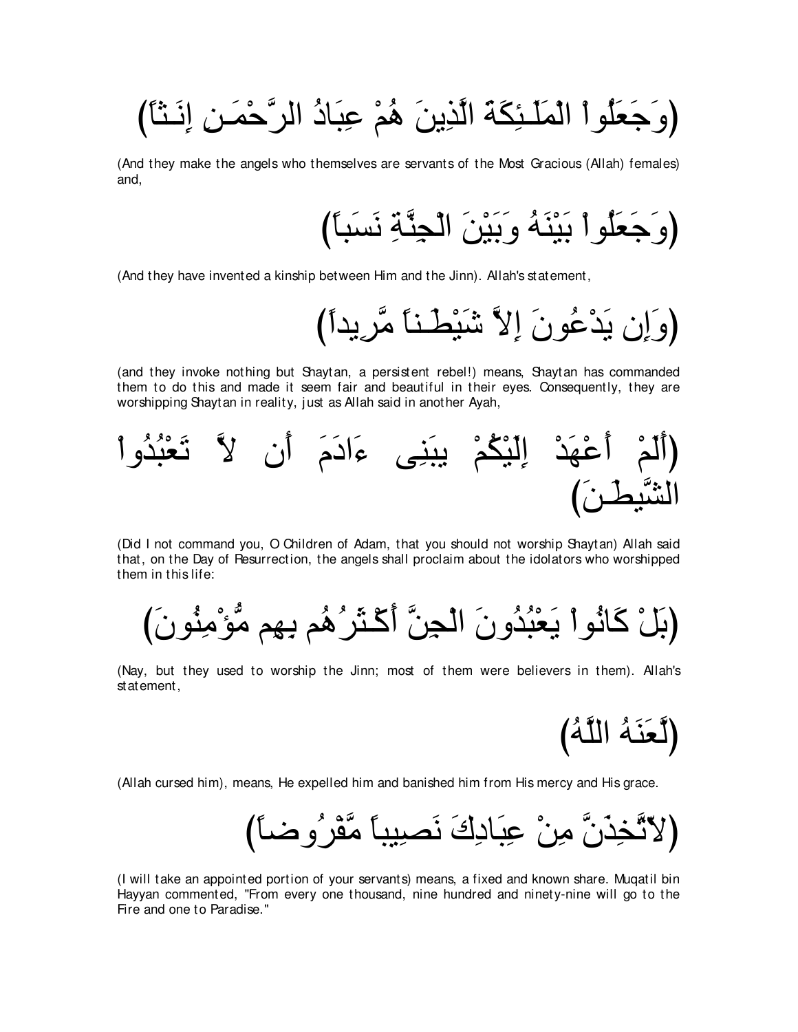(وَجَعَلُواْ الْمَلَـئِكَةَ الَّذِينَ هُمْ عِبَادُ الرَّحْمَـنِ إِنَـثاً)

(And they make the angels who themselves are servants of the Most Gracious (Allah) females) and,

(وَجَعَلُواْ بَيْنَهُ وَبَيْنَ الْجِنَّةِ نَسَباً)

(And they have invented a kinship between Him and the Jinn). Allah's statement,

(وَإِن يَدْعُونَ إِلاَّ شَيْطَـناً مَّرِيداً)

(and they invoke nothing but Shaytan, a persistent rebel!) means, Shaytan has commanded them to do this and made it seem fair and beautiful in their eyes. Consequently, they are worshipping Shaytan in reality, just as Allah said in another Ayah,

(أَلَمْ أَعْهَدْ إِلَيْكُمْ يبَنِى ءَادَمَ أَن لاَّ تَعْبُدُواْ الشَّيطَـنَ)

(Did I not command you, O Children of Adam, that you should not worship Shaytan) Allah said that, on the Day of Resurrection, the angels shall proclaim about the idolators who worshipped them in this life:

(بَلْ كَانُواْ يَعْبُدُونَ الْجِنَّ أَكْـثَرُهُم بِهِم مُّؤْمِنُونَ)

(Nay, but they used to worship the Jinn; most of them were believers in them). Allah's statement,

(لَّعَنَهُ اللَّهُ)

(Allah cursed him), means, He expelled him and banished him from His mercy and His grace.

(لأَتَّخِذَنَّ مِنْ عِبَادِكَ نَصِيباً مَّفْرُوضاً)

(I will take an appointed portion of your servants) means, a fixed and known share. Muqatil bin Hayyan commented, "From every one thousand, nine hundred and ninety-nine will go to the Fire and one to Paradise."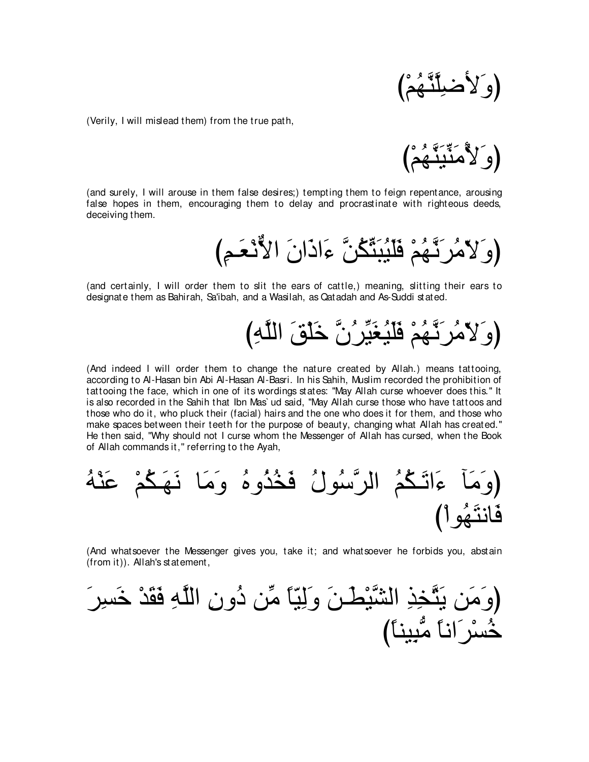(وَلأُضِلَّنَّهُمْ)

(Verily, I will mislead them) from the true path,

(وَلأُمَنِّيَنَّهُمْ)

(and surely, I will arouse in them false desires;) tempting them to feign repentance, arousing false hopes in them, encouraging them to delay and procrastinate with righteous deeds, deceiving them.

(وَلآمُرَنَّهُمْ فَلَيُبَتِّكُنَّ ءَاذَانَ الأَنْعَـمِ)

(and certainly, I will order them to slit the ears of cattle,) meaning, slitting their ears to designate them as Bahirah, Sa'ibah, and a Wasilah, as Qatadah and As-Suddi stated.

(وَلآمُرَنَّهُمْ فَلَيُغَيِّرُنَّ خَلْقَ اللَّهِ)

(And indeed I will order them to change the nature created by Allah.) means tattooing, according to Al-Hasan bin Abi Al-Hasan Al-Basri. In his Sahih, Muslim recorded the prohibition of tattooing the face, which in one of its wordings states: "May Allah curse whoever does this." It is also recorded in the Sahih that Ibn Mas`ud said, "May Allah curse those who have tattoos and those who do it, who pluck their (facial) hairs and the one who does it for them, and those who make spaces between their teeth for the purpose of beauty, changing what Allah has created." He then said, "Why should not I curse whom the Messenger of Allah has cursed, when the Book of Allah commands it," referring to the Ayah,

(وَمَآ ءَاتَـكُمُ الرَّسُولُ فَخُذُوهُ وَمَا نَهَـكُمْ عَنْهُ فَانتَهُواْ)

(And whatsoever the Messenger gives you, take it; and whatsoever he forbids you, abstain (from it)). Allah's statement,

(وَمَن يَتَّخِذِ الشَّيْطَـنَ وَلِيّاً مِّن دُونِ اللَّهِ فَقَدْ خَسِرَ خُسْرَاناً مُّبِيناً)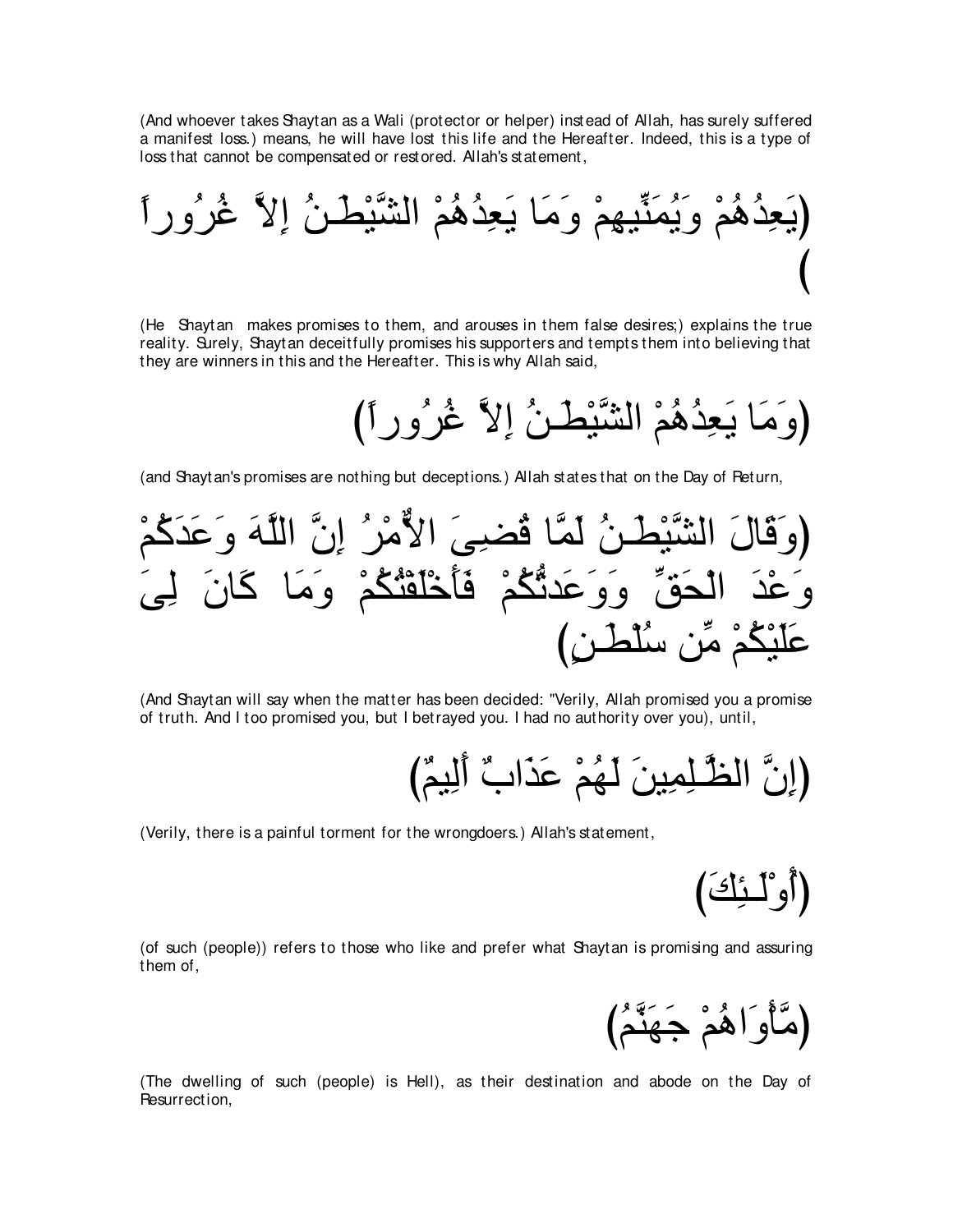(And whoever takes Shaytan as a Wali (protector or helper) instead of Allah, has surely suffered a manifest loss.) means, he will have lost this life and the Hereafter. Indeed, this is a type of loss that cannot be compensated or restored. Allah's statement,

(يَعِدُهُمْ وَيُمَنِّيهِمْ وَمَا يَعِدُهُمْ الشَّيْطَـنُ إِلاَّ غُرُوراً)

(He Shaytan makes promises to them, and arouses in them false desires;) explains the true reality. Surely, Shaytan deceitfully promises his supporters and tempts them into believing that they are winners in this and the Hereafter. This is why Allah said,

(وَمَا يَعِدُهُمْ الشَّيْطَـنُ إِلاَّ غُرُوراً)

(and Shaytan's promises are nothing but deceptions.) Allah states that on the Day of Return,

(وَقَالَ الشَّيْطَـنُ لَمَّا قُضِىَ الأٌّمْرُ إِنَّ اللَّهَ وَعَدَكُمْ وَعْدَ الْحَقِّ وَوَعَدتُّكُمْ فَأَخْلَفْتُكُمْ وَمَا كَانَ لِىَ عَلَيْكُمْ مِّن سُلْطَـنٍ)

(And Shaytan will say when the matter has been decided: "Verily, Allah promised you a promise of truth. And I too promised you, but I betrayed you. I had no authority over you), until,

(إِنَّ الظَّـلِمِينَ لَهُمْ عَذَابٌ أَلِيمٌ)

(Verily, there is a painful torment for the wrongdoers.) Allah's statement,

(أُوْلَـئِكَ)

(of such (people)) refers to those who like and prefer what Shaytan is promising and assuring them of,

(مَّأْوَاهُمْ جَهَنَّمُ)

(The dwelling of such (people) is Hell), as their destination and abode on the Day of Resurrection,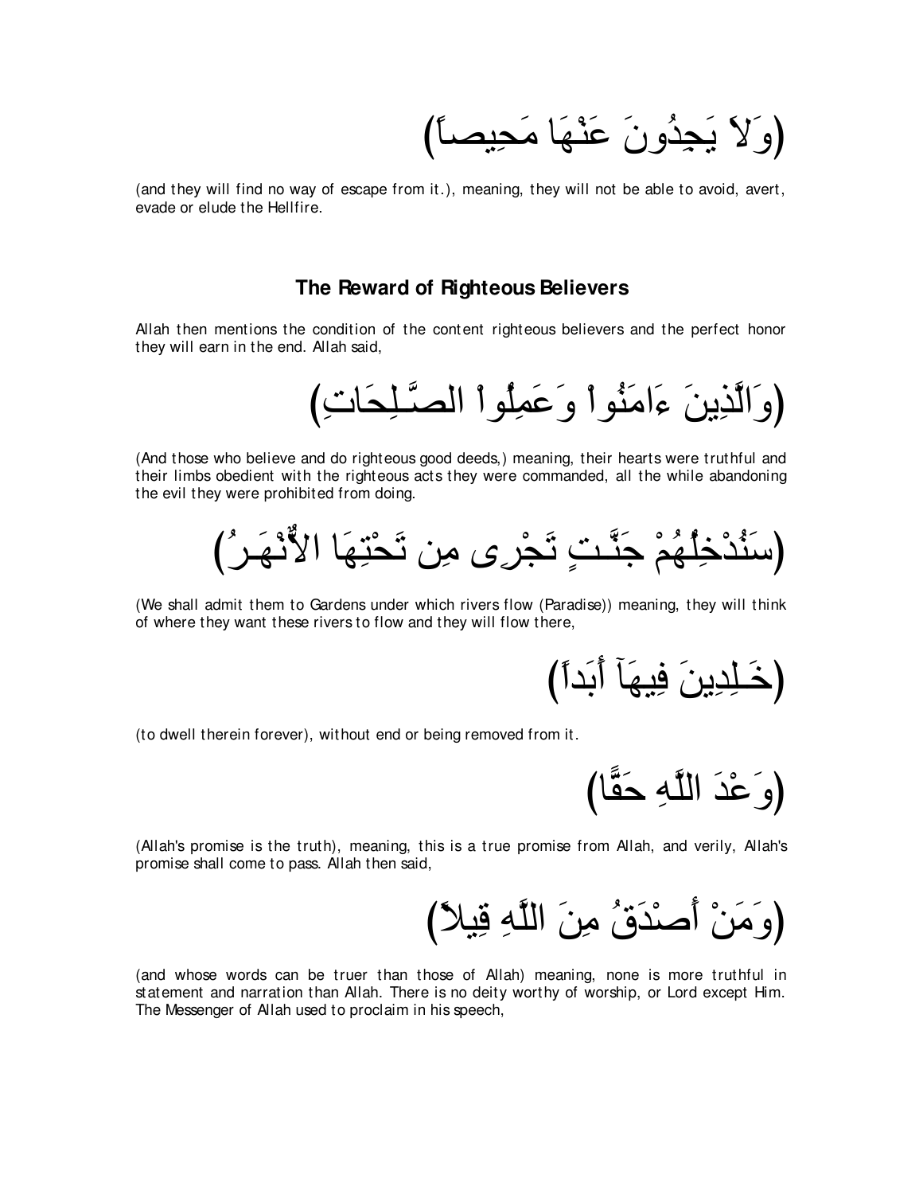(وَلاَ يَجِدُونَ عَنْهَا مَحِيصاً)

(and they will find no way of escape from it.), meaning, they will not be able to avoid, avert, evade or elude the Hellfire.

### The Reward of Righteous Believers

Allah then mentions the condition of the content righteous believers and the perfect honor they will earn in the end. Allah said,

(وَالَّذِينَ ءَامَنُواْ وَعَمِلُواْ الصَّـلِحَاتِ)

(And those who believe and do righteous good deeds,) meaning, their hearts were truthful and their limbs obedient with the righteous acts they were commanded, all the while abandoning the evil they were prohibited from doing.

(سَنُدْخِلُهُمْ جَنَّـتٍ تَجْرِى مِن تَحْتِهَا الأَنْهَـرُ)

(We shall admit them to Gardens under which rivers flow (Paradise)) meaning, they will think of where they want these rivers to flow and they will flow there,

(خَـلِدِينَ فِيهَآ أَبَداً)

(to dwell therein forever), without end or being removed from it.

(وَعْدَ اللَّهِ حَقًّا)

(Allah's promise is the truth), meaning, this is a true promise from Allah, and verily, Allah's promise shall come to pass. Allah then said,

(وَمَنْ أَصْدَقُ مِنَ اللَّهِ قِيلاً)

(and whose words can be truer than those of Allah) meaning, none is more truthful in statement and narration than Allah. There is no deity worthy of worship, or Lord except Him. The Messenger of Allah used to proclaim in his speech,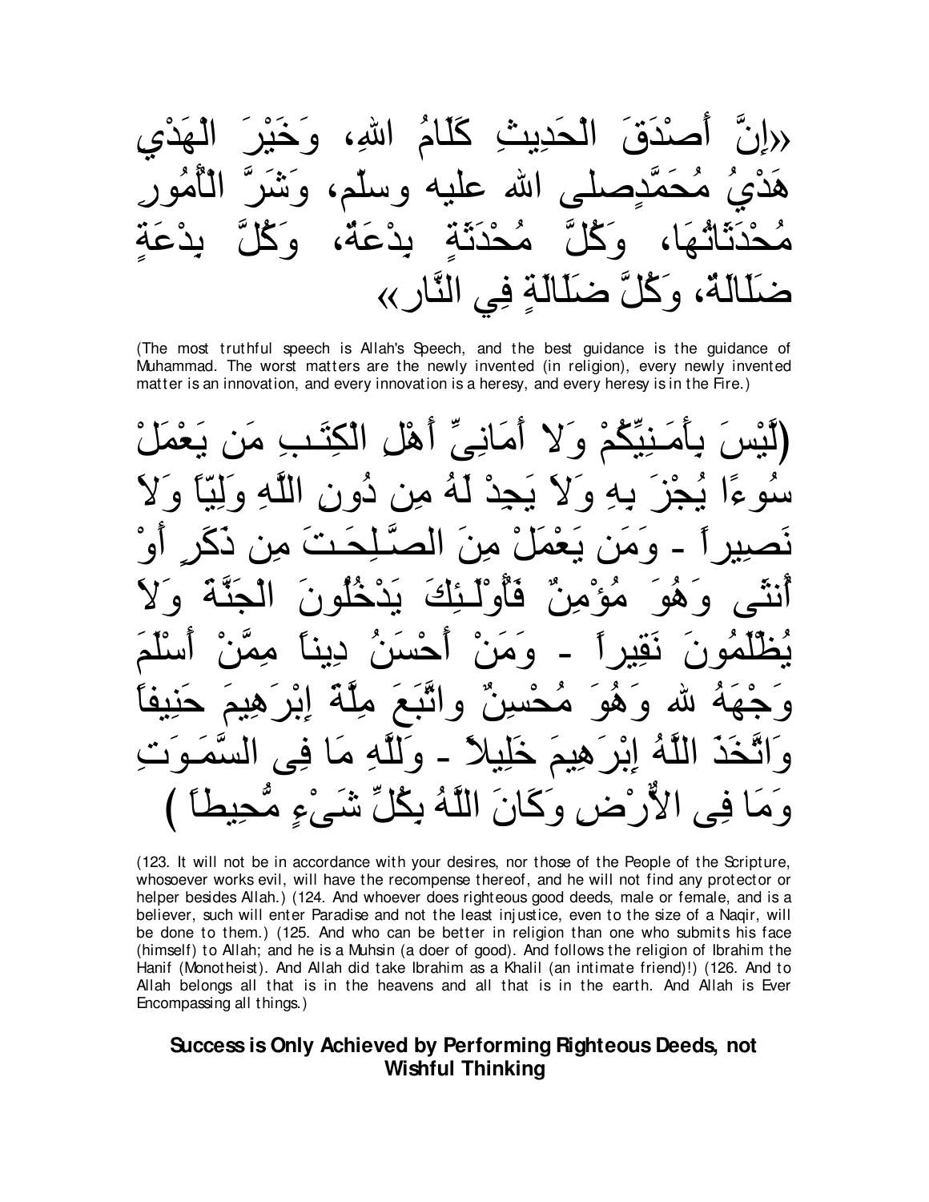«إِنَّ أَصْدَقَ الْحَدِيثِ كَلَامُ اللهِ، وَخَيْرَ الْهَدْيِ هَدْيُ مُحَمَّدٍصلى الله عليه وسلّم، وَشَرَّ الْأُمُورِ مُحْدَثَاتُهَا، وَكُلَّ مُحْدَثَةٍ بِدْعَةٌ، وَكُلَّ بِدْعَةٍ ضَلَالَةٌ، وَكُلَّ ضَلَالَةٍ فِي النَّارِ»

(The most truthful speech is Allah's Speech, and the best guidance is the guidance of Muhammad. The worst matters are the newly invented (in religion), every newly invented matter is an innovation, and every innovation is a heresy, and every heresy is in the Fire.)

(لَّيْسَ بِأَمَـنِيِّكُمْ وَلا أَمَانِىِّ أَهْلِ الْكِتَـبِ مَن يَعْمَلْ سُوءًا يُجْزَ بِهِ وَلاَ يَجِدْ لَهُ مِن دُونِ اللَّهِ وَلِيّاً وَلاَ نَصِيراً - وَمَن يَعْمَلْ مِنَ الصَّـلِحَـتَ مِن ذَكَرٍ أَوْ أُنثَى وَهُوَ مُؤْمِنٌ فَأُوْلَـئِكَ يَدْخُلُونَ الْجَنَّةَ وَلاَ يُظْلَمُونَ نَقِيراً - وَمَنْ أَحْسَنُ دِيناً مِّمَّنْ أَسْلَمَ وَجْهَهُ لله وَهُوَ مُحْسِنٌ واتَّبَعَ مِلَّةَ إِبْرَهِيمَ حَنِيفاً وَاتَّخَذَ اللَّهُ إِبْرَهِيمَ خَلِيلاً - وَلِلَّهِ مَا فِى السَّمَـوَتِ وَمَا فِى الأٌّرْضِ وَكَانَ اللَّهُ بِكُلِّ شَىْءٍ مُّحِيطاً )

(123. It will not be in accordance with your desires, nor those of the People of the Scripture, whosoever works evil, will have the recompense thereof, and he will not find any protector or helper besides Allah.) (124. And whoever does righteous good deeds, male or female, and is a believer, such will enter Paradise and not the least injustice, even to the size of a Naqir, will be done to them.) (125. And who can be better in religion than one who submits his face (himself) to Allah; and he is a Muhsin (a doer of good). And follows the religion of Ibrahim the Hanif (Monotheist). And Allah did take Ibrahim as a Khalil (an intimate friend)!) (126. And to Allah belongs all that is in the heavens and all that is in the earth. And Allah is Ever Encompassing all things.)

## Success is Only Achieved by Performing Righteous Deeds, not Wishful Thinking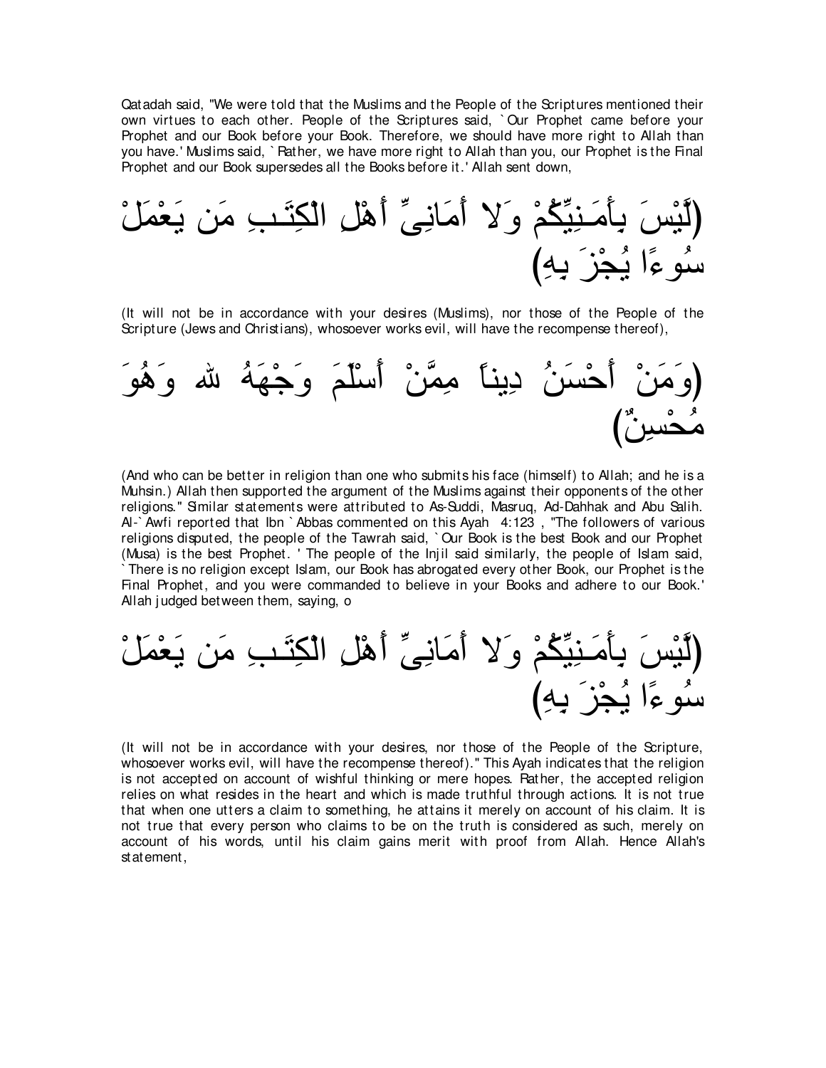Qatadah said, "We were told that the Muslims and the People of the Scriptures mentioned their own virtues to each other. People of the Scriptures said, `Our Prophet came before your Prophet and our Book before your Book. Therefore, we should have more right to Allah than you have.' Muslims said, `Rather, we have more right to Allah than you, our Prophet is the Final Prophet and our Book supersedes all the Books before it.' Allah sent down,

(لَّيْسَ بِأَمَـنِيِّكُمْ وَلا أَمَانِىِّ أَهْلِ الْكِتَـبِ مَن يَعْمَلْ سُوءًا يُجْزَ بِهِ)

(It will not be in accordance with your desires (Muslims), nor those of the People of the Scripture (Jews and Christians), whosoever works evil, will have the recompense thereof),

(وَمَنْ أَحْسَنُ دِيناً مِّمَّنْ أَسْلَمَ وَجْهَهُ للهِ وَهُوَ مُحْسِنٌ)

(And who can be better in religion than one who submits his face (himself) to Allah; and he is a Muhsin.) Allah then supported the argument of the Muslims against their opponents of the other religions." Similar statements were attributed to As-Suddi, Masruq, Ad-Dahhak and Abu Salih. Al-`Awfi reported that Ibn `Abbas commented on this Ayah 4:123 , "The followers of various religions disputed, the people of the Tawrah said, `Our Book is the best Book and our Prophet (Musa) is the best Prophet.' The people of the Injil said similarly, the people of Islam said, `There is no religion except Islam, our Book has abrogated every other Book, our Prophet is the Final Prophet, and you were commanded to believe in your Books and adhere to our Book.' Allah judged between them, saying, o

(لَّيْسَ بِأَمَـنِيِّكُمْ وَلا أَمَانِىِّ أَهْلِ الْكِتَـبِ مَن يَعْمَلْ سُوءًا يُجْزَ بِهِ)

(It will not be in accordance with your desires, nor those of the People of the Scripture, whosoever works evil, will have the recompense thereof)." This Ayah indicates that the religion is not accepted on account of wishful thinking or mere hopes. Rather, the accepted religion relies on what resides in the heart and which is made truthful through actions. It is not true that when one utters a claim to something, he attains it merely on account of his claim. It is not true that every person who claims to be on the truth is considered as such, merely on account of his words, until his claim gains merit with proof from Allah. Hence Allah's statement,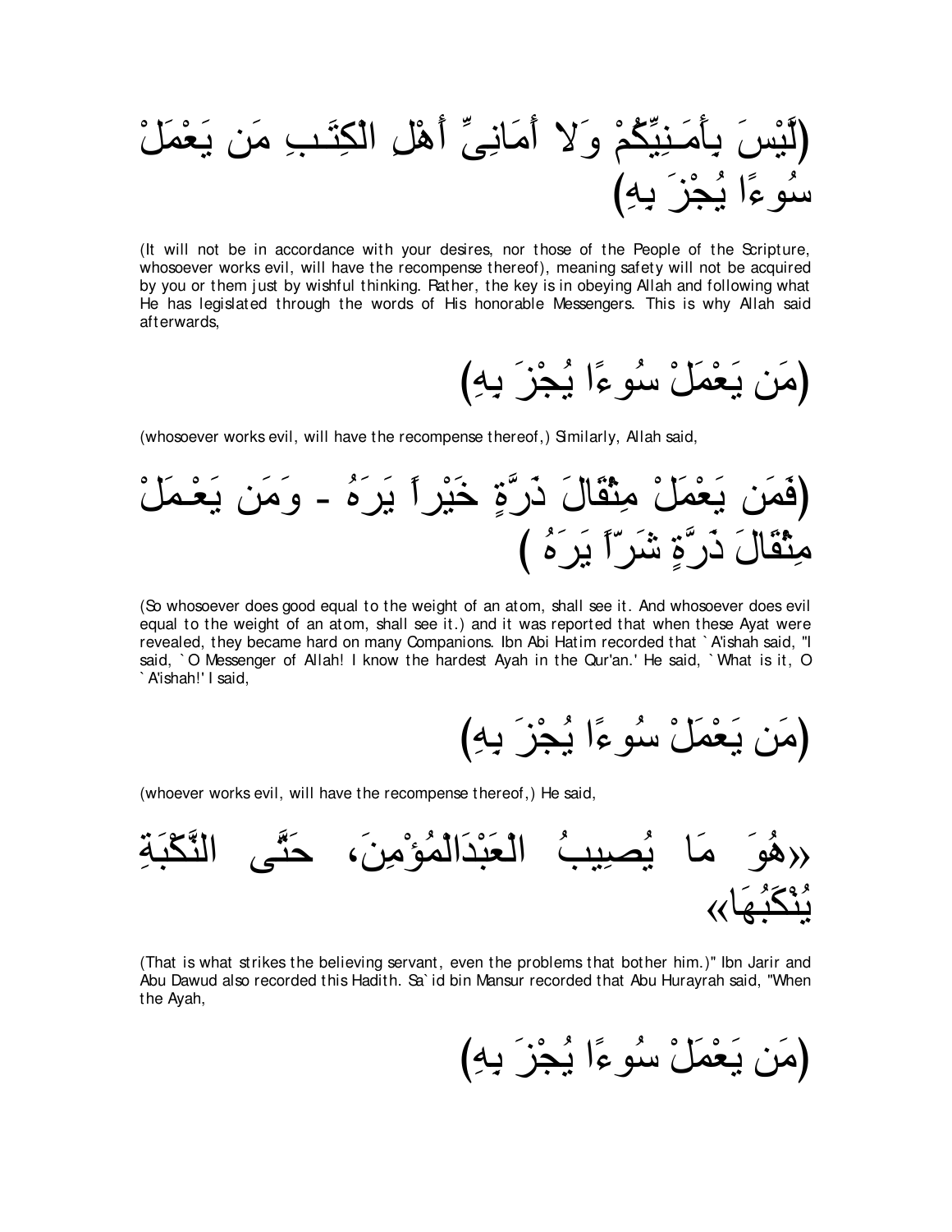(لَّيْسَ بِأَمَـنِيِّكُمْ وَلا أَمَانِىِّ أَهْلِ الْكِتَـبِ مَن يَعْمَلْ سُوءًا يُجْزَ بِهِ)

(It will not be in accordance with your desires, nor those of the People of the Scripture, whosoever works evil, will have the recompense thereof), meaning safety will not be acquired by you or them just by wishful thinking. Rather, the key is in obeying Allah and following what He has legislated through the words of His honorable Messengers. This is why Allah said afterwards,

(مَن يَعْمَلْ سُوءًا يُجْزَ بِهِ)

(whosoever works evil, will have the recompense thereof,) Similarly, Allah said,

(فَمَن يَعْمَلْ مِثْقَالَ ذَرَّةٍ خَيْراً يَرَهُ - وَمَن يَعْـمَلْ مِثْقَالَ ذَرَّةٍ شَرّاً يَرَهُ )

(So whosoever does good equal to the weight of an atom, shall see it. And whosoever does evil equal to the weight of an atom, shall see it.) and it was reported that when these Ayat were revealed, they became hard on many Companions. Ibn Abi Hatim recorded that `A'ishah said, "I said, `O Messenger of Allah! I know the hardest Ayah in the Qur'an.' He said, `What is it, O `A'ishah!' I said,

(مَن يَعْمَلْ سُوءًا يُجْزَ بِهِ)

(whoever works evil, will have the recompense thereof,) He said,

«هُوَ مَا يُصِيبُ الْعَبْدَالْمُؤْمِنَ، حَتَّى النَّكْبَةِ يُنْكَبُهَا»

(That is what strikes the believing servant, even the problems that bother him.)" Ibn Jarir and Abu Dawud also recorded this Hadith. Sa`id bin Mansur recorded that Abu Hurayrah said, "When the Ayah,

(مَن يَعْمَلْ سُوءًا يُجْزَ بِهِ)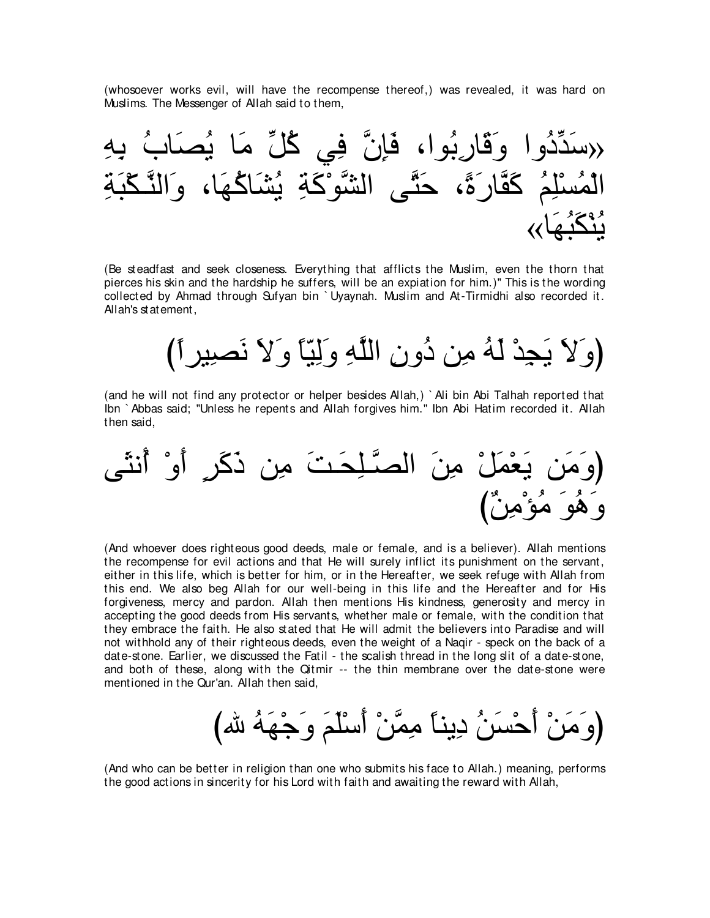(whosoever works evil, will have the recompense thereof,) was revealed, it was hard on Muslims. The Messenger of Allah said to them,

«سَدِّدُوا وَقَارِبُوا، فَإِنَّ فِي كُلِّ مَا يُصَابُ بِهِ الْمُسْلِمُ كَفَّارَةً، حَتَّى الشَّوْكَةِ يُشَاكُهَا، وَالنَّكْبَةِ يُنْكَبُهَا»

(Be steadfast and seek closeness. Everything that afflicts the Muslim, even the thorn that pierces his skin and the hardship he suffers, will be an expiation for him.)" This is the wording collected by Ahmad through Sufyan bin `Uyaynah. Muslim and At-Tirmidhi also recorded it. Allah's statement,

(وَلاَ يَجِدْ لَهُ مِن دُونِ اللَّهِ وَلِيّاً وَلاَ نَصِيراً)

(and he will not find any protector or helper besides Allah,) `Ali bin Abi Talhah reported that Ibn `Abbas said; "Unless he repents and Allah forgives him." Ibn Abi Hatim recorded it. Allah then said,

(وَمَن يَعْمَلْ مِنَ الصَّـلِحَـتَ مِن ذَكَرٍ أَوْ أُنثَى وَهُوَ مُؤْمِنٌ)

(And whoever does righteous good deeds, male or female, and is a believer). Allah mentions the recompense for evil actions and that He will surely inflict its punishment on the servant, either in this life, which is better for him, or in the Hereafter, we seek refuge with Allah from this end. We also beg Allah for our well-being in this life and the Hereafter and for His forgiveness, mercy and pardon. Allah then mentions His kindness, generosity and mercy in accepting the good deeds from His servants, whether male or female, with the condition that they embrace the faith. He also stated that He will admit the believers into Paradise and will not withhold any of their righteous deeds, even the weight of a Naqir - speck on the back of a date-stone. Earlier, we discussed the Fatil - the scalish thread in the long slit of a date-stone, and both of these, along with the Qitmir -- the thin membrane over the date-stone were mentioned in the Qur'an. Allah then said,

(وَمَنْ أَحْسَنُ دِيناً مِمَّنْ أَسْلَمَ وَجْهَهُ لله)

(And who can be better in religion than one who submits his face to Allah.) meaning, performs the good actions in sincerity for his Lord with faith and awaiting the reward with Allah,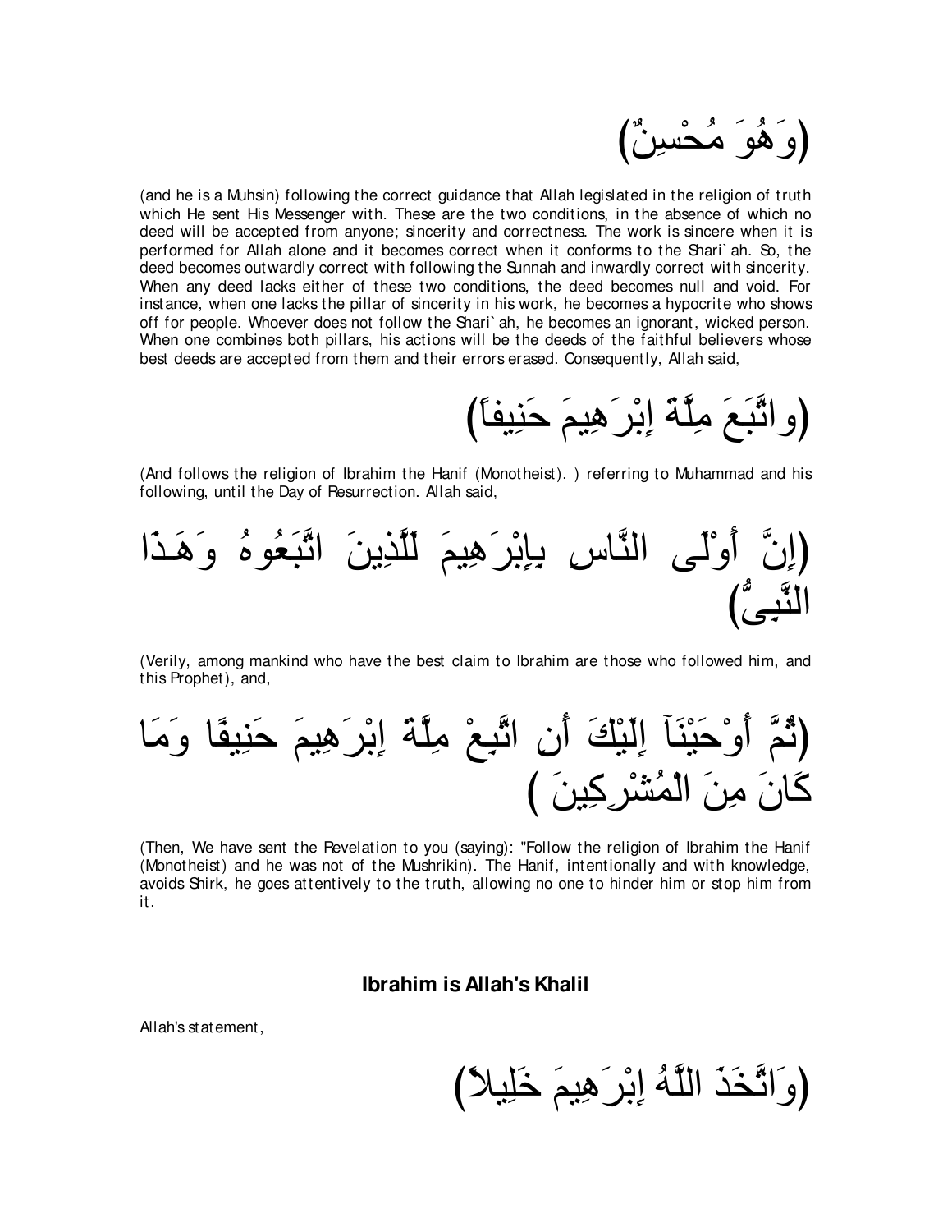(وَهُوَ مُحْسِنٌ)

(and he is a Muhsin) following the correct guidance that Allah legislated in the religion of truth which He sent His Messenger with. These are the two conditions, in the absence of which no deed will be accepted from anyone; sincerity and correctness. The work is sincere when it is performed for Allah alone and it becomes correct when it conforms to the Shari`ah. So, the deed becomes outwardly correct with following the Sunnah and inwardly correct with sincerity. When any deed lacks either of these two conditions, the deed becomes null and void. For instance, when one lacks the pillar of sincerity in his work, he becomes a hypocrite who shows off for people. Whoever does not follow the Shari`ah, he becomes an ignorant, wicked person. When one combines both pillars, his actions will be the deeds of the faithful believers whose best deeds are accepted from them and their errors erased. Consequently, Allah said,

(واتَّبَعَ مِلَّةَ إِبْرَهِيمَ حَنِيفاً)

(And follows the religion of Ibrahim the Hanif (Monotheist). ) referring to Muhammad and his following, until the Day of Resurrection. Allah said,

(إِنَّ أَوْلَى النَّاسِ بِإِبْرَهِيمَ لَلَّذِينَ اتَّبَعُوهُ وَهَـذَا النَّبِىُّ)

(Verily, among mankind who have the best claim to Ibrahim are those who followed him, and this Prophet), and,

(ثُمَّ أَوْحَيْنَآ إِلَيْكَ أَنِ اتَّبِعْ مِلَّةَ إِبْرَهِيمَ حَنِيفًا وَمَا كَانَ مِنَ الْمُشْرِكِينَ )

(Then, We have sent the Revelation to you (saying): "Follow the religion of Ibrahim the Hanif (Monotheist) and he was not of the Mushrikin). The Hanif, intentionally and with knowledge, avoids Shirk, he goes attentively to the truth, allowing no one to hinder him or stop him from it.

## Ibrahim is Allah's Khalil

Allah's statement,

(وَاتَّخَذَ اللَّهُ إِبْرَهِيمَ خَلِيلاً)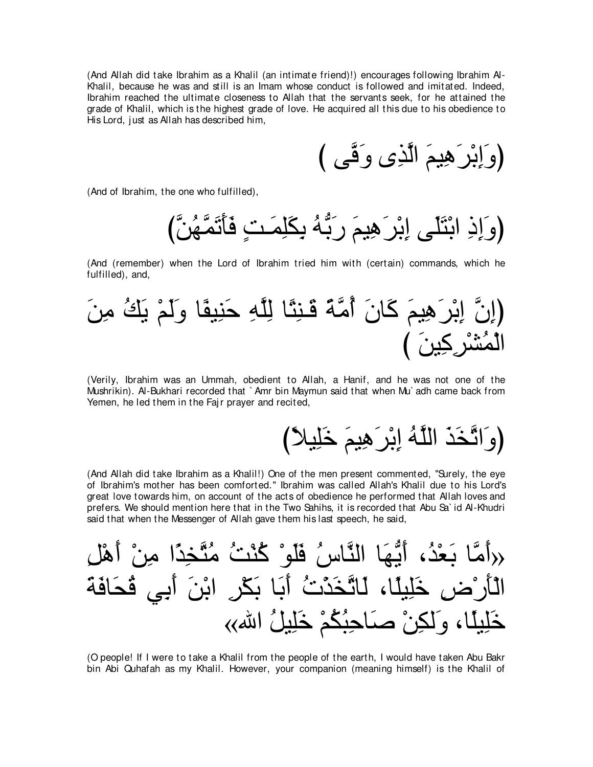(And Allah did take Ibrahim as a Khalil (an intimate friend)!) encourages following Ibrahim Al-Khalil, because he was and still is an Imam whose conduct is followed and imitated. Indeed, Ibrahim reached the ultimate closeness to Allah that the servants seek, for he attained the grade of Khalil, which is the highest grade of love. He acquired all this due to his obedience to His Lord, just as Allah has described him,

(وَإِبْرَهِيمَ الَّذِى وَفَّى )

(And of Ibrahim, the one who fulfilled),

(وَإِذِ ابْتَلَى إِبْرَهِيمَ رَبُّهُ بِكَلِمَـتٍ فَأَتَمَّهُنَّ)

(And (remember) when the Lord of Ibrahim tried him with (certain) commands, which he fulfilled), and,

(إِنَّ إِبْرَهِيمَ كَانَ أُمَّةً قَـنِتًا لِلَّهِ حَنِيفًا وَلَمْ يَكُ مِنَ الْمُشْرِكِينَ )

(Verily, Ibrahim was an Ummah, obedient to Allah, a Hanif, and he was not one of the Mushrikin). Al-Bukhari recorded that `Amr bin Maymun said that when Mu`adh came back from Yemen, he led them in the Fajr prayer and recited,

(وَاتَّخَذَ اللَّهُ إِبْرَهِيمَ خَلِيلاً)

(And Allah did take Ibrahim as a Khalil!) One of the men present commented, "Surely, the eye of Ibrahim's mother has been comforted." Ibrahim was called Allah's Khalil due to his Lord's great love towards him, on account of the acts of obedience he performed that Allah loves and prefers. We should mention here that in the Two Sahihs, it is recorded that Abu Sa`id Al-Khudri said that when the Messenger of Allah gave them his last speech, he said,

«أَمَّا بَعْدُ، أَيُّهَا النَّاسُ فَلَوْ كُنْتُ مُتَّخِذًا مِنْ أَهْلِ الْأَرْضِ خَلِيلًا، لَاتَّخَذْتُ أَبَا بَكْرِ ابْنَ أَبِي قُحَافَةَ خَلِيلًا، وَلَكِنْ صَاحِبُكُمْ خَلِيلُ الله»

(O people! If I were to take a Khalil from the people of the earth, I would have taken Abu Bakr bin Abi Quhafah as my Khalil. However, your companion (meaning himself) is the Khalil of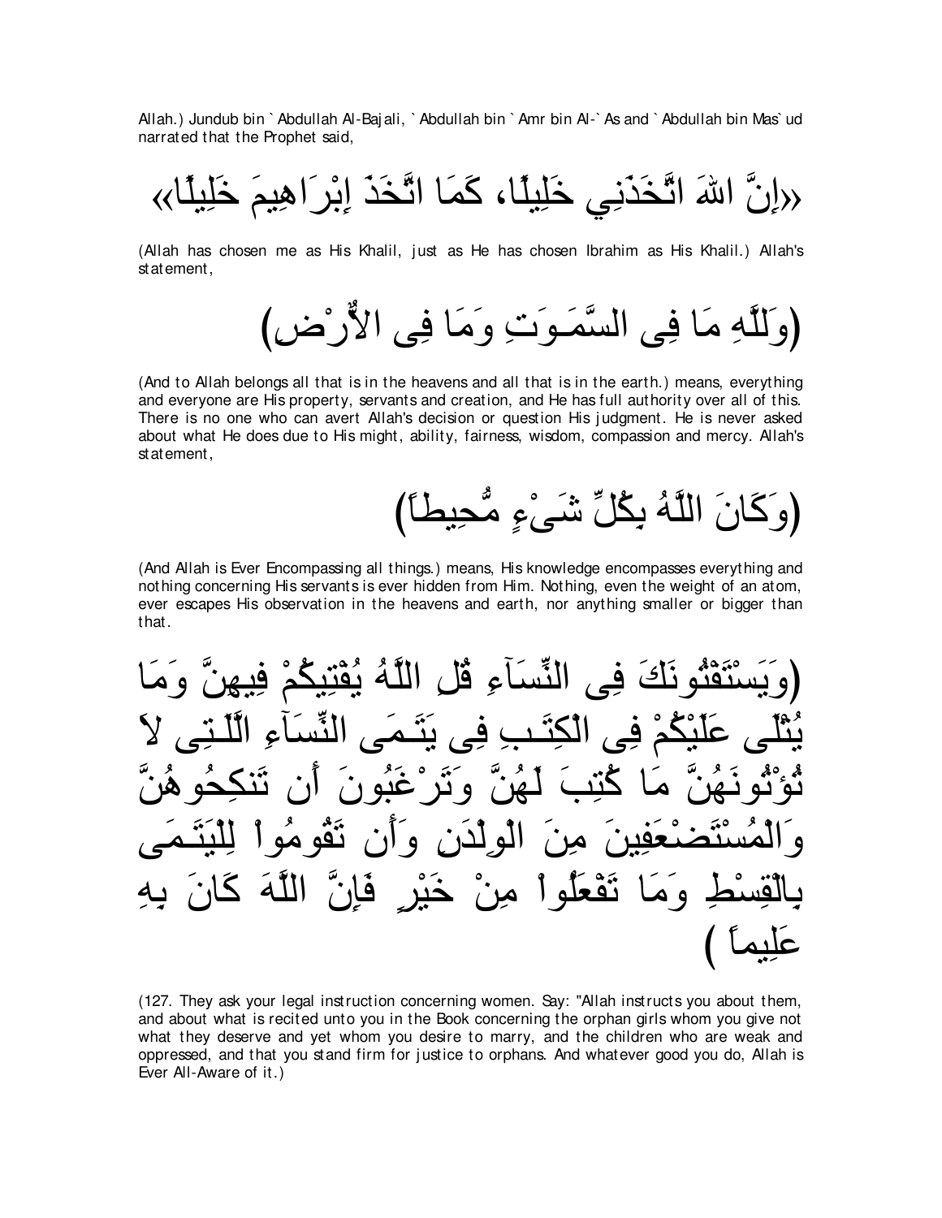Allah.) Jundub bin `Abdullah Al-Bajali, `Abdullah bin `Amr bin Al-`As and `Abdullah bin Mas`ud narrated that the Prophet said,

«إِنَّ اللهَ اتَّخَذَنِي خَلِيلًا، كَمَا اتَّخَذَ إِبْرَاهِيمَ خَلِيلًا»

(Allah has chosen me as His Khalil, just as He has chosen Ibrahim as His Khalil.) Allah's statement,

(وَلِلَّهِ مَا فِى السَّمَـوَتِ وَمَا فِى الاٌّرْضِ)

(And to Allah belongs all that is in the heavens and all that is in the earth.) means, everything and everyone are His property, servants and creation, and He has full authority over all of this. There is no one who can avert Allah's decision or question His judgment. He is never asked about what He does due to His might, ability, fairness, wisdom, compassion and mercy. Allah's statement,

(وَكَانَ اللَّهُ بِكُلِّ شَىْءٍ مُّحِيطاً)

(And Allah is Ever Encompassing all things.) means, His knowledge encompasses everything and nothing concerning His servants is ever hidden from Him. Nothing, even the weight of an atom, ever escapes His observation in the heavens and earth, nor anything smaller or bigger than that.

(وَيَسْتَفْتُونَكَ فِى النِّسَآءِ قُلِ اللَّهُ يُفْتِيكُمْ فِيهِنَّ وَمَا يُتْلَى عَلَيْكُمْ فِى الْكِتَـبِ فِى يَتَـمَى النِّسَآءِ الَّلَـتِى لاَ تُؤْتُونَهُنَّ مَا كُتِبَ لَهُنَّ وَتَرْغَبُونَ أَن تَنكِحُوهُنَّ وَالْمُسْتَضْعَفِينَ مِنَ الْوِلْدَنِ وَأَن تَقُومُواْ لِلْيَتَـمَى بِالْقِسْطِ وَمَا تَفْعَلُواْ مِنْ خَيْرٍ فَإِنَّ اللَّهَ كَانَ بِهِ عَلِيماً )

(127. They ask your legal instruction concerning women. Say: "Allah instructs you about them, and about what is recited unto you in the Book concerning the orphan girls whom you give not what they deserve and yet whom you desire to marry, and the children who are weak and oppressed, and that you stand firm for justice to orphans. And whatever good you do, Allah is Ever All-Aware of it.)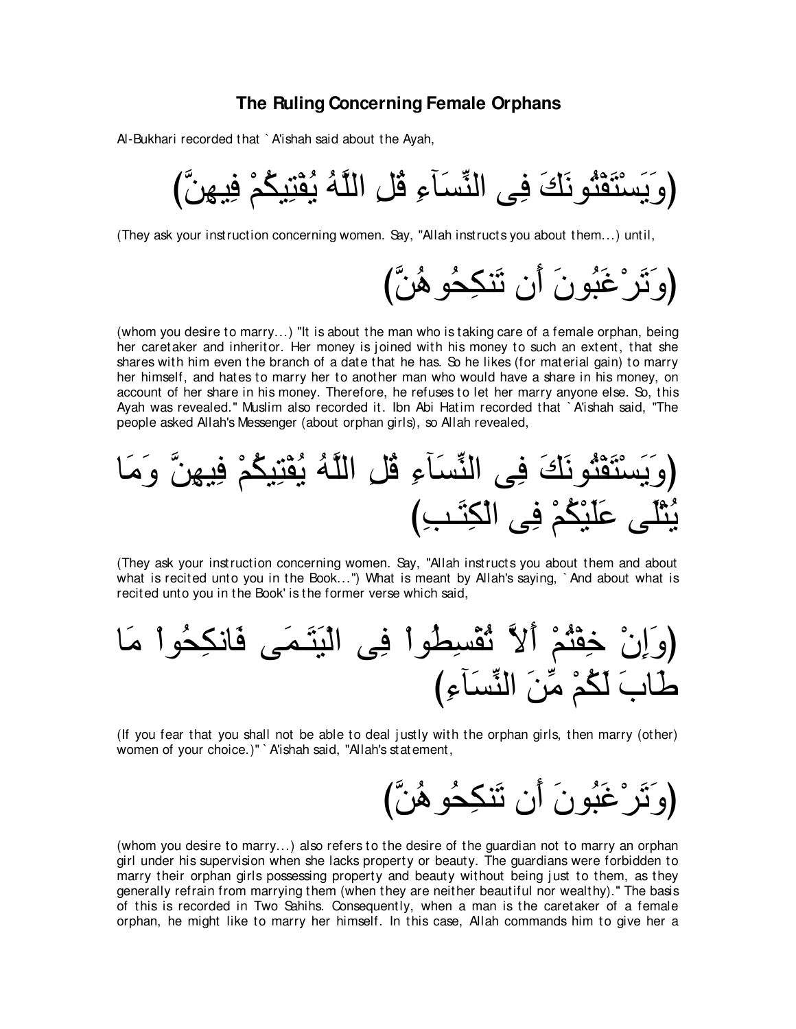## The Ruling Concerning Female Orphans

Al-Bukhari recorded that `A'ishah said about the Ayah,

(وَيَسْتَفْتُونَكَ فِى النِّسَآءِ قُلِ اللَّهُ يُفْتِيكُمْ فِيهِنَّ)

(They ask your instruction concerning women. Say, "Allah instructs you about them...) until,

(وَتَرْغَبُونَ أَن تَنكِحُوهُنَّ)

(whom you desire to marry...) "It is about the man who is taking care of a female orphan, being her caretaker and inheritor. Her money is joined with his money to such an extent, that she shares with him even the branch of a date that he has. So he likes (for material gain) to marry her himself, and hates to marry her to another man who would have a share in his money, on account of her share in his money. Therefore, he refuses to let her marry anyone else. So, this Ayah was revealed." Muslim also recorded it. Ibn Abi Hatim recorded that `A'ishah said, "The people asked Allah's Messenger (about orphan girls), so Allah revealed,

(وَيَسْتَفْتُونَكَ فِى النِّسَآءِ قُلِ اللَّهُ يُفْتِيكُمْ فِيهِنَّ وَمَا يُتْلَى عَلَيْكُمْ فِى الْكِتَـبِ)

(They ask your instruction concerning women. Say, "Allah instructs you about them and about what is recited unto you in the Book...") What is meant by Allah's saying, `And about what is recited unto you in the Book' is the former verse which said,

(وَإِنْ خِفْتُمْ أَلاَّ تُقْسِطُواْ فِى الْيَتَـمَى فَانكِحُواْ مَا طَابَ لَكُمْ مِّنَ النِّسَآءِ)

(If you fear that you shall not be able to deal justly with the orphan girls, then marry (other) women of your choice.)" `A'ishah said, "Allah's statement,

(وَتَرْغَبُونَ أَن تَنكِحُوهُنَّ)

(whom you desire to marry...) also refers to the desire of the guardian not to marry an orphan girl under his supervision when she lacks property or beauty. The guardians were forbidden to marry their orphan girls possessing property and beauty without being just to them, as they generally refrain from marrying them (when they are neither beautiful nor wealthy)." The basis of this is recorded in Two Sahihs. Consequently, when a man is the caretaker of a female orphan, he might like to marry her himself. In this case, Allah commands him to give her a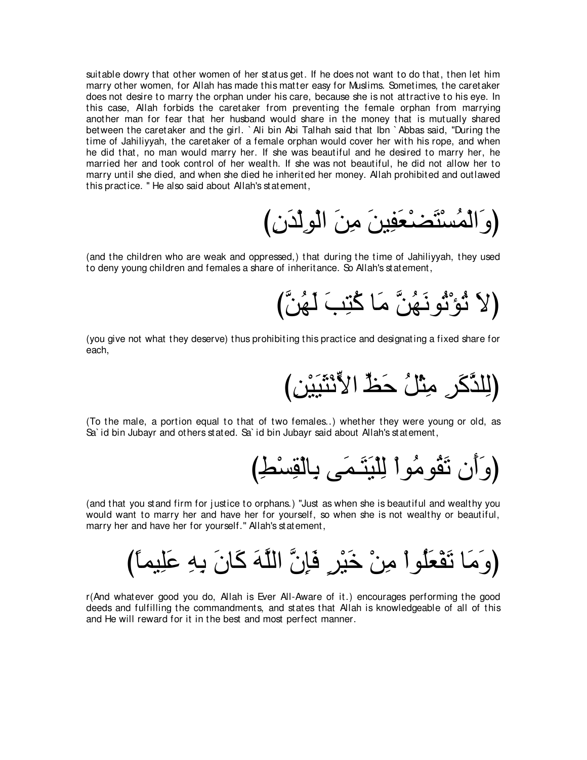suitable dowry that other women of her status get. If he does not want to do that, then let him marry other women, for Allah has made this matter easy for Muslims. Sometimes, the caretaker does not desire to marry the orphan under his care, because she is not attractive to his eye. In this case, Allah forbids the caretaker from preventing the female orphan from marrying another man for fear that her husband would share in the money that is mutually shared between the caretaker and the girl. `Ali bin Abi Talhah said that Ibn `Abbas said, "During the time of Jahiliyyah, the caretaker of a female orphan would cover her with his rope, and when he did that, no man would marry her. If she was beautiful and he desired to marry her, he married her and took control of her wealth. If she was not beautiful, he did not allow her to marry until she died, and when she died he inherited her money. Allah prohibited and outlawed this practice. " He also said about Allah's statement,

(وَالْمُسْتَضْعَفِينَ مِنَ الْوِلْدَنِ)

(and the children who are weak and oppressed,) that during the time of Jahiliyyah, they used to deny young children and females a share of inheritance. So Allah's statement,

(لاَ تُؤْتُونَهُنَّ مَا كُتِبَ لَهُنَّ)

(you give not what they deserve) thus prohibiting this practice and designating a fixed share for each,

(لِلذَّكَرِ مِثْلُ حَظِّ الأُنثَيَيْنِ)

(To the male, a portion equal to that of two females..) whether they were young or old, as Sa`id bin Jubayr and others stated. Sa`id bin Jubayr said about Allah's statement,

(وَأَن تَقُومُواْ لِلْيَتَـمَى بِالْقِسْطِ)

(and that you stand firm for justice to orphans.) "Just as when she is beautiful and wealthy you would want to marry her and have her for yourself, so when she is not wealthy or beautiful, marry her and have her for yourself." Allah's statement,

(وَمَا تَفْعَلُواْ مِنْ خَيْرٍ فَإِنَّ اللَّهَ كَانَ بِهِ عَلِيماً)

r(And whatever good you do, Allah is Ever All-Aware of it.) encourages performing the good deeds and fulfilling the commandments, and states that Allah is knowledgeable of all of this and He will reward for it in the best and most perfect manner.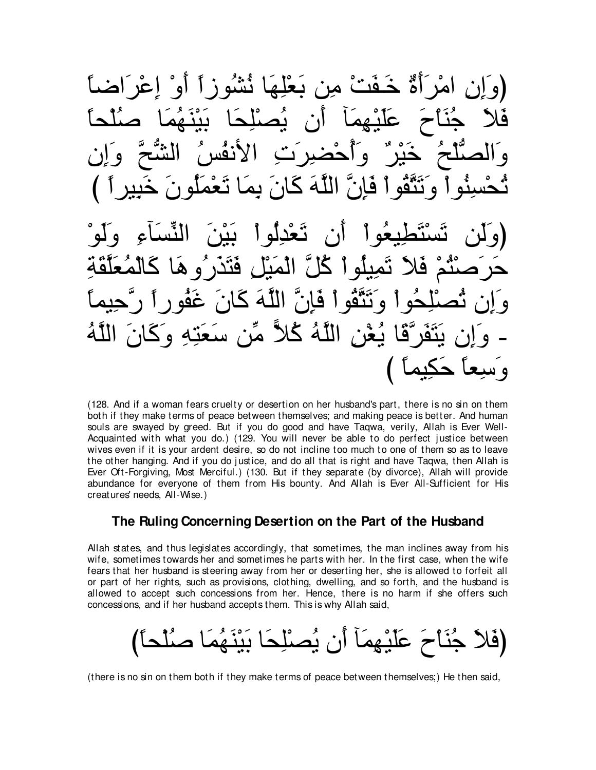(وَإِنِ امْرَأَةٌ خَـفَتْ مِن بَعْلِهَا نُشُوزاً أَوْ إِعْرَاضاً فَلاَ جُنَاْحَ عَلَيْهِمَآ أَن يُصْلِحَا بَيْنَهُمَا صُلْحاً وَالصُّلْحُ خَيْرٌ وَأُحْضِرَتِ الأنफُسُ الشُّحَّ وَإِن تُحْسِنُواْ وَتَتَّقُواْ فَإِنَّ اللَّهَ كَانَ بِمَا تَعْمَلُونَ خَبِيراً )

(وَلَن تَسْتَطِيعُواْ أَن تَعْدِلُواْ بَيْنَ النِّسَآءِ وَلَوْ حَرَصْتُمْ فَلاَ تَمِيلُواْ كُلَّ الْمَيْلِ فَتَذَرُوهَا كَالْمُعَلَّقَةِ وَإِن تُصْلِحُواْ وَتَتَّقُواْ فَإِنَّ اللَّهَ كَانَ غَفُوراً رَّحِيماً - وَإِن يَتَفَرَّقَا يُغْنِ اللَّهُ كُلاًّ مِّن سَعَتِهِ وَكَانَ اللَّهُ وَسِعاً حَكِيماً )

(128. And if a woman fears cruelty or desertion on her husband's part, there is no sin on them both if they make terms of peace between themselves; and making peace is better. And human souls are swayed by greed. But if you do good and have Taqwa, verily, Allah is Ever Well-Acquainted with what you do.) (129. You will never be able to do perfect justice between wives even if it is your ardent desire, so do not incline too much to one of them so as to leave the other hanging. And if you do justice, and do all that is right and have Taqwa, then Allah is Ever Oft-Forgiving, Most Merciful.) (130. But if they separate (by divorce), Allah will provide abundance for everyone of them from His bounty. And Allah is Ever All-Sufficient for His creatures' needs, All-Wise.)

## The Ruling Concerning Desertion on the Part of the Husband

Allah states, and thus legislates accordingly, that sometimes, the man inclines away from his wife, sometimes towards her and sometimes he parts with her. In the first case, when the wife fears that her husband is steering away from her or deserting her, she is allowed to forfeit all or part of her rights, such as provisions, clothing, dwelling, and so forth, and the husband is allowed to accept such concessions from her. Hence, there is no harm if she offers such concessions, and if her husband accepts them. This is why Allah said,

(فَلاَ جُنَاْحَ عَلَيْهِمَآ أَن يُصْلِحَا بَيْنَهُمَا صُلْحاً)

(there is no sin on them both if they make terms of peace between themselves;) He then said,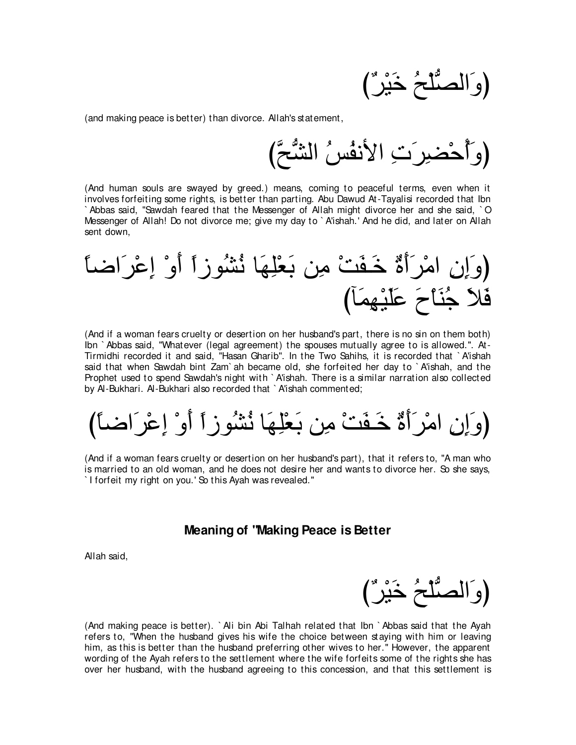(وَالصُّلْحُ خَيْرٌ)

(and making peace is better) than divorce. Allah's statement,

(وَأُحْضِرَتِ الأنفُسُ الشُّحَّ)

(And human souls are swayed by greed.) means, coming to peaceful terms, even when it involves forfeiting some rights, is better than parting. Abu Dawud At-Tayalisi recorded that Ibn `Abbas said, "Sawdah feared that the Messenger of Allah might divorce her and she said, `O Messenger of Allah! Do not divorce me; give my day to `A'ishah.' And he did, and later on Allah sent down,

(وَإِنِ امْرَأَةٌ خَـفَتْ مِن بَعْلِهَا نُشُوزاً أَوْ إِعْرَاضاً فَلاَ جُنَاْحَ عَلَيْهِمَآ)

(And if a woman fears cruelty or desertion on her husband's part, there is no sin on them both) Ibn `Abbas said, "Whatever (legal agreement) the spouses mutually agree to is allowed.". At-Tirmidhi recorded it and said, "Hasan Gharib". In the Two Sahihs, it is recorded that `A'ishah said that when Sawdah bint Zam`ah became old, she forfeited her day to `A'ishah, and the Prophet used to spend Sawdah's night with `A'ishah. There is a similar narration also collected by Al-Bukhari. Al-Bukhari also recorded that `A'ishah commented;

(وَإِنِ امْرَأَةٌ خَـفَتْ مِن بَعْلِهَا نُشُوزاً أَوْ إِعْرَاضاً)

(And if a woman fears cruelty or desertion on her husband's part), that it refers to, "A man who is married to an old woman, and he does not desire her and wants to divorce her. So she says, `I forfeit my right on you.' So this Ayah was revealed."

### Meaning of "Making Peace is Better

Allah said,

(وَالصُّلْحُ خَيْرٌ)

(And making peace is better). `Ali bin Abi Talhah related that Ibn `Abbas said that the Ayah refers to, "When the husband gives his wife the choice between staying with him or leaving him, as this is better than the husband preferring other wives to her." However, the apparent wording of the Ayah refers to the settlement where the wife forfeits some of the rights she has over her husband, with the husband agreeing to this concession, and that this settlement is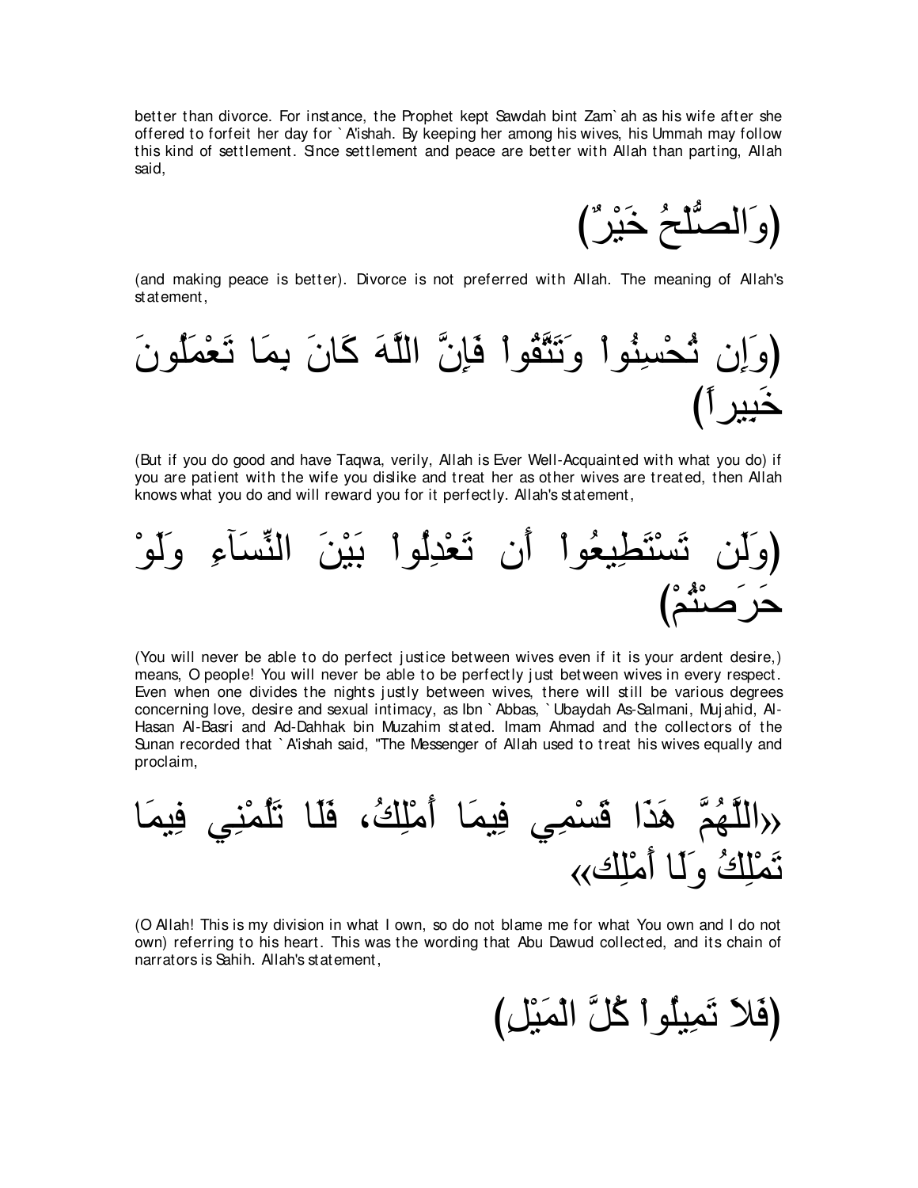better than divorce. For instance, the Prophet kept Sawdah bint Zam`ah as his wife after she offered to forfeit her day for `A'ishah. By keeping her among his wives, his Ummah may follow this kind of settlement. Since settlement and peace are better with Allah than parting, Allah said,

(وَالصُّلْحُ خَيْرٌ)

(and making peace is better). Divorce is not preferred with Allah. The meaning of Allah's statement,

(وَإِن تُحْسِنُواْ وَتَتَّقُواْ فَإِنَّ اللَّهَ كَانَ بِمَا تَعْمَلُونَ خَبِيراً)

(But if you do good and have Taqwa, verily, Allah is Ever Well-Acquainted with what you do) if you are patient with the wife you dislike and treat her as other wives are treated, then Allah knows what you do and will reward you for it perfectly. Allah's statement,

(وَلَن تَسْتَطِيعُواْ أَن تَعْدِلُواْ بَيْنَ النِّسَآءِ وَلَوْ حَرَصْتُمْ)

(You will never be able to do perfect justice between wives even if it is your ardent desire,) means, O people! You will never be able to be perfectly just between wives in every respect. Even when one divides the nights justly between wives, there will still be various degrees concerning love, desire and sexual intimacy, as Ibn `Abbas, `Ubaydah As-Salmani, Mujahid, Al-Hasan Al-Basri and Ad-Dahhak bin Muzahim stated. Imam Ahmad and the collectors of the Sunan recorded that `A'ishah said, "The Messenger of Allah used to treat his wives equally and proclaim,

«اللَّهُمَّ هَذَا قَسْمِي فِيمَا أَمْلِكُ، فَلَا تَلُمْنِي فِيمَا تَمْلِكُ وَلَا أَمْلِك»

(O Allah! This is my division in what I own, so do not blame me for what You own and I do not own) referring to his heart. This was the wording that Abu Dawud collected, and its chain of narrators is Sahih. Allah's statement,

(فَلاَ تَمِيلُواْ كُلَّ الْمَيْلِ)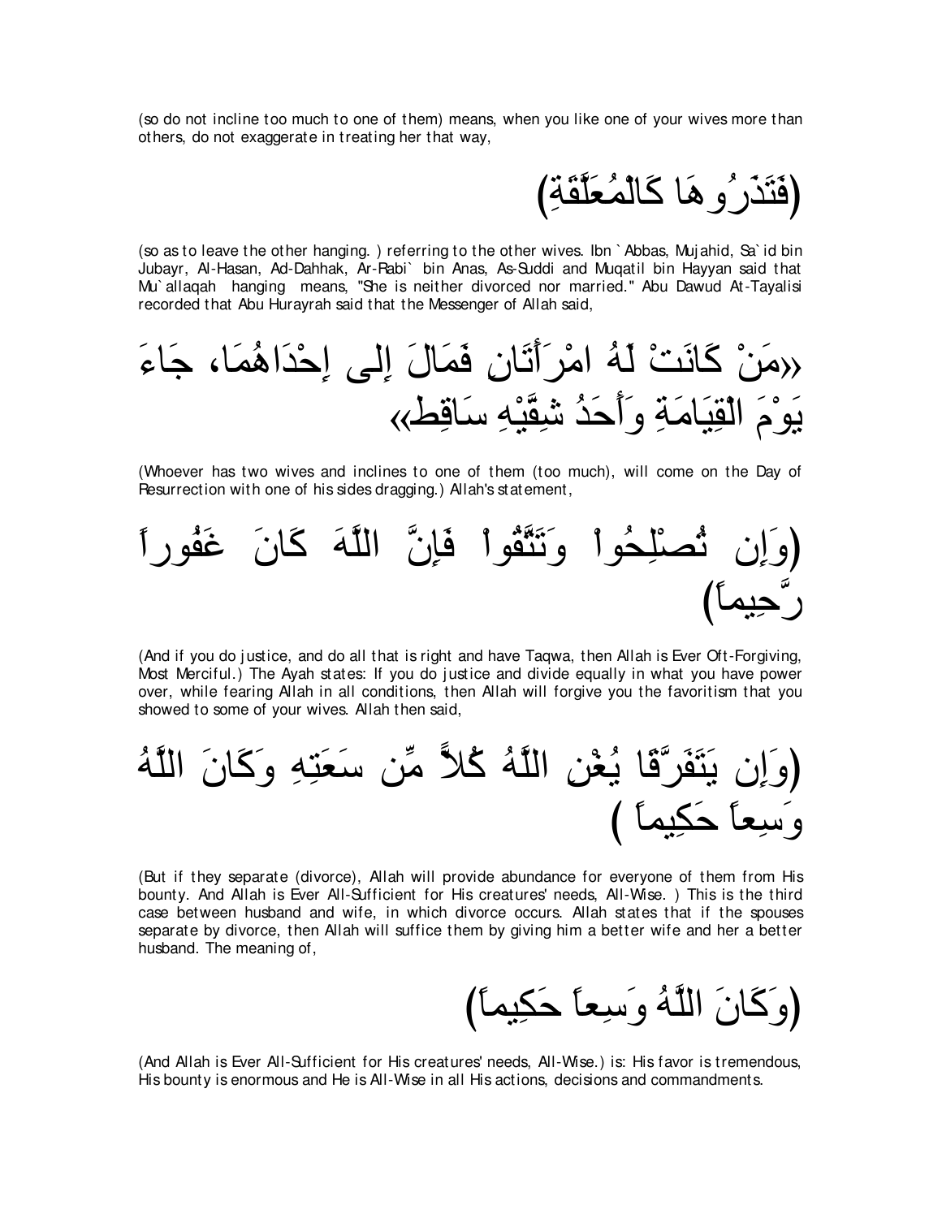(so do not incline too much to one of them) means, when you like one of your wives more than others, do not exaggerate in treating her that way,

(فَتَذَرُوهَا كَالْمُعَلَّقَةِ)

(so as to leave the other hanging. ) referring to the other wives. Ibn `Abbas, Mujahid, Sa`id bin Jubayr, Al-Hasan, Ad-Dahhak, Ar-Rabi` bin Anas, As-Suddi and Muqatil bin Hayyan said that Mu`allaqah hanging means, "She is neither divorced nor married." Abu Dawud At-Tayalisi recorded that Abu Hurayrah said that the Messenger of Allah said,

«مَنْ كَانَتْ لَهُ امْرَأَتَانِ فَمَالَ إِلى إِحْدَاهُمَا، جَاءَ يَوْمَ الْقِيَامَةِ وَأَحَدُ شِقَّيْهِ سَاقِطٌ»

(Whoever has two wives and inclines to one of them (too much), will come on the Day of Resurrection with one of his sides dragging.) Allah's statement,

(وَإِن تُصْلِحُواْ وَتَتَّقُواْ فَإِنَّ اللَّهَ كَانَ غَفُوراً رَّحِيماً)

(And if you do justice, and do all that is right and have Taqwa, then Allah is Ever Oft-Forgiving, Most Merciful.) The Ayah states: If you do justice and divide equally in what you have power over, while fearing Allah in all conditions, then Allah will forgive you the favoritism that you showed to some of your wives. Allah then said,

(وَإِن يَتَفَرَّقَا يُغْنِ اللَّهُ كُلاًّ مِّن سَعَتِهِ وَكَانَ اللَّهُ وَسِعاً حَكِيماً )

(But if they separate (divorce), Allah will provide abundance for everyone of them from His bounty. And Allah is Ever All-Sufficient for His creatures' needs, All-Wise. ) This is the third case between husband and wife, in which divorce occurs. Allah states that if the spouses separate by divorce, then Allah will suffice them by giving him a better wife and her a better husband. The meaning of,

(وَكَانَ اللَّهُ وَسِعاً حَكِيماً)

(And Allah is Ever All-Sufficient for His creatures' needs, All-Wise.) is: His favor is tremendous, His bounty is enormous and He is All-Wise in all His actions, decisions and commandments.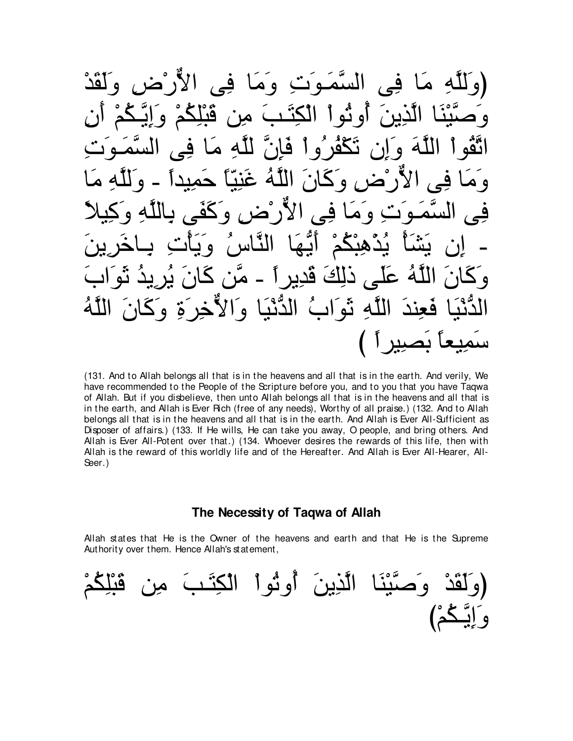(وَللَّهِ مَا فِى السَّمَـوَتِ وَمَا فِى الاٌّرْضِ وَلَقَدْ وَصَّيْنَا الَّذِينَ أُوتُواْ الْكِتَـبَ مِن قَبْلِكُمْ وَإِيَّـكُمْ أَنِ اتَّقُواْ اللَّهَ وَإِن تَكْفُرُواْ فَإِنَّ للَّهِ مَا فِى السَّمَـوَتِ وَمَا فِى الاٌّرْضِ وَكَانَ اللَّهُ غَنِيّاً حَمِيداً - وَللَّهِ مَا فِى السَّمَـوَتِ وَمَا فِى الاٌّرْضِ وَكَفَى بِاللَّهِ وَكِيلاً - إِن يَشَأْ يُذْهِبْكُمْ أَيُّهَا النَّاسُ وَيَأْتِ بِـاخَرِينَ وَكَانَ اللَّهُ عَلَى ذَلِكَ قَدِيراً - مَّن كَانَ يُرِيدُ ثَوَابَ الدُّنْيَا فَعِندَ اللَّهِ ثَوَابُ الدُّنْيَا وَالاٌّخِرَةِ وَكَانَ اللَّهُ سَمِيعاً بَصِيراً )

(131. And to Allah belongs all that is in the heavens and all that is in the earth. And verily, We have recommended to the People of the Scripture before you, and to you that you have Taqwa of Allah. But if you disbelieve, then unto Allah belongs all that is in the heavens and all that is in the earth, and Allah is Ever Rich (free of any needs), Worthy of all praise.) (132. And to Allah belongs all that is in the heavens and all that is in the earth. And Allah is Ever All-Sufficient as Disposer of affairs.) (133. If He wills, He can take you away, O people, and bring others. And Allah is Ever All-Potent over that.) (134. Whoever desires the rewards of this life, then with Allah is the reward of this worldly life and of the Hereafter. And Allah is Ever All-Hearer, All-Seer.)

### The Necessity of Taqwa of Allah

Allah states that He is the Owner of the heavens and earth and that He is the Supreme Authority over them. Hence Allah's statement,

(وَلَقَدْ وَصَّيْنَا الَّذِينَ أُوتُواْ الْكِتَـبَ مِن قَبْلِكُمْ وَإِيَّـكُمْ)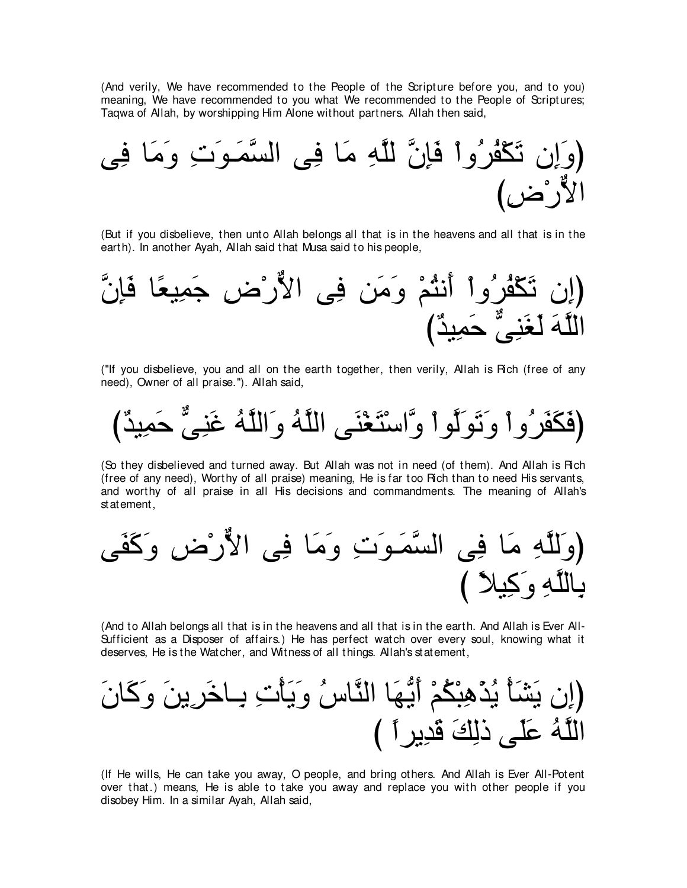(And verily, We have recommended to the People of the Scripture before you, and to you) meaning, We have recommended to you what We recommended to the People of Scriptures; Taqwa of Allah, by worshipping Him Alone without partners. Allah then said,

(وَإِن تَكْفُرُواْ فَإِنَّ للَّهِ مَا فِى السَّمَـوَتِ وَمَا فِى الاٌّرْضِ)

(But if you disbelieve, then unto Allah belongs all that is in the heavens and all that is in the earth). In another Ayah, Allah said that Musa said to his people,

(إِن تَكْفُرُواْ أَنتُمْ وَمَن فِى الاٌّرْضِ جَمِيعًا فَإِنَّ اللَّهَ لَغَنِىٌّ حَمِيدٌ)

("If you disbelieve, you and all on the earth together, then verily, Allah is Rich (free of any need), Owner of all praise."). Allah said,

(فَكَفَرُواْ وَتَوَلَّواْ وَّاسْتَغْنَى اللَّهُ وَاللَّهُ غَنِىٌّ حَمِيدٌ)

(So they disbelieved and turned away. But Allah was not in need (of them). And Allah is Rich (free of any need), Worthy of all praise) meaning, He is far too Rich than to need His servants, and worthy of all praise in all His decisions and commandments. The meaning of Allah's statement,

(وَلِلَّهِ مَا فِى السَّمَـوَتِ وَمَا فِى الاٌّرْضِ وَكَفَى بِاللَّهِ وَكِيلاً )

(And to Allah belongs all that is in the heavens and all that is in the earth. And Allah is Ever All-Sufficient as a Disposer of affairs.) He has perfect watch over every soul, knowing what it deserves, He is the Watcher, and Witness of all things. Allah's statement,

(إِن يَشَأْ يُذْهِبْكُمْ أَيُّهَا النَّاسُ وَيَأْتِ بِـاخَرِينَ وَكَانَ اللَّهُ عَلَى ذلِكَ قَدِيراً )

(If He wills, He can take you away, O people, and bring others. And Allah is Ever All-Potent over that.) means, He is able to take you away and replace you with other people if you disobey Him. In a similar Ayah, Allah said,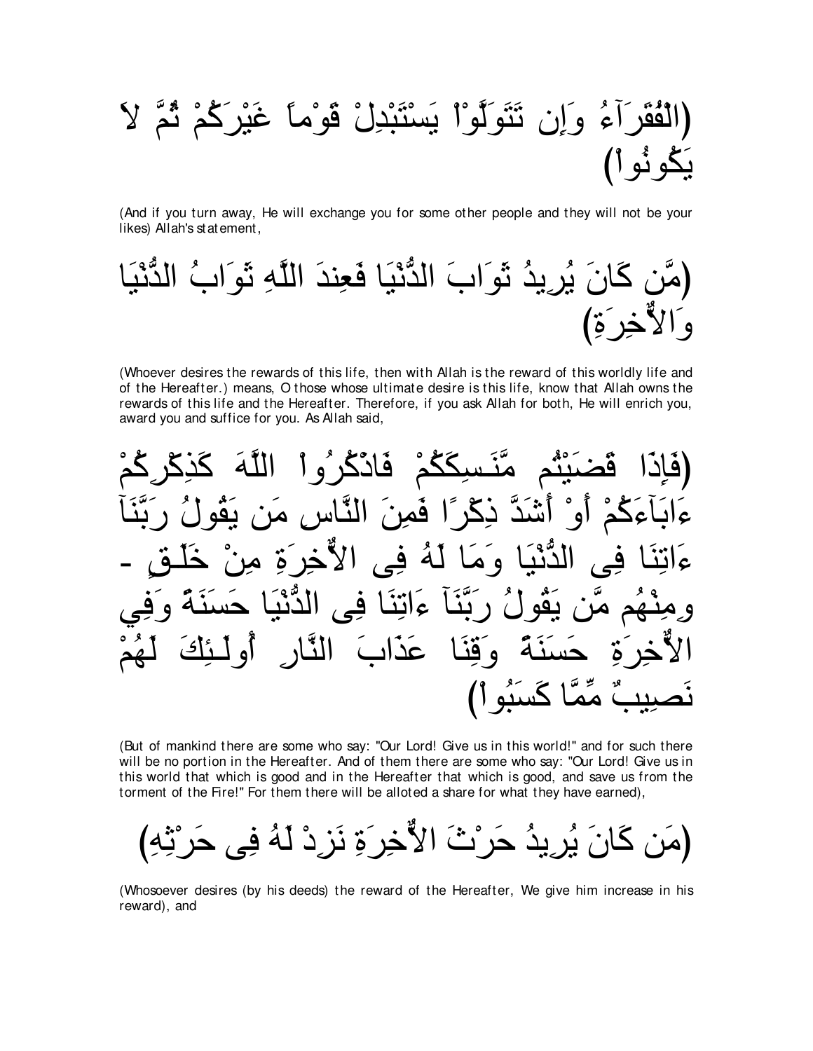(الْفُقَرَآءُ وَإِن تَتَوَلَّوْاْ يَسْتَبْدِلْ قَوْماً غَيْرَكُمْ ثُمَّ لاَ يَكُونُواْ)

(And if you turn away, He will exchange you for some other people and they will not be your likes) Allah's statement,

(مَّن كَانَ يُرِيدُ ثَوَابَ الدُّنْيَا فَعِندَ اللَّهِ ثَوَابُ الدُّنْيَا وَالاٌّخِرَةِ)

(Whoever desires the rewards of this life, then with Allah is the reward of this worldly life and of the Hereafter.) means, O those whose ultimate desire is this life, know that Allah owns the rewards of this life and the Hereafter. Therefore, if you ask Allah for both, He will enrich you, award you and suffice for you. As Allah said,

(فَإِذَا قَضَيْتُم مَّنَـسِكَكُمْ فَاذْكُرُواْ اللَّهَ كَذِكْرِكُمْ ءَابَآءَكُمْ أَوْ أَشَدَّ ذِكْرًا فَمِنَ النَّاسِ مَن يَقُولُ رَبَّنَآ ءَاتِنَا فِى الدُّنْيَا وَمَا لَهُ فِى الاٌّخِرَةِ مِنْ خَلَـقٍ - وِمِنْهُم مَّن يَقُولُ رَبَّنَآ ءَاتِنَا فِى الدُّنْيَا حَسَنَةً وَفِي الاٌّخِرَةِ حَسَنَةً وَقِنَا عَذَابَ النَّارِ أُولَـئِكَ لَهُمْ نَصِيبٌ مِّمَّا كَسَبُواْ)

(But of mankind there are some who say: "Our Lord! Give us in this world!" and for such there will be no portion in the Hereafter. And of them there are some who say: "Our Lord! Give us in this world that which is good and in the Hereafter that which is good, and save us from the torment of the Fire!" For them there will be alloted a share for what they have earned),

(مَن كَانَ يُرِيدُ حَرْثَ الاٌّخِرَةِ نَزِدْ لَهُ فِى حَرْثِهِ)

(Whosoever desires (by his deeds) the reward of the Hereafter, We give him increase in his reward), and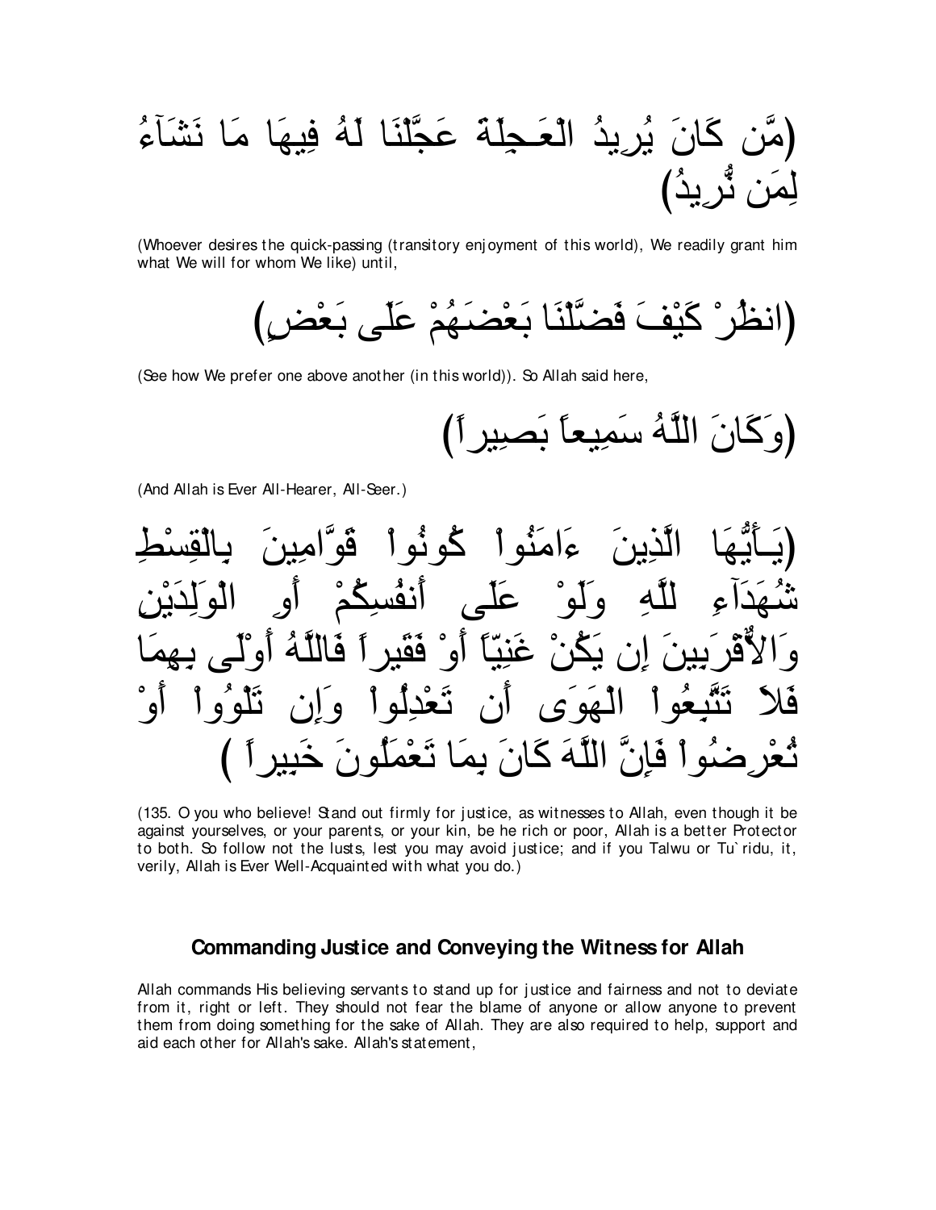(مَّن كَانَ يُرِيدُ الْعَـجِلَةَ عَجَّلْنَا لَهُ فِيهَا مَا نَشَآءُ لِمَن نُّرِيدُ)

(Whoever desires the quick-passing (transitory enjoyment of this world), We readily grant him what We will for whom We like) until,

(انظُرْ كَيْفَ فَضَّلْنَا بَعْضَهُمْ عَلَى بَعْضٍ)

(See how We prefer one above another (in this world)). So Allah said here,

(وَكَانَ اللَّهُ سَمِيعاً بَصِيراً)

(And Allah is Ever All-Hearer, All-Seer.)

(يَـأَيُّهَا الَّذِينَ ءَامَنُواْ كُونُواْ قَوَّامِينَ بِالْقِسْطِ شُهَدَآءِ لِلَّهِ وَلَوْ عَلَى أَنفُسِكُمْ أَوِ الْوَلِدَيْنِ وَالاٌّقْرَبِينَ إِن يَكُنْ غَنِيّاً أَوْ فَقَيراً فَاللَّهُ أَوْلَى بِهِمَا فَلاَ تَتَّبِعُواْ الْهَوَى أَن تَعْدِلُواْ وَإِن تَلْوُواْ أَوْ تُعْرِضُواْ فَإِنَّ اللَّهَ كَانَ بِمَا تَعْمَلُونَ خَبِيراً )

(135. O you who believe! Stand out firmly for justice, as witnesses to Allah, even though it be against yourselves, or your parents, or your kin, be he rich or poor, Allah is a better Protector to both. So follow not the lusts, lest you may avoid justice; and if you Talwu or Tu`ridu, it, verily, Allah is Ever Well-Acquainted with what you do.)

### Commanding Justice and Conveying the Witness for Allah

Allah commands His believing servants to stand up for justice and fairness and not to deviate from it, right or left. They should not fear the blame of anyone or allow anyone to prevent them from doing something for the sake of Allah. They are also required to help, support and aid each other for Allah's sake. Allah's statement,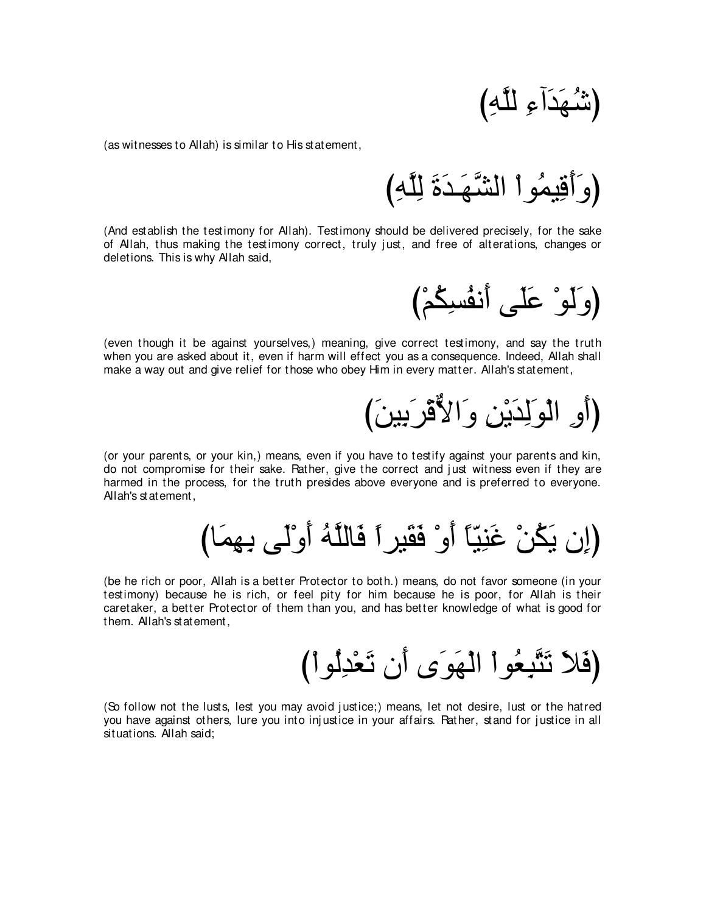(شُهَدَآءِ للَّهِ)

(as witnesses to Allah) is similar to His statement,

(وَأَقِيمُواْ الشَّهَـدَةَ لِلَّهِ)

(And establish the testimony for Allah). Testimony should be delivered precisely, for the sake of Allah, thus making the testimony correct, truly just, and free of alterations, changes or deletions. This is why Allah said,

(وَلَوْ عَلَى أَنفُسِكُمْ)

(even though it be against yourselves,) meaning, give correct testimony, and say the truth when you are asked about it, even if harm will effect you as a consequence. Indeed, Allah shall make a way out and give relief for those who obey Him in every matter. Allah's statement,

(أَوِ الْوَلِدَيْنِ وَالاٌّقْرَبِينَ)

(or your parents, or your kin,) means, even if you have to testify against your parents and kin, do not compromise for their sake. Rather, give the correct and just witness even if they are harmed in the process, for the truth presides above everyone and is preferred to everyone. Allah's statement,

(إِن يَكُنْ غَنِيّاً أَوْ فَقَيراً فَاللَّهُ أَوْلَى بِهِمَا)

(be he rich or poor, Allah is a better Protector to both.) means, do not favor someone (in your testimony) because he is rich, or feel pity for him because he is poor, for Allah is their caretaker, a better Protector of them than you, and has better knowledge of what is good for them. Allah's statement,

(فَلاَ تَتَّبِعُواْ الْهَوَى أَن تَعْدِلُواْ)

(So follow not the lusts, lest you may avoid justice;) means, let not desire, lust or the hatred you have against others, lure you into injustice in your affairs. Rather, stand for justice in all situations. Allah said;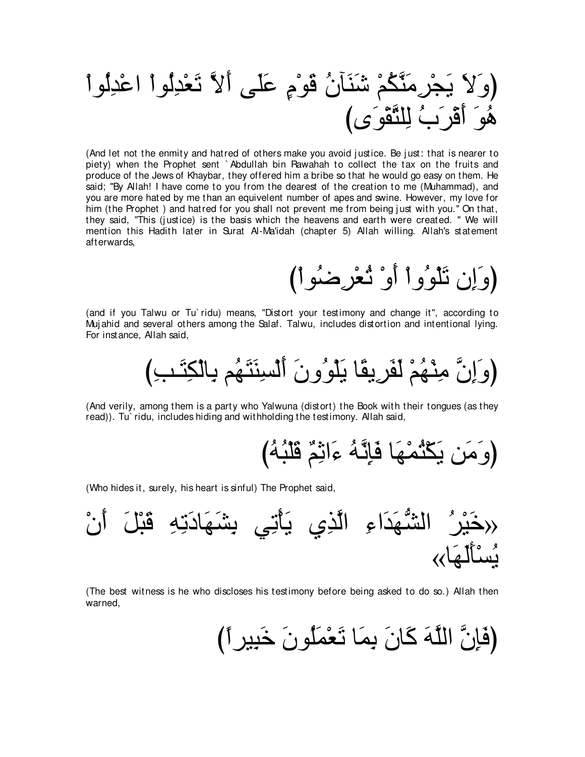(وَلاَ يَجْرِمَنَّكُمْ شَنَآنُ قَوْمٍ عَلَى أَلاَّ تَعْدِلُواْ اعْدِلُواْ هُوَ أَقْرَبُ لِلتَّقْوَى)

(And let not the enmity and hatred of others make you avoid justice. Be just: that is nearer to piety) when the Prophet sent `Abdullah bin Rawahah to collect the tax on the fruits and produce of the Jews of Khaybar, they offered him a bribe so that he would go easy on them. He said; "By Allah! I have come to you from the dearest of the creation to me (Muhammad), and you are more hated by me than an equivelent number of apes and swine. However, my love for him (the Prophet ) and hatred for you shall not prevent me from being just with you." On that, they said, "This (justice) is the basis which the heavens and earth were created. " We will mention this Hadith later in Surat Al-Ma'idah (chapter 5) Allah willing. Allah's statement afterwards,

(وَإِن تَلْوُواْ أَوْ تُعْرِضُواْ)

(and if you Talwu or Tu`ridu) means, "Distort your testimony and change it", according to Mujahid and several others among the Salaf. Talwu, includes distortion and intentional lying. For instance, Allah said,

(وَإِنَّ مِنْهُمْ لَفَرِيقًا يَلْوُونَ أَلْسِنَتَهُم بِالْكِتَـبِ)

(And verily, among them is a party who Yalwuna (distort) the Book with their tongues (as they read)). Tu`ridu, includes hiding and withholding the testimony. Allah said,

(وَمَن يَكْتُمْهَا فَإِنَّهُ ءَاثِمٌ قَلْبُهُ)

(Who hides it, surely, his heart is sinful) The Prophet said,

«خَيْرُ الشُّهَدَاءِ الَّذِي يَأْتِي بِشَهَادَتِهِ قَبْلَ أَنْ يُسْأَلَهَا»

(The best witness is he who discloses his testimony before being asked to do so.) Allah then warned,

(فَإِنَّ اللَّهَ كَانَ بِمَا تَعْمَلُونَ خَبِيراً)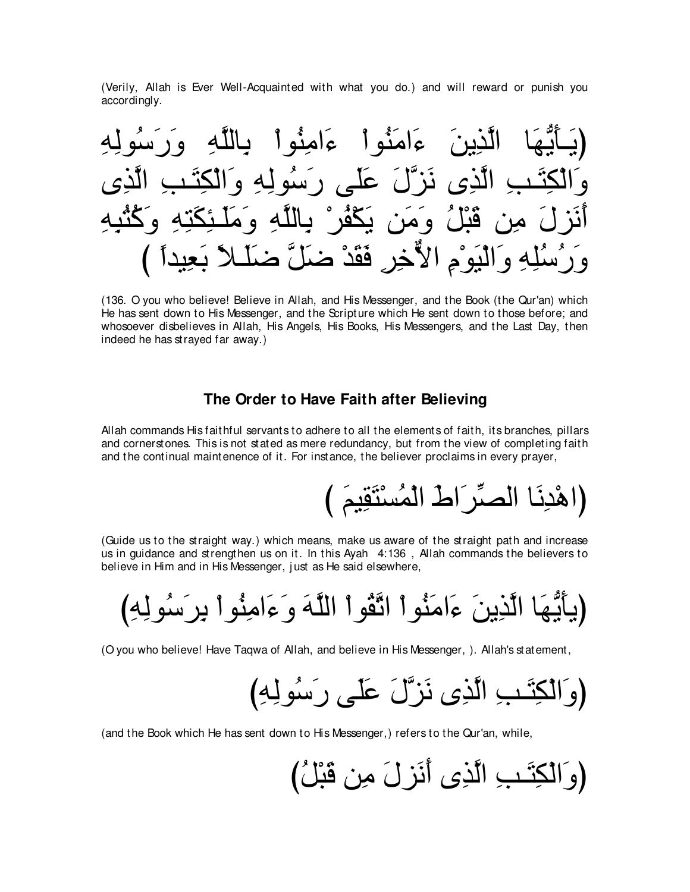(Verily, Allah is Ever Well-Acquainted with what you do.) and will reward or punish you accordingly.

(يَـأَيُّهَا الَّذِينَ ءَامَنُواْ ءَامِنُواْ بِاللَّهِ وَرَسُولِهِ وَالْكِتَـبِ الَّذِى نَزَّلَ عَلَى رَسُولِهِ وَالْكِتَـبِ الَّذِى أَنَزلَ مِن قَبْلُ وَمَن يَكْفُرْ بِاللَّهِ وَمَلَـئِكَتِهِ وَكُتُبِهِ وَرُسُلِهِ وَالْيَوْمِ الاٌّخِرِ فَقَدْ ضَلَّ ضَلَـلاً بَعِيداً )

(136. O you who believe! Believe in Allah, and His Messenger, and the Book (the Qur'an) which He has sent down to His Messenger, and the Scripture which He sent down to those before; and whosoever disbelieves in Allah, His Angels, His Books, His Messengers, and the Last Day, then indeed he has strayed far away.)

## The Order to Have Faith after Believing

Allah commands His faithful servants to adhere to all the elements of faith, its branches, pillars and cornerstones. This is not stated as mere redundancy, but from the view of completing faith and the continual maintenence of it. For instance, the believer proclaims in every prayer,

(اهْدِنَا الصِّرَاطَ الْمُسْتَقِيمَ )

(Guide us to the straight way.) which means, make us aware of the straight path and increase us in guidance and strengthen us on it. In this Ayah 4:136 , Allah commands the believers to believe in Him and in His Messenger, just as He said elsewhere,

(يأَيُّهَا الَّذِينَ ءَامَنُواْ اتَّقُواْ اللَّهَ وَءَامِنُواْ بِرَسُولِهِ)

(O you who believe! Have Taqwa of Allah, and believe in His Messenger, ). Allah's statement,

(وَالْكِتَـبِ الَّذِى نَزَّلَ عَلَى رَسُولِهِ)

(and the Book which He has sent down to His Messenger,) refers to the Qur'an, while,

(وَالْكِتَـبِ الَّذِى أَنَزلَ مِن قَبْلُ)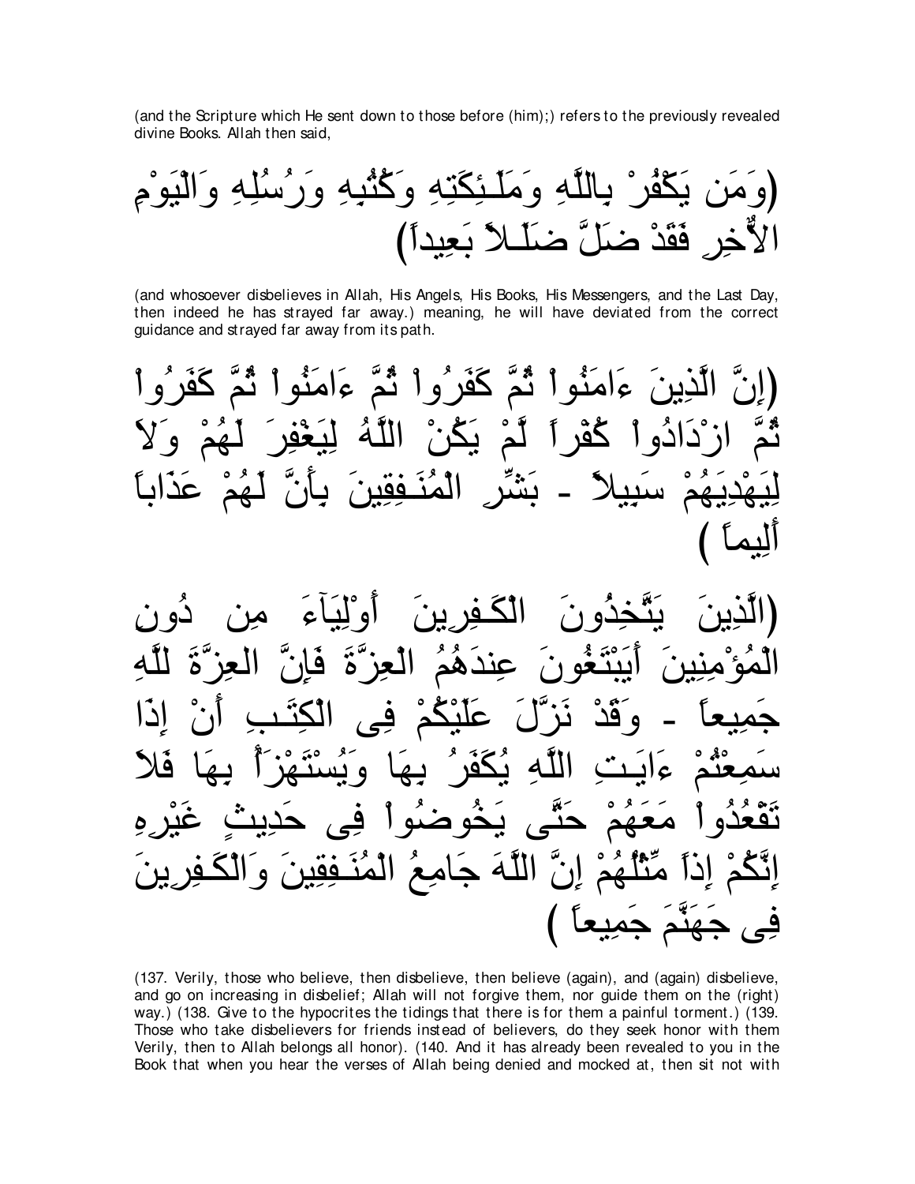(and the Scripture which He sent down to those before (him);) refers to the previously revealed divine Books. Allah then said,

(وَمَن يَكْفُرْ بِاللَّهِ وَمَلَـئِكَتِهِ وَكُتُبِهِ وَرُسُلِهِ وَالْيَوْمِ الاٌّخِرِ فَقَدْ ضَلَّ ضَلَـلاً بَعِيداً)

(and whosoever disbelieves in Allah, His Angels, His Books, His Messengers, and the Last Day, then indeed he has strayed far away.) meaning, he will have deviated from the correct guidance and strayed far away from its path.

(إِنَّ الَّذِينَ ءَامَنُواْ ثُمَّ كَفَرُواْ ثُمَّ ءَامَنُواْ ثُمَّ كَفَرُواْ ثُمَّ ازْدَادُواْ كُفْراً لَّمْ يَكُنْ اللَّهُ لِيَغْفِرَ لَهُمْ وَلاَ لِيَهْدِيَهُمْ سَبِيلاً - بَشِّرِ الْمُنَـفِقِينَ بِأَنَّ لَهُمْ عَذَاباً أَلِيماً )

(الَّذِينَ يَتَّخِذُونَ الْكَـفِرِينَ أَوْلِيَآءَ مِن دُونِ الْمُؤْمِنِينَ أَيَبْتَغُونَ عِندَهُمُ الْعِزَّةَ فَإِنَّ العِزَّةَ لِلَّهِ جَمِيعاً - وَقَدْ نَزَّلَ عَلَيْكُمْ فِى الْكِتَـبِ أَنْ إِذَا سَمِعْتُمْ ءَايَـتِ اللَّهِ يُكَفَرُ بِهَا وَيُسْتَهْزَأُ بِهَا فَلاَ تَقْعُدُواْ مَعَهُمْ حَتَّى يَخُوضُواْ فِى حَدِيثٍ غَيْرِهِ إِنَّكُمْ إِذاً مِّثْلُهُمْ إِنَّ اللَّهَ جَامِعُ الْمُنَـفِقِينَ وَالْكَـفِرِينَ فِى جَهَنَّمَ جَمِيعاً )

(137. Verily, those who believe, then disbelieve, then believe (again), and (again) disbelieve, and go on increasing in disbelief; Allah will not forgive them, nor guide them on the (right) way.) (138. Give to the hypocrites the tidings that there is for them a painful torment.) (139. Those who take disbelievers for friends instead of believers, do they seek honor with them Verily, then to Allah belongs all honor). (140. And it has already been revealed to you in the Book that when you hear the verses of Allah being denied and mocked at, then sit not with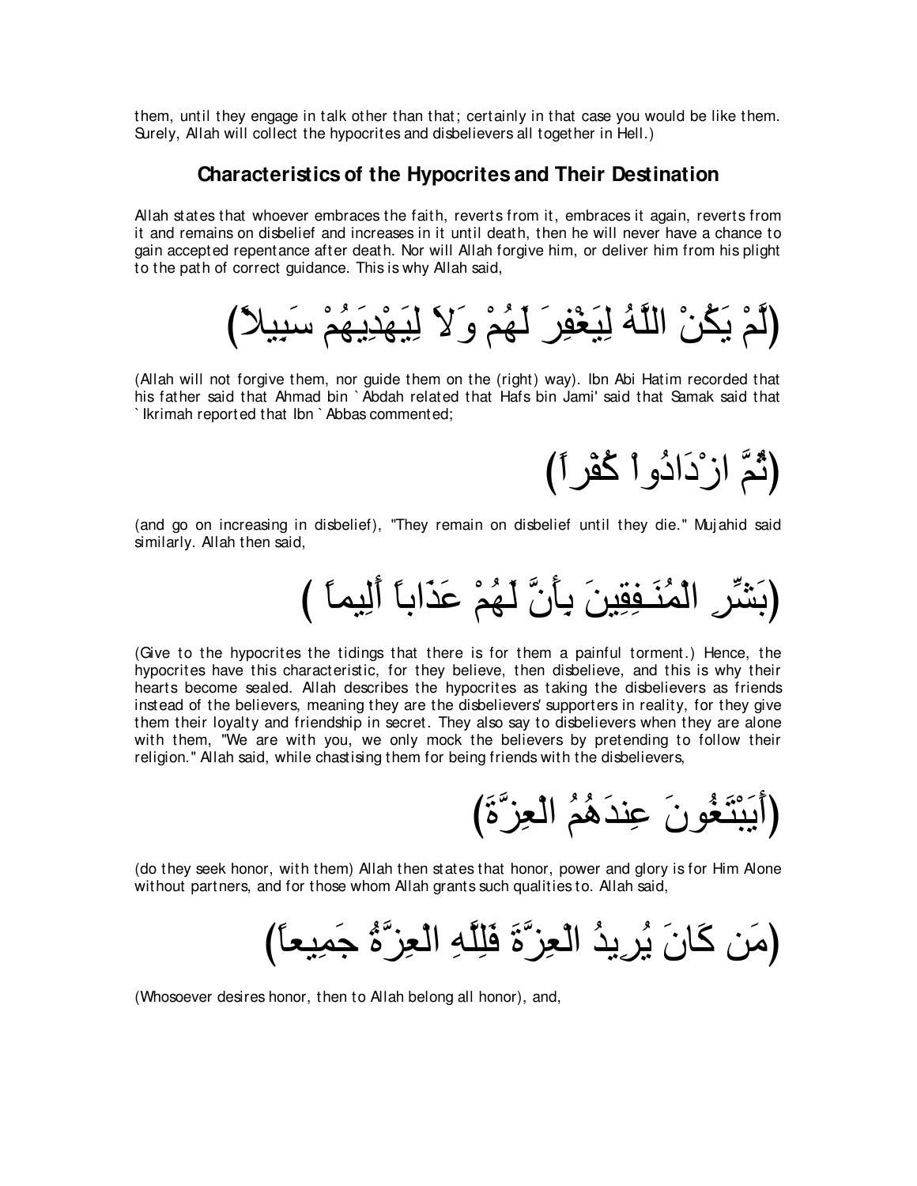them, until they engage in talk other than that; certainly in that case you would be like them. Surely, Allah will collect the hypocrites and disbelievers all together in Hell.)

## Characteristics of the Hypocrites and Their Destination

Allah states that whoever embraces the faith, reverts from it, embraces it again, reverts from it and remains on disbelief and increases in it until death, then he will never have a chance to gain accepted repentance after death. Nor will Allah forgive him, or deliver him from his plight to the path of correct guidance. This is why Allah said,

(لَّمْ يَكُنْ اللَّهُ لِيَغْفِرَ لَهُمْ وَلاَ لِيَهْدِيَهُمْ سَبِيلاً)

(Allah will not forgive them, nor guide them on the (right) way). Ibn Abi Hatim recorded that his father said that Ahmad bin `Abdah related that Hafs bin Jami' said that Samak said that `Ikrimah reported that Ibn `Abbas commented;

(ثُمَّ ازْدَادُواْ كُفْراً)

(and go on increasing in disbelief), "They remain on disbelief until they die." Mujahid said similarly. Allah then said,

(بَشِّرِ الْمُنَـفِقِينَ بِأَنَّ لَهُمْ عَذَاباً أَلِيماً )

(Give to the hypocrites the tidings that there is for them a painful torment.) Hence, the hypocrites have this characteristic, for they believe, then disbelieve, and this is why their hearts become sealed. Allah describes the hypocrites as taking the disbelievers as friends instead of the believers, meaning they are the disbelievers' supporters in reality, for they give them their loyalty and friendship in secret. They also say to disbelievers when they are alone with them, "We are with you, we only mock the believers by pretending to follow their religion." Allah said, while chastising them for being friends with the disbelievers,

(أَيَبْتَغُونَ عِندَهُمُ الْعِزَّةَ)

(do they seek honor, with them) Allah then states that honor, power and glory is for Him Alone without partners, and for those whom Allah grants such qualities to. Allah said,

(مَن كَانَ يُرِيدُ الْعِزَّةَ فَلِلَّهِ الْعِزَّةُ جَمِيعاً)

(Whosoever desires honor, then to Allah belong all honor), and,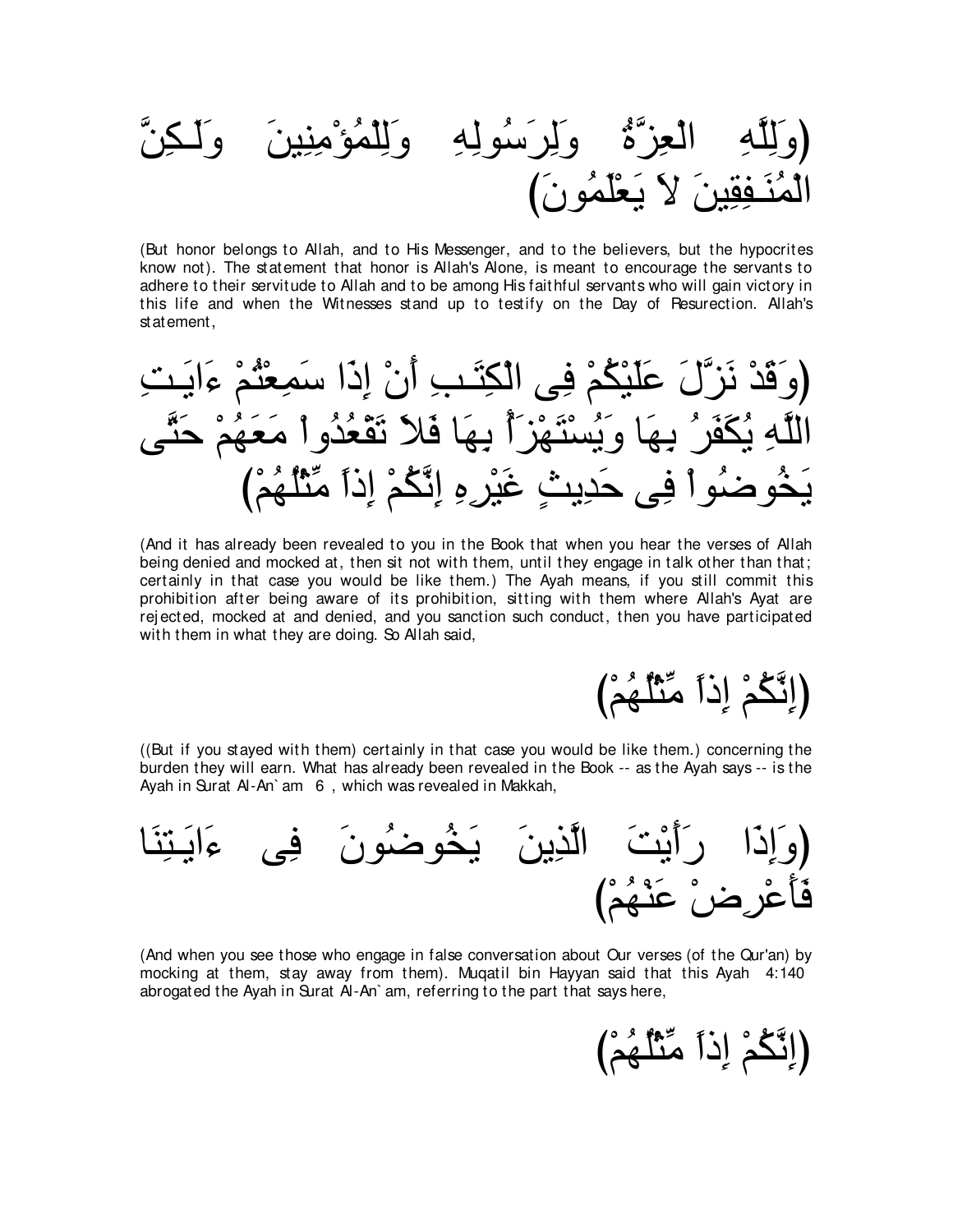(وَلِلَّهِ الْعِزَّةُ وَلِرَسُولِهِ وَلِلْمُؤْمِنِينَ وَلَـكِنَّ الْمُنَـفِقِينَ لاَ يَعْلَمُونَ)

(But honor belongs to Allah, and to His Messenger, and to the believers, but the hypocrites know not). The statement that honor is Allah's Alone, is meant to encourage the servants to adhere to their servitude to Allah and to be among His faithful servants who will gain victory in this life and when the Witnesses stand up to testify on the Day of Resurection. Allah's statement,

(وَقَدْ نَزَّلَ عَلَيْكُمْ فِى الْكِتَـبِ أَنْ إِذَا سَمِعْتُمْ ءَايَـتِ اللَّهِ يُكَفَرُ بِهَا وَيُسْتَهْزَأُ بِهَا فَلاَ تَقْعُدُواْ مَعَهُمْ حَتَّى يَخُوضُواْ فِى حَدِيثٍ غَيْرِهِ إِنَّكُمْ إِذاً مِّثْلُهُمْ)

(And it has already been revealed to you in the Book that when you hear the verses of Allah being denied and mocked at, then sit not with them, until they engage in talk other than that; certainly in that case you would be like them.) The Ayah means, if you still commit this prohibition after being aware of its prohibition, sitting with them where Allah's Ayat are rejected, mocked at and denied, and you sanction such conduct, then you have participated with them in what they are doing. So Allah said,

(إِنَّكُمْ إِذاً مِّثْلُهُمْ)

((But if you stayed with them) certainly in that case you would be like them.) concerning the burden they will earn. What has already been revealed in the Book -- as the Ayah says -- is the Ayah in Surat Al-An`am 6, which was revealed in Makkah,

(وَإِذَا رَأَيْتَ الَّذِينَ يَخُوضُونَ فِى ءَايَـتِنَا فَأَعْرِضْ عَنْهُمْ)

(And when you see those who engage in false conversation about Our verses (of the Qur'an) by mocking at them, stay away from them). Muqatil bin Hayyan said that this Ayah 4:140 abrogated the Ayah in Surat Al-An`am, referring to the part that says here,

(إِنَّكُمْ إِذاً مِّثْلُهُمْ)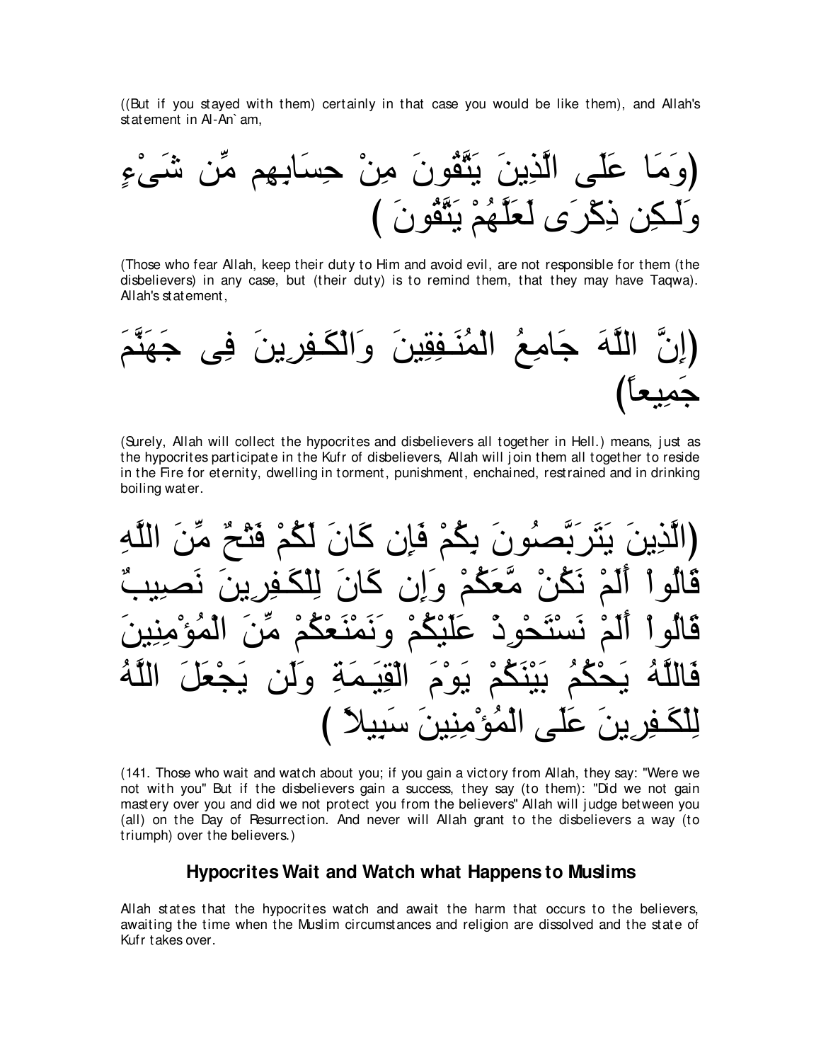((But if you stayed with them) certainly in that case you would be like them), and Allah's statement in Al-An`am,

(وَمَا عَلَى الَّذِينَ يَتَّقُونَ مِنْ حِسَابِهِم مِّن شَىْءٍ وَلَـكِن ذِكْرَى لَعَلَّهُمْ يَتَّقُونَ )

(Those who fear Allah, keep their duty to Him and avoid evil, are not responsible for them (the disbelievers) in any case, but (their duty) is to remind them, that they may have Taqwa). Allah's statement,

(إِنَّ اللَّهَ جَامِعُ الْمُنَـفِقِينَ وَالْكَـفِرِينَ فِى جَهَنَّمَ جَمِيعاً)

(Surely, Allah will collect the hypocrites and disbelievers all together in Hell.) means, just as the hypocrites participate in the Kufr of disbelievers, Allah will join them all together to reside in the Fire for eternity, dwelling in torment, punishment, enchained, restrained and in drinking boiling water.

(الَّذِينَ يَتَرَبَّصُونَ بِكُمْ فَإِن كَانَ لَكُمْ فَتْحٌ مِّنَ اللَّهِ قَالُواْ أَلَمْ نَكُنْ مَّعَكُمْ وَإِن كَانَ لِلْكَـفِرِينَ نَصِيبٌ قَالُواْ أَلَمْ نَسْتَحْوِذْ عَلَيْكُمْ وَنَمْنَعْكُمْ مِّنَ الْمُؤْمِنِينَ فَاللَّهُ يَحْكُمُ بَيْنَكُمْ يَوْمَ الْقِيَـمَةِ وَلَن يَجْعَلَ اللَّهُ لِلْكَـفِرِينَ عَلَى الْمُؤْمِنِينَ سَبِيلاً )

(141. Those who wait and watch about you; if you gain a victory from Allah, they say: "Were we not with you" But if the disbelievers gain a success, they say (to them): "Did we not gain mastery over you and did we not protect you from the believers" Allah will judge between you (all) on the Day of Resurrection. And never will Allah grant to the disbelievers a way (to triumph) over the believers.)

## Hypocrites Wait and Watch what Happens to Muslims

Allah states that the hypocrites watch and await the harm that occurs to the believers, awaiting the time when the Muslim circumstances and religion are dissolved and the state of Kufr takes over.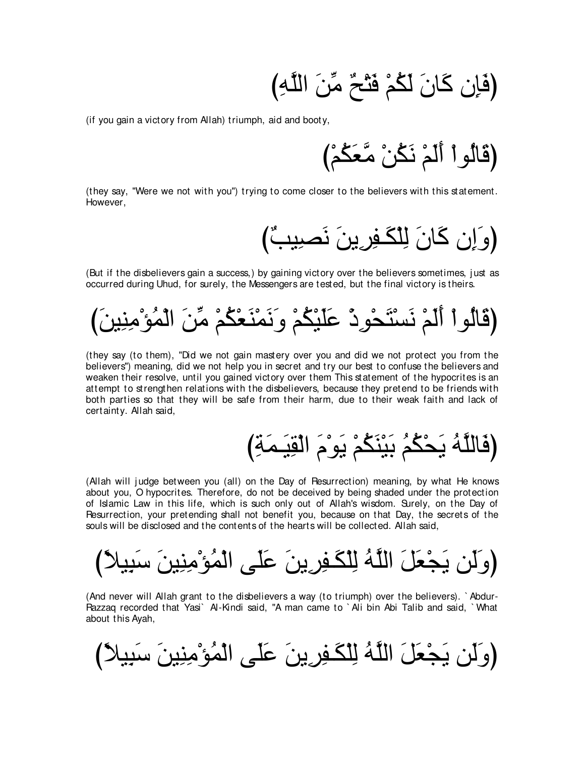(فَإِن كَانَ لَكُمْ فَتْحٌ مِّنَ اللَّهِ)

(if you gain a victory from Allah) triumph, aid and booty,

(قَالُواْ أَلَمْ نَكُنْ مَّعَكُمْ)

(they say, "Were we not with you") trying to come closer to the believers with this statement. However,

(وَإِن كَانَ لِلْكَـفِرِينَ نَصِيبٌ)

(But if the disbelievers gain a success,) by gaining victory over the believers sometimes, just as occurred during Uhud, for surely, the Messengers are tested, but the final victory is theirs.

(قَالُواْ أَلَمْ نَسْتَحْوِذْ عَلَيْكُمْ وَنَمْنَعْكُمْ مِّنَ الْمُؤْمِنِينَ)

(they say (to them), "Did we not gain mastery over you and did we not protect you from the believers") meaning, did we not help you in secret and try our best to confuse the believers and weaken their resolve, until you gained victory over them This statement of the hypocrites is an attempt to strengthen relations with the disbelievers, because they pretend to be friends with both parties so that they will be safe from their harm, due to their weak faith and lack of certainty. Allah said,

(فَاللَّهُ يَحْكُمُ بَيْنَكُمْ يَوْمَ الْقِيَـمَةِ)

(Allah will judge between you (all) on the Day of Resurrection) meaning, by what He knows about you, O hypocrites. Therefore, do not be deceived by being shaded under the protection of Islamic Law in this life, which is such only out of Allah's wisdom. Surely, on the Day of Resurrection, your pretending shall not benefit you, because on that Day, the secrets of the souls will be disclosed and the contents of the hearts will be collected. Allah said,

(وَلَن يَجْعَلَ اللَّهُ لِلْكَـفِرِينَ عَلَى الْمُؤْمِنِينَ سَبِيلاً)

(And never will Allah grant to the disbelievers a way (to triumph) over the believers). `Abdur-Razzaq recorded that Yasi` Al-Kindi said, "A man came to `Ali bin Abi Talib and said, `What about this Ayah,

(وَلَن يَجْعَلَ اللَّهُ لِلْكَـفِرِينَ عَلَى الْمُؤْمِنِينَ سَبِيلاً)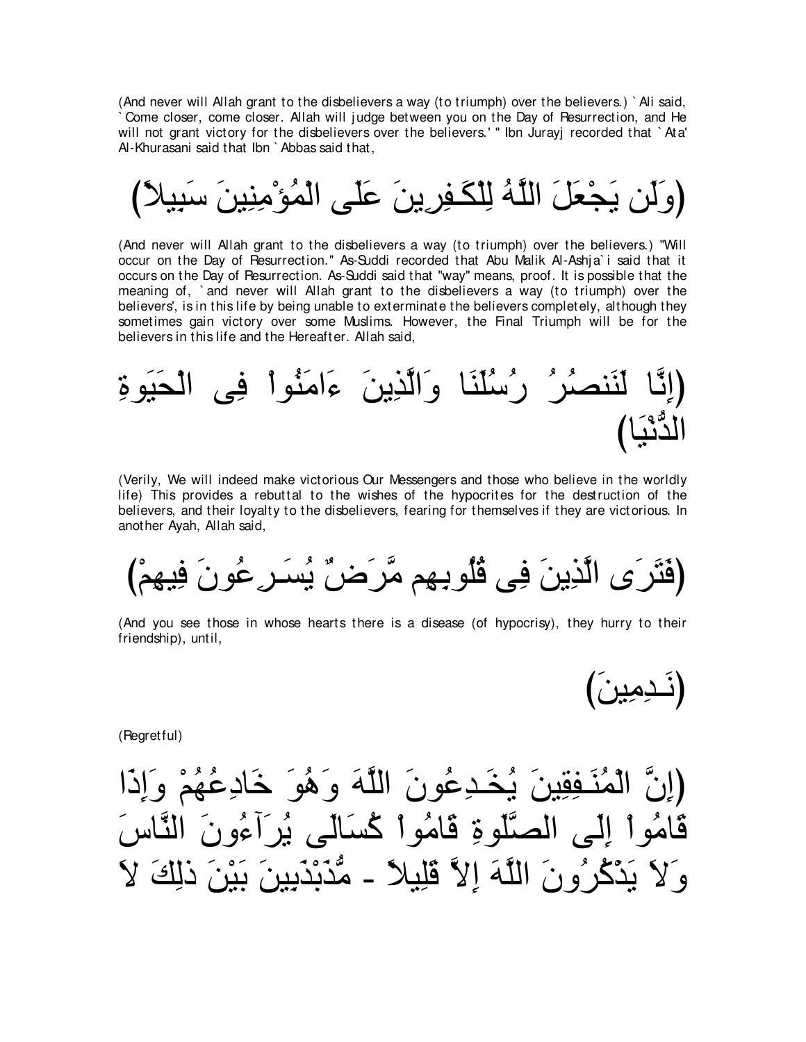(And never will Allah grant to the disbelievers a way (to triumph) over the believers.) `Ali said, `Come closer, come closer. Allah will judge between you on the Day of Resurrection, and He will not grant victory for the disbelievers over the believers.' " Ibn Jurayj recorded that `Ata' Al-Khurasani said that Ibn `Abbas said that,

(وَلَن يَجْعَلَ اللَّهُ لِلْكَـفِرِينَ عَلَى الْمُؤْمِنِينَ سَبِيلاً)

(And never will Allah grant to the disbelievers a way (to triumph) over the believers.) "Will occur on the Day of Resurrection." As-Suddi recorded that Abu Malik Al-Ashja`i said that it occurs on the Day of Resurrection. As-Suddi said that "way" means, proof. It is possible that the meaning of, `and never will Allah grant to the disbelievers a way (to triumph) over the believers', is in this life by being unable to exterminate the believers completely, although they sometimes gain victory over some Muslims. However, the Final Triumph will be for the believers in this life and the Hereafter. Allah said,

(إِنَّا لَنَنصُرُ رُسُلَنَا وَالَّذِينَ ءَامَنُواْ فِى الْحَيَوةِ الدُّنْيَا)

(Verily, We will indeed make victorious Our Messengers and those who believe in the worldly life) This provides a rebuttal to the wishes of the hypocrites for the destruction of the believers, and their loyalty to the disbelievers, fearing for themselves if they are victorious. In another Ayah, Allah said,

(فَتَرَى الَّذِينَ فِى قُلُوبِهِم مَّرَضٌ يُسَـرِعُونَ فِيهِمْ)

(And you see those in whose hearts there is a disease (of hypocrisy), they hurry to their friendship), until,

(نَـدِمِينَ)

(Regretful)

(إِنَّ الْمُنَـفِقِينَ يُخَـدِعُونَ اللَّهَ وَهُوَ خَادِعُهُمْ وَإِذَا قَامُواْ إِلَى الصَّلَوةِ قَامُواْ كُسَالَى يُرَآءُونَ النَّاسَ وَلاَ يَذْكُرُونَ اللَّهَ إِلاَّ قَلِيلاً - مُّذَبْذَبِينَ بَيْنَ ذلِكَ لاَ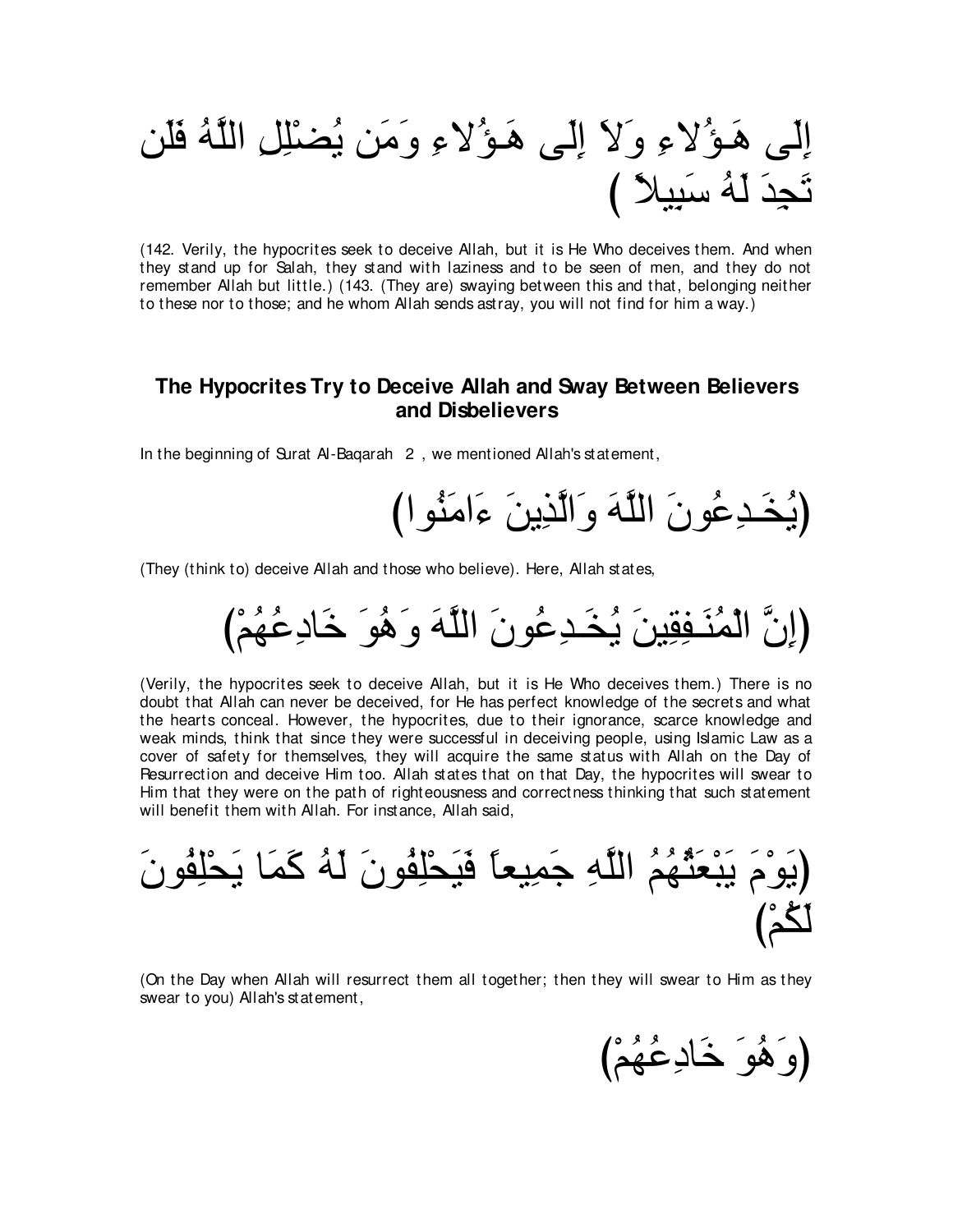إِلَى هَـؤُلاءِ وَلاَ إِلَى هَـؤُلاءِ وَمَن يُضْلِلِ اللَّهُ فَلَن تَجِدَ لَهُ سَبِيلاً )

(142. Verily, the hypocrites seek to deceive Allah, but it is He Who deceives them. And when they stand up for Salah, they stand with laziness and to be seen of men, and they do not remember Allah but little.) (143. (They are) swaying between this and that, belonging neither to these nor to those; and he whom Allah sends astray, you will not find for him a way.)

### The Hypocrites Try to Deceive Allah and Sway Between Believers and Disbelievers

In the beginning of Surat Al-Baqarah 2 , we mentioned Allah's statement,

(يُخَـدِعُونَ اللَّهَ وَالَّذِينَ ءَامَنُوا)

(They (think to) deceive Allah and those who believe). Here, Allah states,

(إِنَّ الْمُنَـفِقِينَ يُخَـدِعُونَ اللَّهَ وَهُوَ خَادِعُهُمْ)

(Verily, the hypocrites seek to deceive Allah, but it is He Who deceives them.) There is no doubt that Allah can never be deceived, for He has perfect knowledge of the secrets and what the hearts conceal. However, the hypocrites, due to their ignorance, scarce knowledge and weak minds, think that since they were successful in deceiving people, using Islamic Law as a cover of safety for themselves, they will acquire the same status with Allah on the Day of Resurrection and deceive Him too. Allah states that on that Day, the hypocrites will swear to Him that they were on the path of righteousness and correctness thinking that such statement will benefit them with Allah. For instance, Allah said,

(يَوْمَ يَبْعَثُهُمُ اللَّهِ جَمِيعاً فَيَحْلِفُونَ لَهُ كَمَا يَحْلِفُونَ لَكُمْ)

(On the Day when Allah will resurrect them all together; then they will swear to Him as they swear to you) Allah's statement,

(وَهُوَ خَادِعُهُمْ)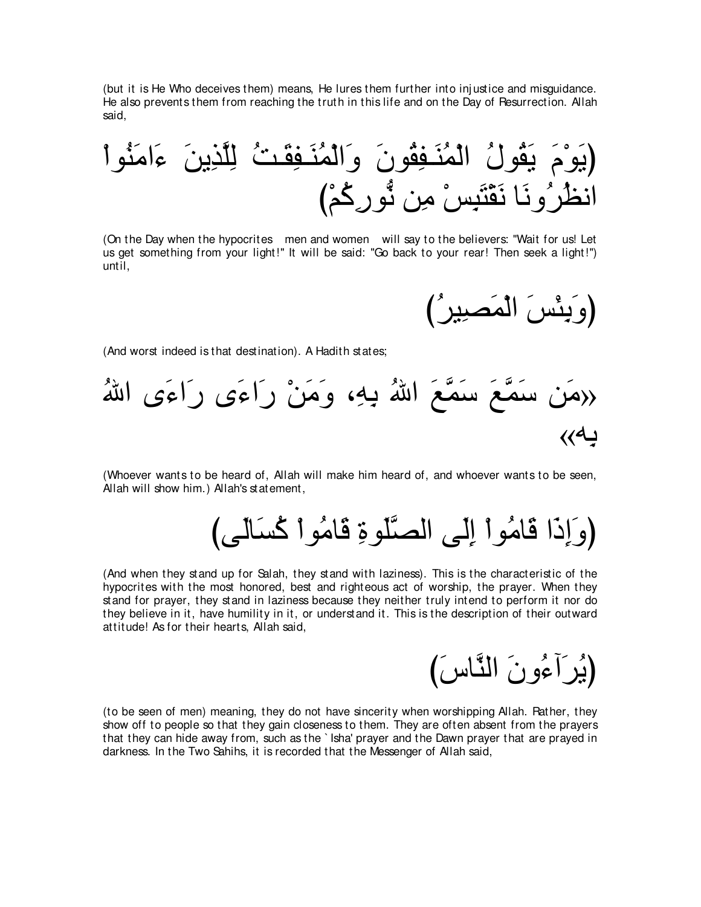(but it is He Who deceives them) means, He lures them further into injustice and misguidance. He also prevents them from reaching the truth in this life and on the Day of Resurrection. Allah said,

(يَوْمَ يَقُولُ الْمُنَـفِقُونَ وَالْمُنَـفِقَـتُ لِلَّذِينَ ءَامَنُواْ انظُرُونَا نَقْتَبِسْ مِن نُّورِكُمْ)

(On the Day when the hypocrites men and women will say to the believers: "Wait for us! Let us get something from your light!" It will be said: "Go back to your rear! Then seek a light!") until,

(وَبِئْسَ الْمَصِيرُ)

(And worst indeed is that destination). A Hadith states;

«مَن سَمَّعَ سَمَّعَ اللهُ بِهِ، وَمَنْ رَاءَى رَاءَى اللهُ بِه»

(Whoever wants to be heard of, Allah will make him heard of, and whoever wants to be seen, Allah will show him.) Allah's statement,

(وَإِذَا قَامُواْ إِلَى الصَّلَوةِ قَامُواْ كُسَالَى)

(And when they stand up for Salah, they stand with laziness). This is the characteristic of the hypocrites with the most honored, best and righteous act of worship, the prayer. When they stand for prayer, they stand in laziness because they neither truly intend to perform it nor do they believe in it, have humility in it, or understand it. This is the description of their outward attitude! As for their hearts, Allah said,

(يُرَآءُونَ النَّاسَ)

(to be seen of men) meaning, they do not have sincerity when worshipping Allah. Rather, they show off to people so that they gain closeness to them. They are often absent from the prayers that they can hide away from, such as the `Isha' prayer and the Dawn prayer that are prayed in darkness. In the Two Sahihs, it is recorded that the Messenger of Allah said,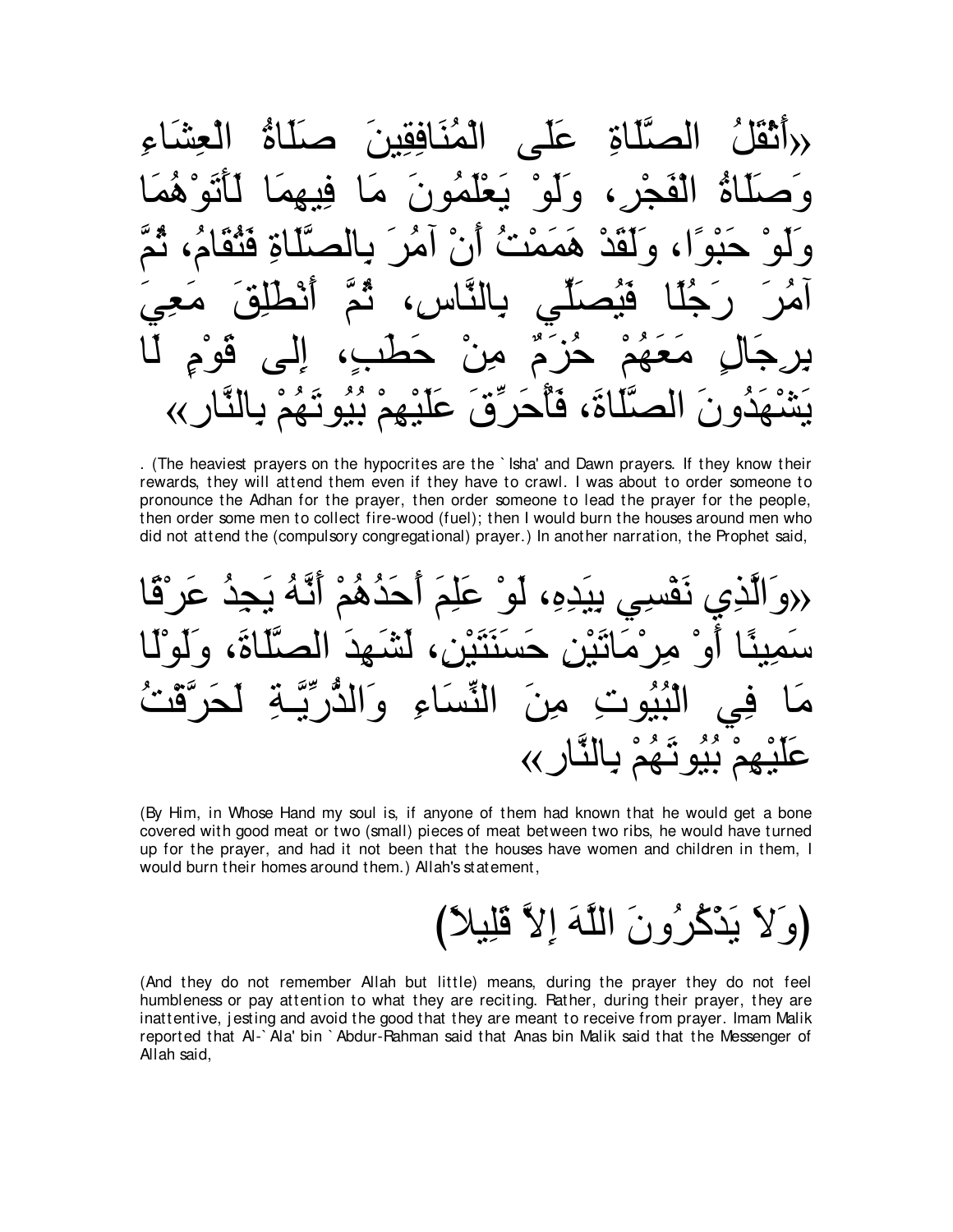«أَثْقَلُ الصَّلَاةِ عَلَى الْمُنَافِقِينَ صَلَاةُ الْعِشَاءِ وَصَلَاةُ الْفَجْرِ، وَلَوْ يَعْلَمُونَ مَا فِيهِمَا لَأَتَوْهُمَا وَلَوْ حَبْوًا، وَلَقَدْ هَمَمْتُ أَنْ آمُرَ بِالصَّلَاةِ فَتُقَامُ، ثُمَّ آمُرَ رَجُلًا فَيُصَلِّي بِالنَّاسِ، ثُمَّ أَنْطَلِقَ مَعِيَ بِرِجَالٍ مَعَهُمْ حُزَمٌ مِنْ حَطَبٍ، إِلَى قَوْمٍ لَا يَشْهَدُونَ الصَّلَاةَ، فَأُحَرِّقَ عَلَيْهِمْ بُيُوتَهُمْ بِالنَّارِ»

. (The heaviest prayers on the hypocrites are the `Isha' and Dawn prayers. If they know their rewards, they will attend them even if they have to crawl. I was about to order someone to pronounce the Adhan for the prayer, then order someone to lead the prayer for the people, then order some men to collect fire-wood (fuel); then I would burn the houses around men who did not attend the (compulsory congregational) prayer.) In another narration, the Prophet said,

«وَالَّذِي نَفْسِي بِيَدِهِ، لَوْ عَلِمَ أَحَدُهُمْ أَنَّهُ يَجِدُ عَرْقًا سَمِينًا أَوْ مِرْمَاتَيْنِ حَسَنَتَيْنِ، لَشَهِدَ الصَّلَاةَ، وَلَوْلَا مَا فِي الْبُيُوتِ مِنَ النِّسَاءِ وَالذُّرِّيَّةِ لَحَرَّقْتُ عَلَيْهِمْ بُيُوتَهُمْ بِالنَّارِ»

(By Him, in Whose Hand my soul is, if anyone of them had known that he would get a bone covered with good meat or two (small) pieces of meat between two ribs, he would have turned up for the prayer, and had it not been that the houses have women and children in them, I would burn their homes around them.) Allah's statement,

(وَلاَ يَذْكُرُونَ اللَّهَ إِلاَّ قَلِيلاً)

(And they do not remember Allah but little) means, during the prayer they do not feel humbleness or pay attention to what they are reciting. Rather, during their prayer, they are inattentive, jesting and avoid the good that they are meant to receive from prayer. Imam Malik reported that Al-`Ala' bin `Abdur-Rahman said that Anas bin Malik said that the Messenger of Allah said,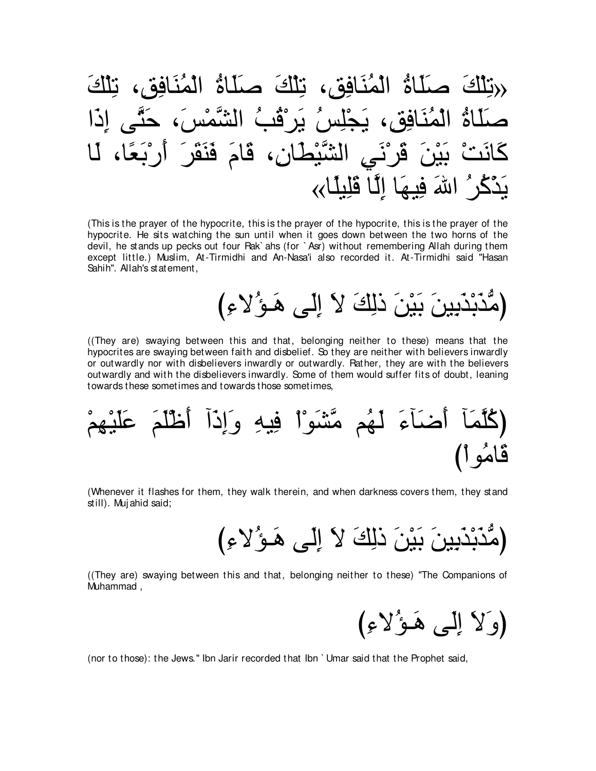«تِلْكَ صَلَاةُ الْمُنَافِقِ، تِلْكَ صَلَاةُ الْمُنَافِقِ، تِلْكَ صَلَاةُ الْمُنَافِقِ، يَجْلِسُ يَرْقُبُ الشَّمْسَ، حَتَّى إِذَا كَانَتْ بَيْنَ قَرْنَيِ الشَّيْطَانِ، قَامَ فَنَقَرَ أَرْبَعًا، لَا يَذْكُرُ اللهَ فِيهَا إِلَّا قَلِيلًا»

(This is the prayer of the hypocrite, this is the prayer of the hypocrite, this is the prayer of the hypocrite. He sits watching the sun until when it goes down between the two horns of the devil, he stands up pecks out four Rak`ahs (for `Asr) without remembering Allah during them except little.) Muslim, At-Tirmidhi and An-Nasa'i also recorded it. At-Tirmidhi said "Hasan Sahih". Allah's statement,

(مُّذَبْذَبِينَ بَيْنَ ذلِكَ لاَ إِلَى هَـؤُلاءِ)

((They are) swaying between this and that, belonging neither to these) means that the hypocrites are swaying between faith and disbelief. So they are neither with believers inwardly or outwardly nor with disbelievers inwardly or outwardly. Rather, they are with the believers outwardly and with the disbelievers inwardly. Some of them would suffer fits of doubt, leaning towards these sometimes and towards those sometimes,

(كُلَّمَآ أَضَآءَ لَهُم مَّشَوْاْ فِيهِ وَإِذَآ أَظْلَمَ عَلَيْهِمْ قَامُواْ)

(Whenever it flashes for them, they walk therein, and when darkness covers them, they stand still). Mujahid said;

(مُّذَبْذَبِينَ بَيْنَ ذلِكَ لاَ إِلَى هَـؤُلاءِ)

((They are) swaying between this and that, belonging neither to these) "The Companions of Muhammad ,

(وَلاَ إِلَى هَـؤُلاءِ)

(nor to those): the Jews." Ibn Jarir recorded that Ibn `Umar said that the Prophet said,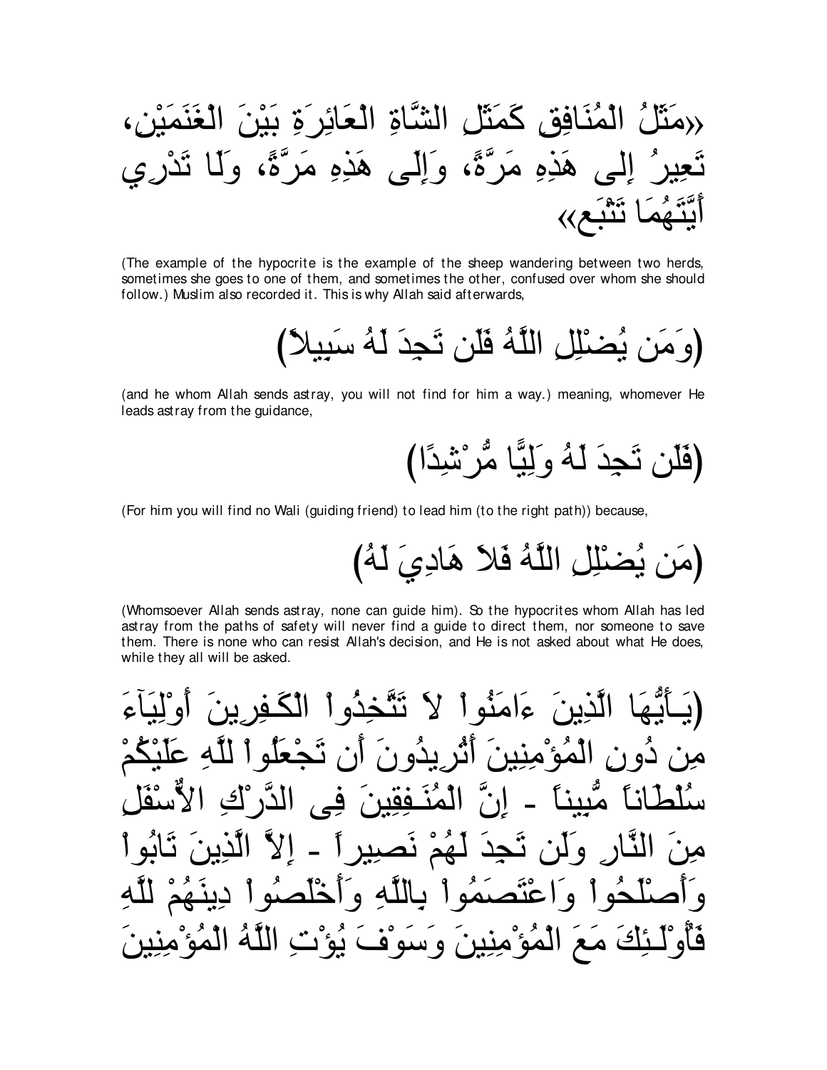«مَثَلُ الْمُنَافِقِ كَمَثَلِ الشَّاةِ الْعَائِرَةِ بَيْنَ الْغَنَمَيْنِ، تَعِيرُ إِلى هَذِهِ مَرَّةً، وَإِلَى هَذِهِ مَرَّةً، وَلَا تَدْرِي أَيَّتَهُمَا تَتْبَع»

(The example of the hypocrite is the example of the sheep wandering between two herds, sometimes she goes to one of them, and sometimes the other, confused over whom she should follow.) Muslim also recorded it. This is why Allah said afterwards,

(وَمَن يُضْلِلِ اللَّهُ فَلَن تَجِدَ لَهُ سَبِيلاً)

(and he whom Allah sends astray, you will not find for him a way.) meaning, whomever He leads astray from the guidance,

(فَلَن تَجِدَ لَهُ وَلِيًّا مُّرْشِدًا)

(For him you will find no Wali (guiding friend) to lead him (to the right path)) because,

(مَن يُضْلِلِ اللَّهُ فَلاَ هَادِيَ لَهُ)

(Whomsoever Allah sends astray, none can guide him). So the hypocrites whom Allah has led astray from the paths of safety will never find a guide to direct them, nor someone to save them. There is none who can resist Allah's decision, and He is not asked about what He does, while they all will be asked.

(يَـأَيُّهَا الَّذِينَ ءَامَنُواْ لاَ تَتَّخِذُواْ الْكَـفِرِينَ أَوْلِيَآءَ مِن دُونِ الْمُؤْمِنِينَ أَتُرِيدُونَ أَن تَجْعَلُواْ للَّهِ عَلَيْكُمْ سُلْطَاناً مُّبِيناً - إِنَّ الْمُنَـفِقِينَ فِى الدَّرْكِ الأَسْفَلِ مِنَ النَّارِ وَلَن تَجِدَ لَهُمْ نَصِيراً - إِلاَّ الَّذِينَ تَابُواْ وَأَصْلَحُواْ وَاعْتَصَمُواْ بِاللَّهِ وَأَخْلَصُواْ دِينَهُمْ لِلَّهِ فَأُوْلَـئِكَ مَعَ الْمُؤْمِنِينَ وَسَوْفَ يُؤْتِ اللَّهُ الْمُؤْمِنِينَ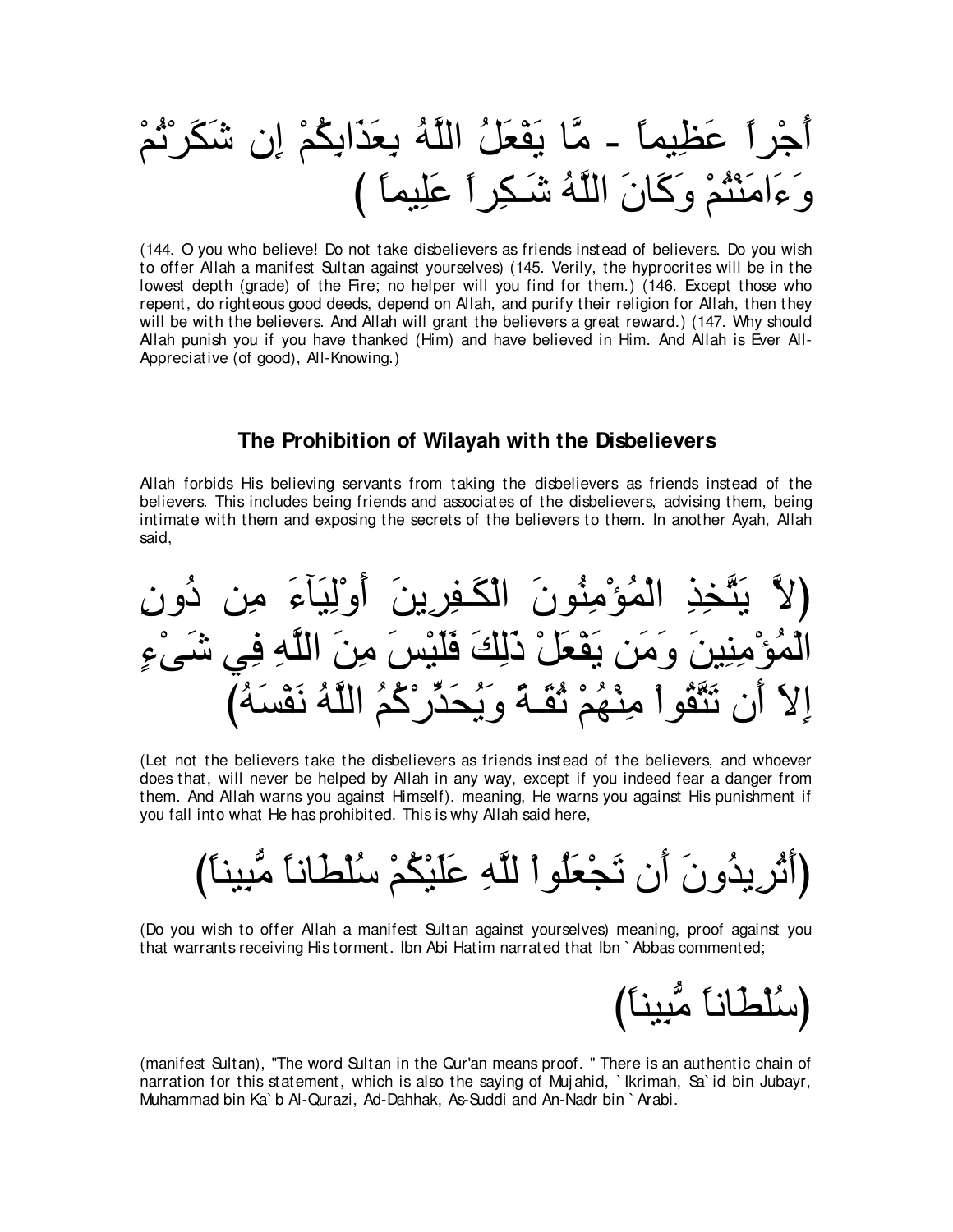أَجْراً عَظِيماً - مَّا يَفْعَلُ اللَّهُ بِعَذَابِكُمْ إِن شَكَرْتُمْ وَءَامَنْتُمْ وَكَانَ اللَّهُ شَـكِراً عَلِيماً )

(144. O you who believe! Do not take disbelievers as friends instead of believers. Do you wish to offer Allah a manifest Sultan against yourselves) (145. Verily, the hyprocrites will be in the lowest depth (grade) of the Fire; no helper will you find for them.) (146. Except those who repent, do righteous good deeds, depend on Allah, and purify their religion for Allah, then they will be with the believers. And Allah will grant the believers a great reward.) (147. Why should Allah punish you if you have thanked (Him) and have believed in Him. And Allah is Ever All-Appreciative (of good), All-Knowing.)

## The Prohibition of Wilayah with the Disbelievers

Allah forbids His believing servants from taking the disbelievers as friends instead of the believers. This includes being friends and associates of the disbelievers, advising them, being intimate with them and exposing the secrets of the believers to them. In another Ayah, Allah said,

(لاَّ يَتَّخِذِ الْمُؤْمِنُونَ الْكَـفِرِينَ أَوْلِيَآءَ مِن دُونِ الْمُؤْمِنِينَ وَمَن يَفْعَلْ ذَلِكَ فَلَيْسَ مِنَ اللَّهِ فِي شَىْءٍ إِلاَ أَن تَتَّقُواْ مِنْهُمْ تُقَـةً وَيُحَذِّرْكُمُ اللَّهُ نَفْسَهُ)

(Let not the believers take the disbelievers as friends instead of the believers, and whoever does that, will never be helped by Allah in any way, except if you indeed fear a danger from them. And Allah warns you against Himself). meaning, He warns you against His punishment if you fall into what He has prohibited. This is why Allah said here,

(أَتُرِيدُونَ أَن تَجْعَلُواْ للَّهِ عَلَيْكُمْ سُلْطَاناً مُّبِيناً)

(Do you wish to offer Allah a manifest Sultan against yourselves) meaning, proof against you that warrants receiving His torment. Ibn Abi Hatim narrated that Ibn `Abbas commented;

(سُلْطَاناً مُّبِيناً)

(manifest Sultan), "The word Sultan in the Qur'an means proof. " There is an authentic chain of narration for this statement, which is also the saying of Mujahid, `Ikrimah, Sa`id bin Jubayr, Muhammad bin Ka`b Al-Qurazi, Ad-Dahhak, As-Suddi and An-Nadr bin `Arabi.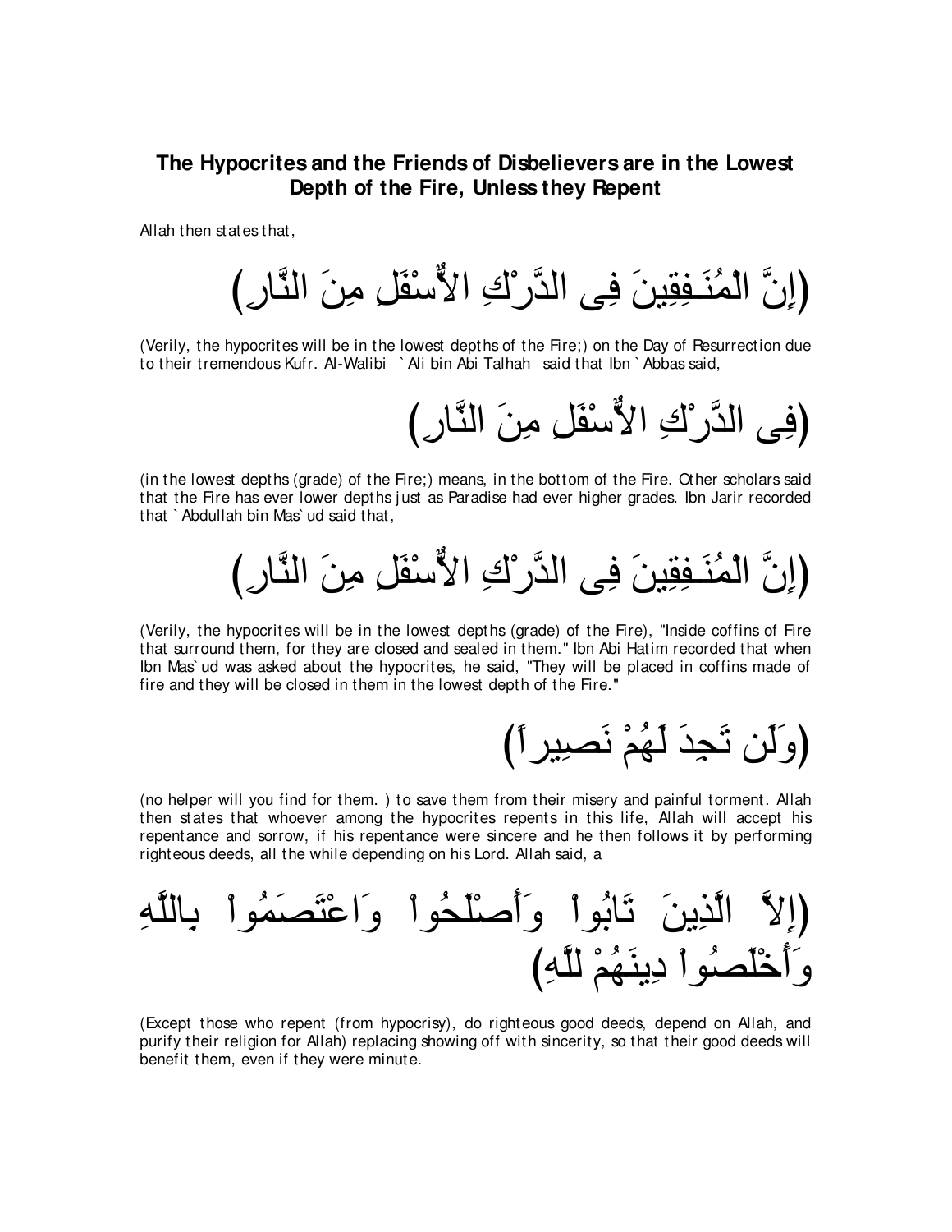## The Hypocrites and the Friends of Disbelievers are in the Lowest Depth of the Fire, Unless they Repent

Allah then states that,

(إِنَّ الْمُنَـفِقِينَ فِى الدَّرْكِ الاٌّسْفَلِ مِنَ النَّارِ)

(Verily, the hypocrites will be in the lowest depths of the Fire;) on the Day of Resurrection due to their tremendous Kufr. Al-Walibi `Ali bin Abi Talhah said that Ibn `Abbas said,

(فِى الدَّرْكِ الاٌّسْفَلِ مِنَ النَّارِ)

(in the lowest depths (grade) of the Fire;) means, in the bottom of the Fire. Other scholars said that the Fire has ever lower depths just as Paradise had ever higher grades. Ibn Jarir recorded that `Abdullah bin Mas`ud said that,

(إِنَّ الْمُنَـفِقِينَ فِى الدَّرْكِ الاٌّسْفَلِ مِنَ النَّارِ)

(Verily, the hypocrites will be in the lowest depths (grade) of the Fire), "Inside coffins of Fire that surround them, for they are closed and sealed in them." Ibn Abi Hatim recorded that when Ibn Mas`ud was asked about the hypocrites, he said, "They will be placed in coffins made of fire and they will be closed in them in the lowest depth of the Fire."

(وَلَن تَجِدَ لَهُمْ نَصِيراً)

(no helper will you find for them. ) to save them from their misery and painful torment. Allah then states that whoever among the hypocrites repents in this life, Allah will accept his repentance and sorrow, if his repentance were sincere and he then follows it by performing righteous deeds, all the while depending on his Lord. Allah said, a

(إِلاَّ الَّذِينَ تَابُواْ وَأَصْلَحُواْ وَاعْتَصَمُواْ بِاللَّهِ وَأَخْلَصُواْ دِينَهُمْ لِلَّهِ)

(Except those who repent (from hypocrisy), do righteous good deeds, depend on Allah, and purify their religion for Allah) replacing showing off with sincerity, so that their good deeds will benefit them, even if they were minute.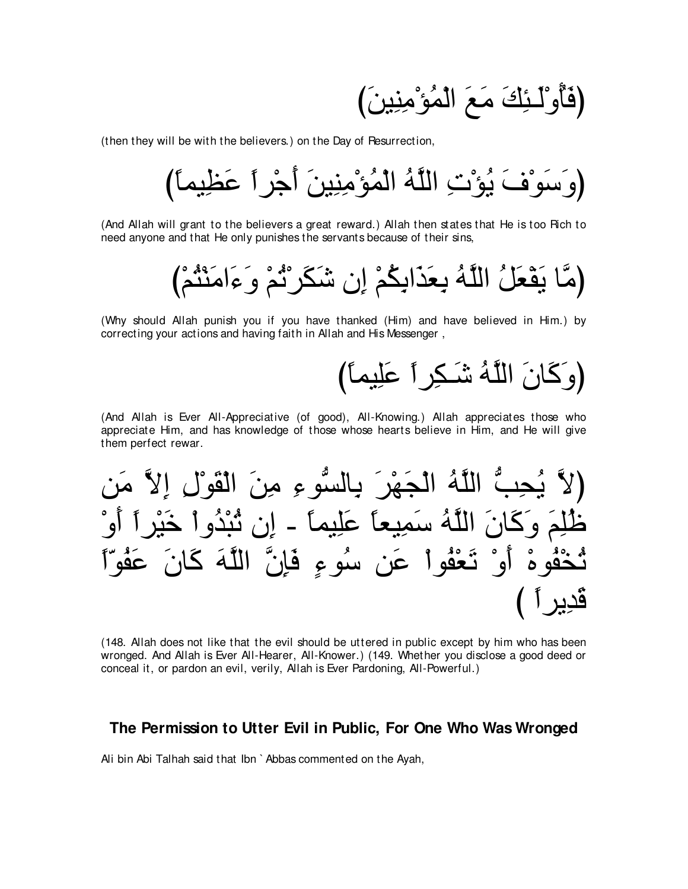(فَأُوْلَـئِكَ مَعَ الْمُؤْمِنِينَ)

(then they will be with the believers.) on the Day of Resurrection,

(وَسَوْفَ يُؤْتِ اللَّهُ الْمُؤْمِنِينَ أَجْراً عَظِيماً)

(And Allah will grant to the believers a great reward.) Allah then states that He is too Rich to need anyone and that He only punishes the servants because of their sins,

(مَّا يَفْعَلُ اللَّهُ بِعَذَابِكُمْ إِن شَكَرْتُمْ وَءَامَنْتُمْ)

(Why should Allah punish you if you have thanked (Him) and have believed in Him.) by correcting your actions and having faith in Allah and His Messenger ,

(وَكَانَ اللَّهُ شَـكِراً عَلِيماً)

(And Allah is Ever All-Appreciative (of good), All-Knowing.) Allah appreciates those who appreciate Him, and has knowledge of those whose hearts believe in Him, and He will give them perfect rewar.

(لاَّ يُحِبُّ اللَّهُ الْجَهْرَ بِالسُّوءِ مِنَ الْقَوْلِ إِلاَّ مَن ظُلِمَ وَكَانَ اللَّهُ سَمِيعاً عَلِيماً - إِن تُبْدُواْ خَيْراً أَوْ تُخْفُوهُ أَوْ تَعْفُواْ عَن سُوءٍ فَإِنَّ اللَّهَ كَانَ عَفُوّاً قَدِيراً )

(148. Allah does not like that the evil should be uttered in public except by him who has been wronged. And Allah is Ever All-Hearer, All-Knower.) (149. Whether you disclose a good deed or conceal it, or pardon an evil, verily, Allah is Ever Pardoning, All-Powerful.)

## The Permission to Utter Evil in Public, For One Who Was Wronged

Ali bin Abi Talhah said that Ibn ` Abbas commented on the Ayah,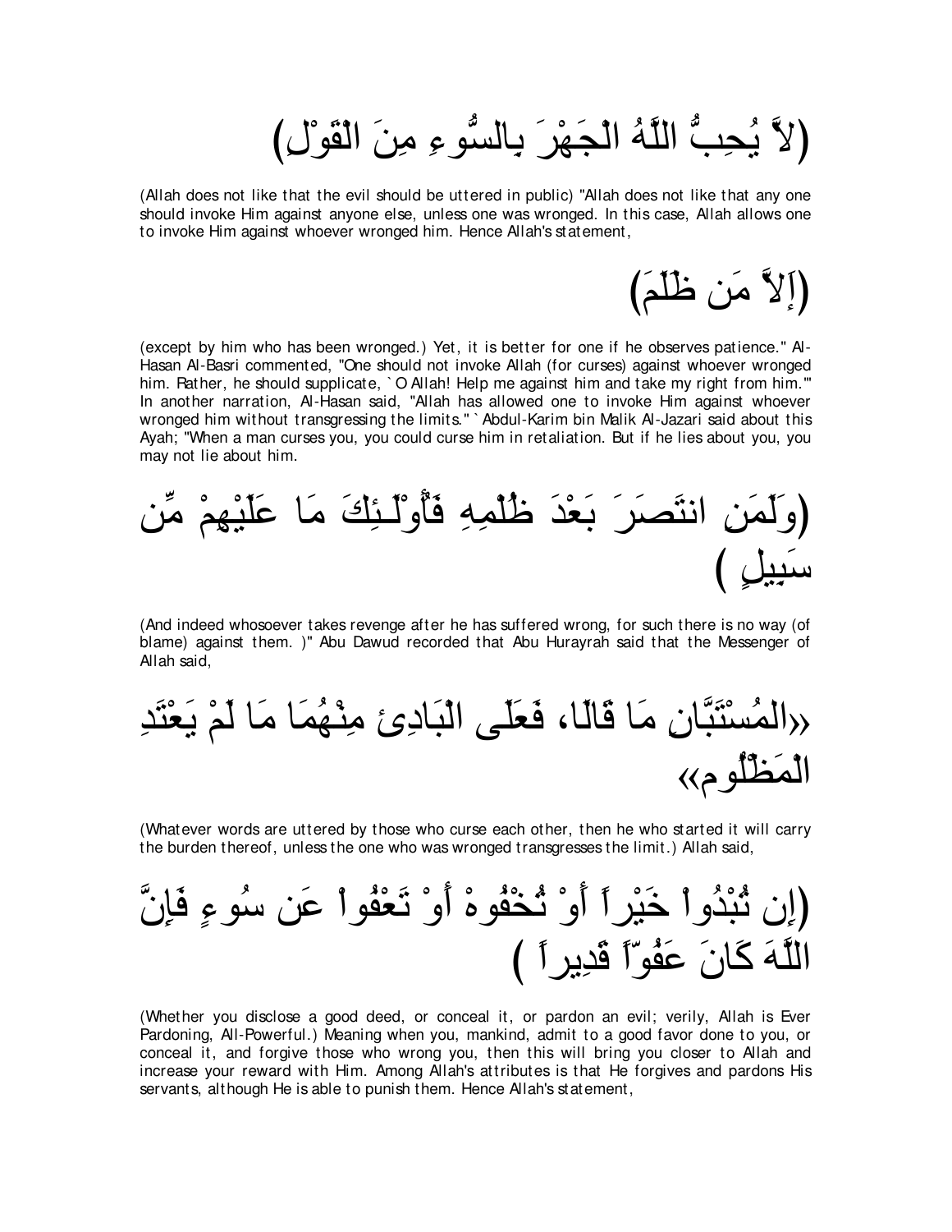(لاَّ يُحِبُّ اللَّهُ الْجَهْرَ بِالسُّوءِ مِنَ الْقَوْلِ)

(Allah does not like that the evil should be uttered in public) "Allah does not like that any one should invoke Him against anyone else, unless one was wronged. In this case, Allah allows one to invoke Him against whoever wronged him. Hence Allah's statement,

(إِلاَّ مَن ظُلِمَ)

(except by him who has been wronged.) Yet, it is better for one if he observes patience." Al-Hasan Al-Basri commented, "One should not invoke Allah (for curses) against whoever wronged him. Rather, he should supplicate, `O Allah! Help me against him and take my right from him.'" In another narration, Al-Hasan said, "Allah has allowed one to invoke Him against whoever wronged him without transgressing the limits." `Abdul-Karim bin Malik Al-Jazari said about this Ayah; "When a man curses you, you could curse him in retaliation. But if he lies about you, you may not lie about him.

(وَلَمَنِ انتَصَرَ بَعْدَ ظُلْمِهِ فَأُوْلَـئِكَ مَا عَلَيْهِمْ مِّن سَبِيلٍ )

(And indeed whosoever takes revenge after he has suffered wrong, for such there is no way (of blame) against them. )" Abu Dawud recorded that Abu Hurayrah said that the Messenger of Allah said,

«الْمُسْتَبَّانِ مَا قَالَا، فَعَلَى الْبَادِئِ مِنْهُمَا مَا لَمْ يَعْتَدِ الْمَظْلُوم»

(Whatever words are uttered by those who curse each other, then he who started it will carry the burden thereof, unless the one who was wronged transgresses the limit.) Allah said,

(إِن تُبْدُواْ خَيْراً أَوْ تُخْفُوهُ أَوْ تَعْفُواْ عَن سُوءٍ فَإِنَّ اللَّهَ كَانَ عَفُوّاً قَدِيراً )

(Whether you disclose a good deed, or conceal it, or pardon an evil; verily, Allah is Ever Pardoning, All-Powerful.) Meaning when you, mankind, admit to a good favor done to you, or conceal it, and forgive those who wrong you, then this will bring you closer to Allah and increase your reward with Him. Among Allah's attributes is that He forgives and pardons His servants, although He is able to punish them. Hence Allah's statement,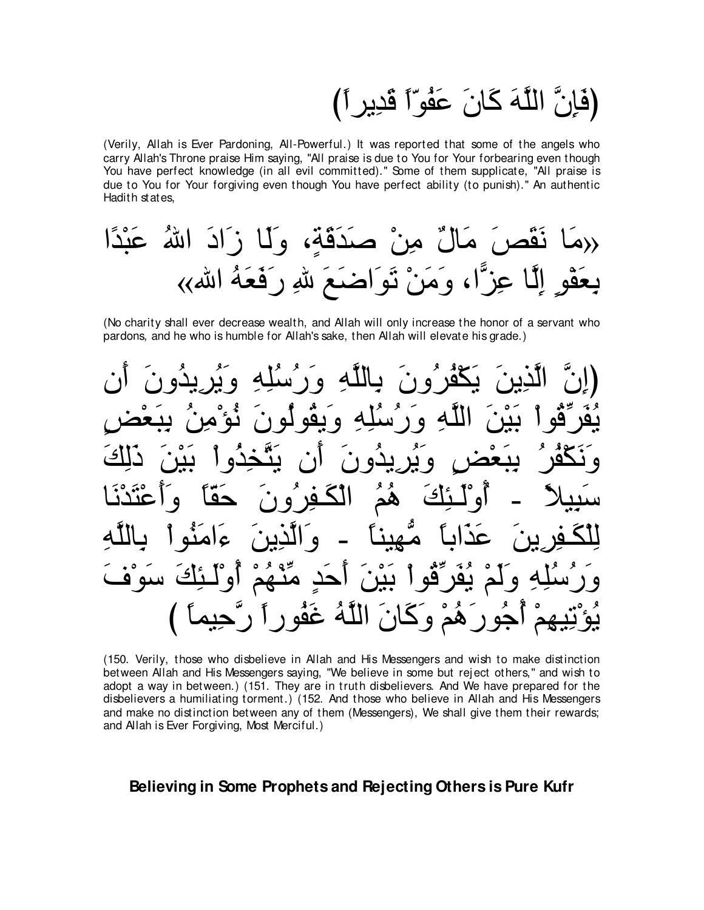(فَإِنَّ اللَّهَ كَانَ عَفُوّاً قَدِيراً)

(Verily, Allah is Ever Pardoning, All-Powerful.) It was reported that some of the angels who carry Allah's Throne praise Him saying, "All praise is due to You for Your forbearing even though You have perfect knowledge (in all evil committed)." Some of them supplicate, "All praise is due to You for Your forgiving even though You have perfect ability (to punish)." An authentic Hadith states,

«مَا نَقَصَ مَالٌ مِنْ صَدَقَةٍ، وَلَا زَادَ اللهُ عَبْدًا بِعَفْوٍ إِلَّا عِزًّا، وَمَنْ تَوَاضَعَ للهِ رَفَعَهُ الله»

(No charity shall ever decrease wealth, and Allah will only increase the honor of a servant who pardons, and he who is humble for Allah's sake, then Allah will elevate his grade.)

(إِنَّ الَّذِينَ يَكْفُرُونَ بِاللَّهِ وَرُسُلِهِ وَيُرِيدُونَ أَن يُفَرِّقُواْ بَيْنَ اللَّهِ وَرُسُلِهِ وَيقُولُونَ نُؤْمِنُ بِبَعْضٍ وَنَكْفُرُ بِبَعْضٍ وَيُرِيدُونَ أَن يَتَّخِذُواْ بَيْنَ ذَلِكَ سَبِيلاً - أُوْلَـئِكَ هُمُ الْكَـفِرُونَ حَقّاً وَأَعْتَدْنَا لِلْكَـفِرِينَ عَذَاباً مُّهِيناً - وَالَّذِينَ ءَامَنُواْ بِاللَّهِ وَرُسُلِهِ وَلَمْ يُفَرِّقُواْ بَيْنَ أَحَدٍ مِّنْهُمْ أُوْلَـئِكَ سَوْفَ يُؤْتِيهِمْ أُجُورَهُمْ وَكَانَ اللَّهُ غَفُوراً رَّحِيماً )

(150. Verily, those who disbelieve in Allah and His Messengers and wish to make distinction between Allah and His Messengers saying, "We believe in some but reject others," and wish to adopt a way in between.) (151. They are in truth disbelievers. And We have prepared for the disbelievers a humiliating torment.) (152. And those who believe in Allah and His Messengers and make no distinction between any of them (Messengers), We shall give them their rewards; and Allah is Ever Forgiving, Most Merciful.)

## Believing in Some Prophets and Rejecting Others is Pure Kufr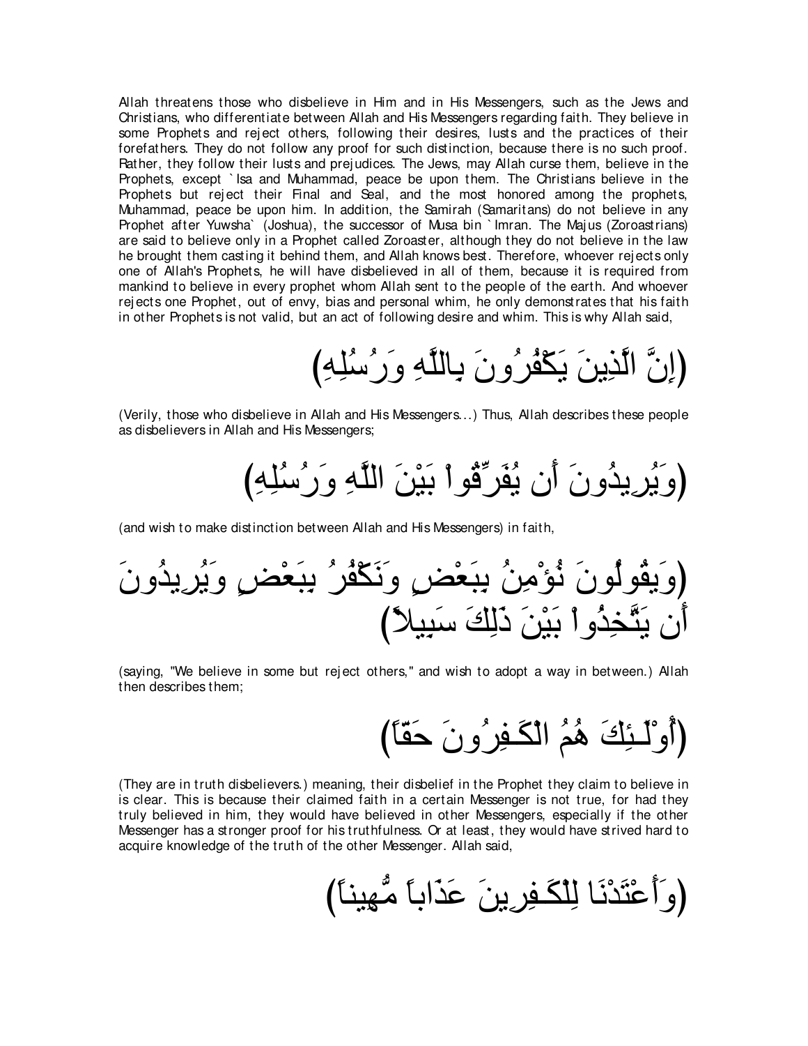Allah threatens those who disbelieve in Him and in His Messengers, such as the Jews and Christians, who differentiate between Allah and His Messengers regarding faith. They believe in some Prophets and reject others, following their desires, lusts and the practices of their forefathers. They do not follow any proof for such distinction, because there is no such proof. Rather, they follow their lusts and prejudices. The Jews, may Allah curse them, believe in the Prophets, except `Isa and Muhammad, peace be upon them. The Christians believe in the Prophets but reject their Final and Seal, and the most honored among the prophets, Muhammad, peace be upon him. In addition, the Samirah (Samaritans) do not believe in any Prophet after Yuwsha` (Joshua), the successor of Musa bin `Imran. The Majus (Zoroastrians) are said to believe only in a Prophet called Zoroaster, although they do not believe in the law he brought them casting it behind them, and Allah knows best. Therefore, whoever rejects only one of Allah's Prophets, he will have disbelieved in all of them, because it is required from mankind to believe in every prophet whom Allah sent to the people of the earth. And whoever rejects one Prophet, out of envy, bias and personal whim, he only demonstrates that his faith in other Prophets is not valid, but an act of following desire and whim. This is why Allah said,

(إِنَّ الَّذِينَ يَكْفُرُونَ بِاللَّهِ وَرُسُلِهِ)

(Verily, those who disbelieve in Allah and His Messengers...) Thus, Allah describes these people as disbelievers in Allah and His Messengers;

(وَيُرِيدُونَ أَن يُفَرِّقُواْ بَيْنَ اللَّهِ وَرُسُلِهِ)

(and wish to make distinction between Allah and His Messengers) in faith,

(وَيقُولُونَ نُؤْمِنُ بِبَعْضٍ وَنَكْفُرُ بِبَعْضٍ وَيُرِيدُونَ أَن يَتَّخِذُواْ بَيْنَ ذَلِكَ سَبِيلاً)

(saying, "We believe in some but reject others," and wish to adopt a way in between.) Allah then describes them;

(أُوْلَـئِكَ هُمُ الْكَـفِرُونَ حَقّاً)

(They are in truth disbelievers.) meaning, their disbelief in the Prophet they claim to believe in is clear. This is because their claimed faith in a certain Messenger is not true, for had they truly believed in him, they would have believed in other Messengers, especially if the other Messenger has a stronger proof for his truthfulness. Or at least, they would have strived hard to acquire knowledge of the truth of the other Messenger. Allah said,

(وَأَعْتَدْنَا لِلْكَـفِرِينَ عَذَاباً مُّهِيناً)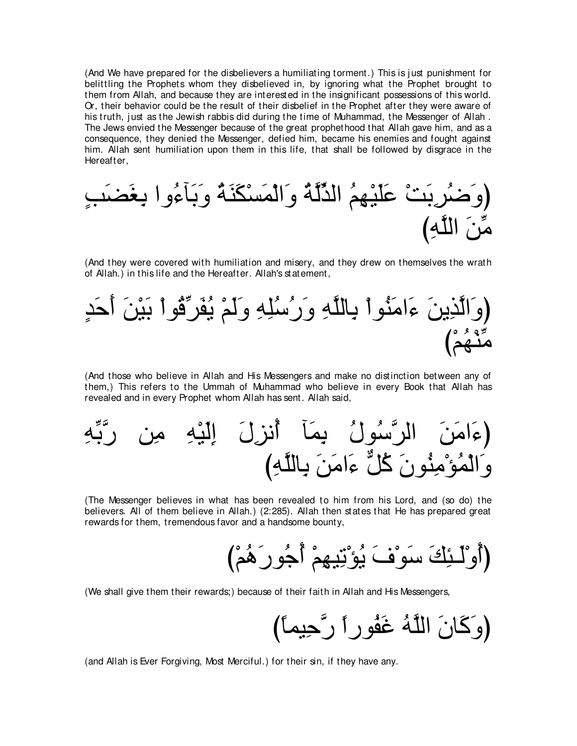(And We have prepared for the disbelievers a humiliating torment.) This is just punishment for belittling the Prophets whom they disbelieved in, by ignoring what the Prophet brought to them from Allah, and because they are interested in the insignificant possessions of this world. Or, their behavior could be the result of their disbelief in the Prophet after they were aware of his truth, just as the Jewish rabbis did during the time of Muhammad, the Messenger of Allah . The Jews envied the Messenger because of the great prophethood that Allah gave him, and as a consequence, they denied the Messenger, defied him, became his enemies and fought against him. Allah sent humiliation upon them in this life, that shall be followed by disgrace in the Hereafter,

(وَضُرِبَتْ عَلَيْهِمُ الذِّلَّةُ وَالْمَسْكَنَةُ وَبَآءُوا بِغَضَبٍ مِّنَ اللَّهِ)

(And they were covered with humiliation and misery, and they drew on themselves the wrath of Allah.) in this life and the Hereafter. Allah's statement,

(وَالَّذِينَ ءَامَنُواْ بِاللَّهِ وَرُسُلِهِ وَلَمْ يُفَرِّقُواْ بَيْنَ أَحَدٍ مِّنْهُمْ)

(And those who believe in Allah and His Messengers and make no distinction between any of them,) This refers to the Ummah of Muhammad who believe in every Book that Allah has revealed and in every Prophet whom Allah has sent. Allah said,

(ءَامَنَ الرَّسُولُ بِمَآ أُنزِلَ إِلَيْهِ مِن رَّبِّهِ وَالْمُؤْمِنُونَ كُلٌّ ءَامَنَ بِاللَّهِ)

(The Messenger believes in what has been revealed to him from his Lord, and (so do) the believers. All of them believe in Allah.) (2:285). Allah then states that He has prepared great rewards for them, tremendous favor and a handsome bounty,

(أُوْلَـئِكَ سَوْفَ يُؤْتِيهِمْ أُجُورَهُمْ)

(We shall give them their rewards;) because of their faith in Allah and His Messengers,

(وَكَانَ اللَّهُ غَفُوراً رَّحِيماً)

(and Allah is Ever Forgiving, Most Merciful.) for their sin, if they have any.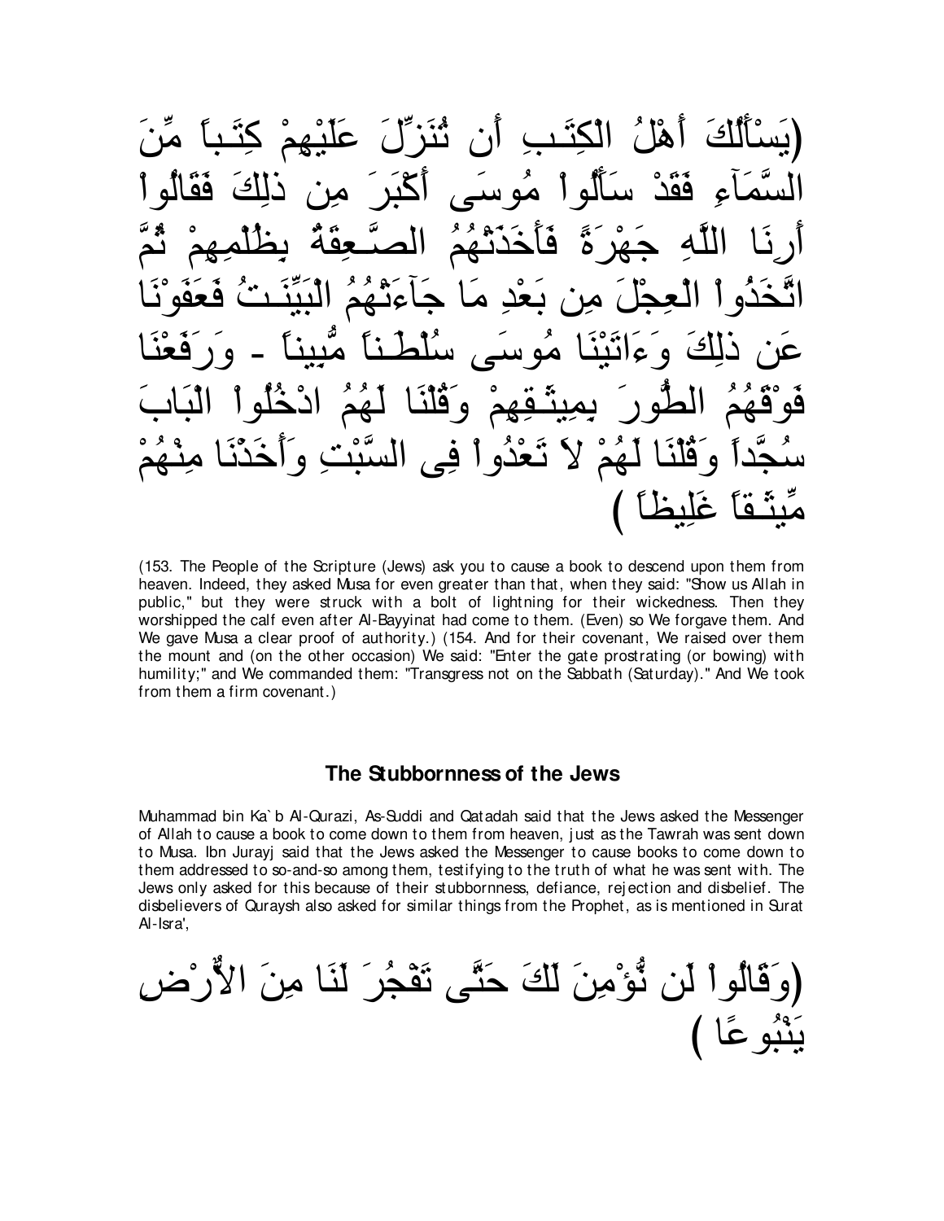(يَسْأَلُكَ أَهْلُ الْكِتَـبِ أَن تُنَزِّلَ عَلَيْهِمْ كِتَـباً مِّنَ السَّمَآءِ فَقَدْ سَأَلُواْ مُوسَى أَكْبَرَ مِن ذلِكَ فَقَالُواْ أَرِنَا اللَّهِ جَهْرَةً فَأَخَذَتْهُمُ الصَّـعِقَةُ بِظُلْمِهِمْ ثُمَّ اتَّخَذُواْ الْعِجْلَ مِن بَعْدِ مَا جَآءَتْهُمُ الْبَيِّنَـتُ فَعَفَوْنَا عَن ذلِكَ وَءَاتَيْنَا مُوسَى سُلْطَـناً مُّبِيناً - وَرَفَعْنَا فَوْقَهُمُ الطُّورَ بِمِيثَـقِهِمْ وَقُلْنَا لَهُمُ ادْخُلُواْ الْبَابَ سُجَّداً وَقُلْنَا لَهُمْ لاَ تَعْدُواْ فِى السَّبْتِ وَأَخَذْنَا مِنْهُمْ مِّيثَـقاً غَلِيظاً )

(153. The People of the Scripture (Jews) ask you to cause a book to descend upon them from heaven. Indeed, they asked Musa for even greater than that, when they said: "Show us Allah in public," but they were struck with a bolt of lightning for their wickedness. Then they worshipped the calf even after Al-Bayyinat had come to them. (Even) so We forgave them. And We gave Musa a clear proof of authority.) (154. And for their covenant, We raised over them the mount and (on the other occasion) We said: "Enter the gate prostrating (or bowing) with humility;" and We commanded them: "Transgress not on the Sabbath (Saturday)." And We took from them a firm covenant.)

### The Stubbornness of the Jews

Muhammad bin Ka`b Al-Qurazi, As-Suddi and Qatadah said that the Jews asked the Messenger of Allah to cause a book to come down to them from heaven, just as the Tawrah was sent down to Musa. Ibn Jurayj said that the Jews asked the Messenger to cause books to come down to them addressed to so-and-so among them, testifying to the truth of what he was sent with. The Jews only asked for this because of their stubbornness, defiance, rejection and disbelief. The disbelievers of Quraysh also asked for similar things from the Prophet, as is mentioned in Surat Al-Isra',

(وَقَالُواْ لَن نُّؤْمِنَ لَكَ حَتَّى تَفْجُرَ لَنَا مِنَ الأٌّرْضِ يَنْبُوعًا )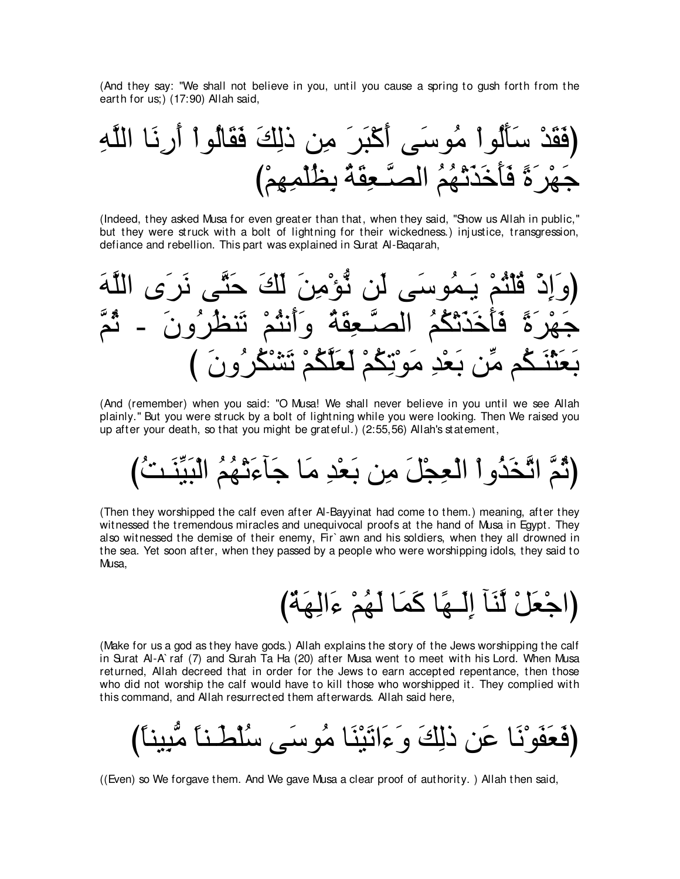(And they say: "We shall not believe in you, until you cause a spring to gush forth from the earth for us;) (17:90) Allah said,

(فَقَدْ سَأَلُواْ مُوسَى أَكْبَرَ مِن ذلِكَ فَقَالُواْ أَرِنَا اللَّهِ جَهْرَةً فَأَخَذَتْهُمُ الصَّـعِقَةُ بِظُلْمِهِمْ)

(Indeed, they asked Musa for even greater than that, when they said, "Show us Allah in public," but they were struck with a bolt of lightning for their wickedness.) injustice, transgression, defiance and rebellion. This part was explained in Surat Al-Baqarah,

(وَإِذْ قُلْتُمْ يَـمُوسَى لَن نُّؤْمِنَ لَكَ حَتَّى نَرَى اللَّهَ جَهْرَةً فَأَخَذَتْكُمُ الصَّـعِقَةُ وَأَنتُمْ تَنظُرُونَ - ثُمَّ بَعَثْنَـكُم مِّن بَعْدِ مَوْتِكُمْ لَعَلَّكُمْ تَشْكُرُونَ )

(And (remember) when you said: "O Musa! We shall never believe in you until we see Allah plainly." But you were struck by a bolt of lightning while you were looking. Then We raised you up after your death, so that you might be grateful.) (2:55,56) Allah's statement,

(ثُمَّ اتَّخَذُواْ الْعِجْلَ مِن بَعْدِ مَا جَآءَتْهُمُ الْبَيِّنَـتُ)

(Then they worshipped the calf even after Al-Bayyinat had come to them.) meaning, after they witnessed the tremendous miracles and unequivocal proofs at the hand of Musa in Egypt. They also witnessed the demise of their enemy, Fir`awn and his soldiers, when they all drowned in the sea. Yet soon after, when they passed by a people who were worshipping idols, they said to Musa,

(اجْعَلْ لَّنَآ إِلَـهًا كَمَا لَهُمْ ءَالِهَةٌ)

(Make for us a god as they have gods.) Allah explains the story of the Jews worshipping the calf in Surat Al-A`raf (7) and Surah Ta Ha (20) after Musa went to meet with his Lord. When Musa returned, Allah decreed that in order for the Jews to earn accepted repentance, then those who did not worship the calf would have to kill those who worshipped it. They complied with this command, and Allah resurrected them afterwards. Allah said here,

(فَعَفَوْنَا عَن ذلِكَ وَءَاتَيْنَا مُوسَى سُلْطَـناً مُّبِيناً)

((Even) so We forgave them. And We gave Musa a clear proof of authority. ) Allah then said,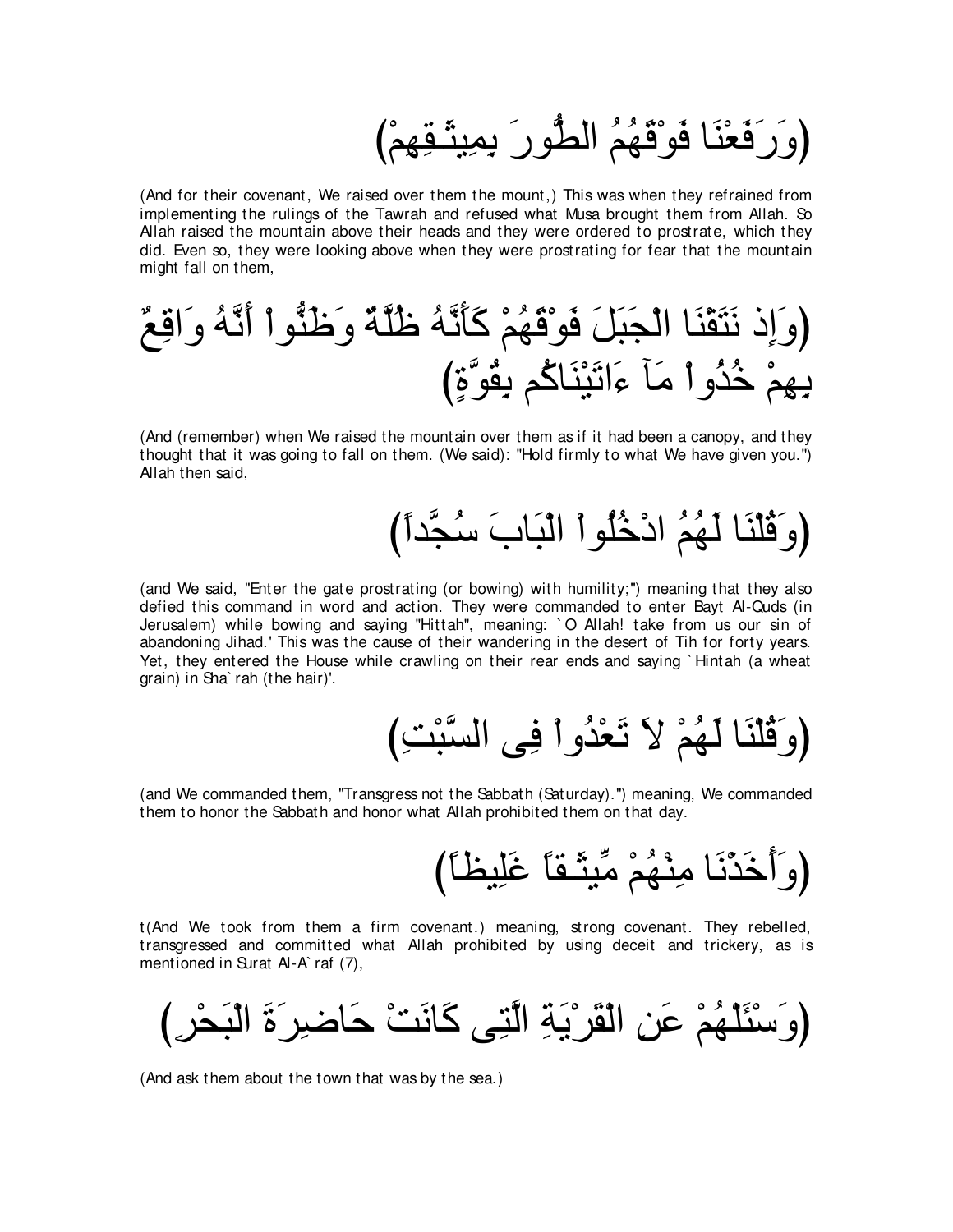(وَرَفَعْنَا فَوْقَهُمُ الطُّورَ بِمِيثَـقِهِمْ)

(And for their covenant, We raised over them the mount,) This was when they refrained from implementing the rulings of the Tawrah and refused what Musa brought them from Allah. So Allah raised the mountain above their heads and they were ordered to prostrate, which they did. Even so, they were looking above when they were prostrating for fear that the mountain might fall on them,

(وَإِذ نَتَقْنَا الْجَبَلَ فَوْقَهُمْ كَأَنَّهُ ظُلَّةٌ وَظَنُّواْ أَنَّهُ وَاقِعٌ بِهِمْ خُذُواْ مَآ ءَاتَيْنَاكُم بِقُوَّةٍ)

(And (remember) when We raised the mountain over them as if it had been a canopy, and they thought that it was going to fall on them. (We said): "Hold firmly to what We have given you.") Allah then said,

(وَقُلْنَا لَهُمُ ادْخُلُواْ الْبَابَ سُجَّداً)

(and We said, "Enter the gate prostrating (or bowing) with humility;") meaning that they also defied this command in word and action. They were commanded to enter Bayt Al-Quds (in Jerusalem) while bowing and saying "Hittah", meaning: `O Allah! take from us our sin of abandoning Jihad.' This was the cause of their wandering in the desert of Tih for forty years. Yet, they entered the House while crawling on their rear ends and saying `Hintah (a wheat grain) in Sha`rah (the hair)'.

(وَقُلْنَا لَهُمْ لاَ تَعْدُواْ فِى السَّبْتِ)

(and We commanded them, "Transgress not the Sabbath (Saturday).") meaning, We commanded them to honor the Sabbath and honor what Allah prohibited them on that day.

(وَأَخَذْنَا مِنْهُمْ مِّيثَـقاً غَلِيظاً)

t(And We took from them a firm covenant.) meaning, strong covenant. They rebelled, transgressed and committed what Allah prohibited by using deceit and trickery, as is mentioned in Surat Al-A`raf (7),

(وَسْئَلْهُمْ عَنِ الْقَرْيَةِ الَّتِى كَانَتْ حَاضِرَةَ الْبَحْرِ)

(And ask them about the town that was by the sea.)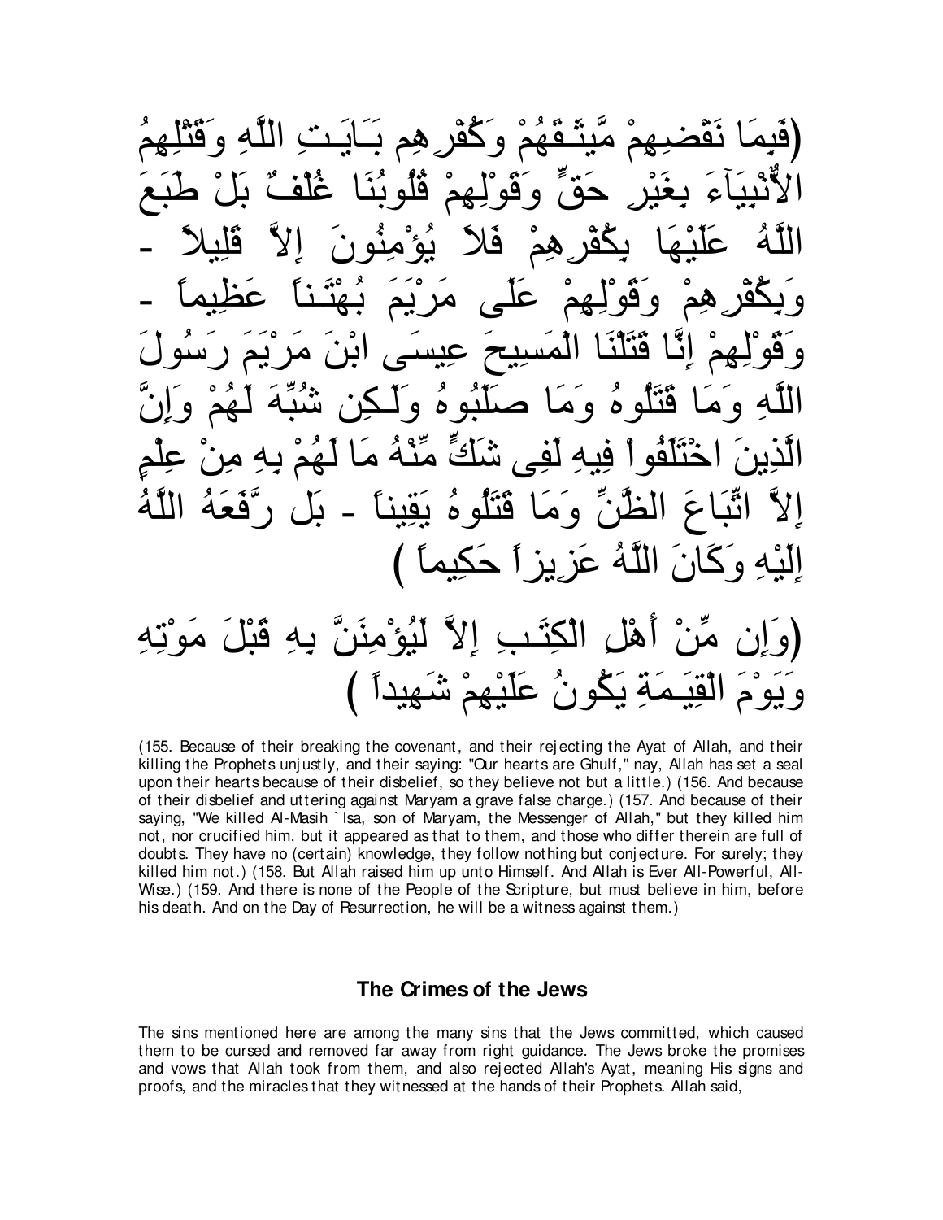(فَبِمَا نَقْضِهِمْ مِّيثَـقَهُمْ وَكُفْرِهِم بَـايَـتِ اللَّهِ وَقَتْلِهِمُ الاٌّنْبِيَآءَ بِغَيْرِ حَقٍّ وَقَوْلِهِمْ قُلُوبُنَا غُلْفٌ بَلْ طَبَعَ اللَّهُ عَلَيْهَا بِكُفْرِهِمْ فَلاَ يُؤْمِنُونَ إِلاَّ قَلِيلاً - وَبِكُفْرِهِمْ وَقَوْلِهِمْ عَلَى مَرْيَمَ بُهْتَـناً عَظِيماً - وَقَوْلِهِمْ إِنَّا قَتَلْنَا الْمَسِيحَ عِيسَى ابْنَ مَرْيَمَ رَسُولَ اللَّهِ وَمَا قَتَلُوهُ وَمَا صَلَبُوهُ وَلَـكِن شُبِّهَ لَهُمْ وَإِنَّ الَّذِينَ اخْتَلَفُواْ فِيهِ لَفِى شَكٍّ مِّنْهُ مَا لَهُمْ بِهِ مِنْ عِلْمٍ إِلاَّ اتِّبَاعَ الظَّنِّ وَمَا قَتَلُوهُ يَقِيناً - بَل رَّفَعَهُ اللَّهُ إِلَيْهِ وَكَانَ اللَّهُ عَزِيزاً حَكِيماً )

(وَإِن مِّنْ أَهْلِ الْكِتَـبِ إِلاَّ لَيُؤْمِنَنَّ بِهِ قَبْلَ مَوْتِهِ وَيَوْمَ الْقِيَـمَةِ يَكُونُ عَلَيْهِمْ شَهِيداً )

(155. Because of their breaking the covenant, and their rejecting the Ayat of Allah, and their killing the Prophets unjustly, and their saying: "Our hearts are Ghulf," nay, Allah has set a seal upon their hearts because of their disbelief, so they believe not but a little.) (156. And because of their disbelief and uttering against Maryam a grave false charge.) (157. And because of their saying, "We killed Al-Masih `Isa, son of Maryam, the Messenger of Allah," but they killed him not, nor crucified him, but it appeared as that to them, and those who differ therein are full of doubts. They have no (certain) knowledge, they follow nothing but conjecture. For surely; they killed him not.) (158. But Allah raised him up unto Himself. And Allah is Ever All-Powerful, All-Wise.) (159. And there is none of the People of the Scripture, but must believe in him, before his death. And on the Day of Resurrection, he will be a witness against them.)

## The Crimes of the Jews

The sins mentioned here are among the many sins that the Jews committed, which caused them to be cursed and removed far away from right guidance. The Jews broke the promises and vows that Allah took from them, and also rejected Allah's Ayat, meaning His signs and proofs, and the miracles that they witnessed at the hands of their Prophets. Allah said,